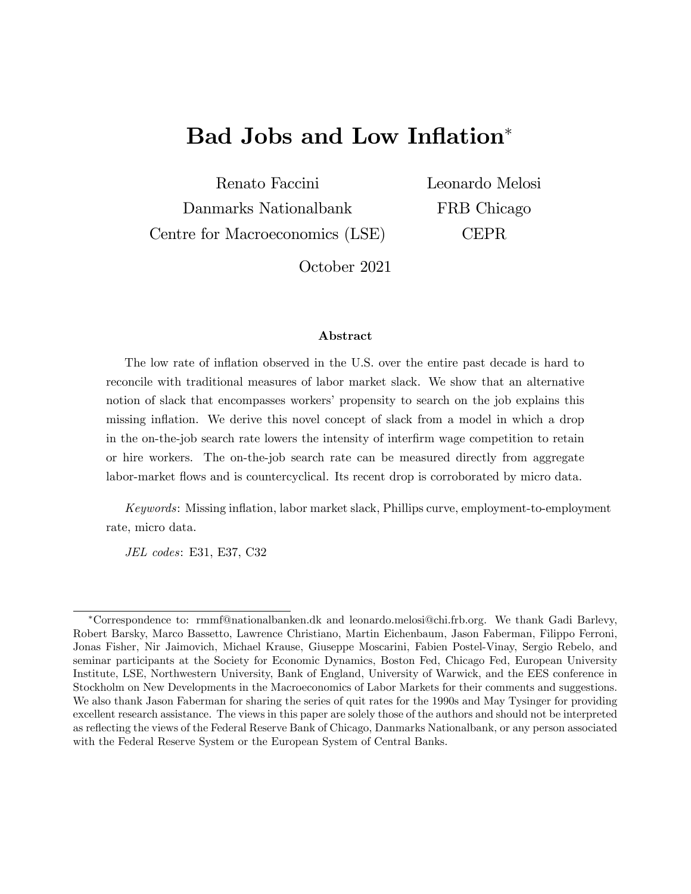# Bad Jobs and Low Inflation[*]

Renato Faccini
Danmarks Nationalbank
Centre for Macroeconomics (LSE)

Leonardo Melosi
FRB Chicago
CEPR

October 2021

### Abstract

The low rate of inflation observed in the U.S. over the entire past decade is hard to reconcile with traditional measures of labor market slack. We show that an alternative notion of slack that encompasses workers' propensity to search on the job explains this missing inflation. We derive this novel concept of slack from a model in which a drop in the on-the-job search rate lowers the intensity of interfirm wage competition to retain or hire workers. The on-the-job search rate can be measured directly from aggregate labor-market flows and is countercyclical. Its recent drop is corroborated by micro data.

*Keywords*: Missing inflation, labor market slack, Phillips curve, employment-to-employment rate, micro data.

*JEL codes*: E31, E37, C32

[*] Correspondence to: rmmf@nationalbanken.dk and leonardo.melosi@chi.frb.org. We thank Gadi Barlevy, Robert Barsky, Marco Bassetto, Lawrence Christiano, Martin Eichenbaum, Jason Faberman, Filippo Ferroni, Jonas Fisher, Nir Jaimovich, Michael Krause, Giuseppe Moscarini, Fabien Postel-Vinay, Sergio Rebelo, and seminar participants at the Society for Economic Dynamics, Boston Fed, Chicago Fed, European University Institute, LSE, Northwestern University, Bank of England, University of Warwick, and the EES conference in Stockholm on New Developments in the Macroeconomics of Labor Markets for their comments and suggestions. We also thank Jason Faberman for sharing the series of quit rates for the 1990s and May Tysinger for providing excellent research assistance. The views in this paper are solely those of the authors and should not be interpreted as reflecting the views of the Federal Reserve Bank of Chicago, Danmarks Nationalbank, or any person associated with the Federal Reserve System or the European System of Central Banks.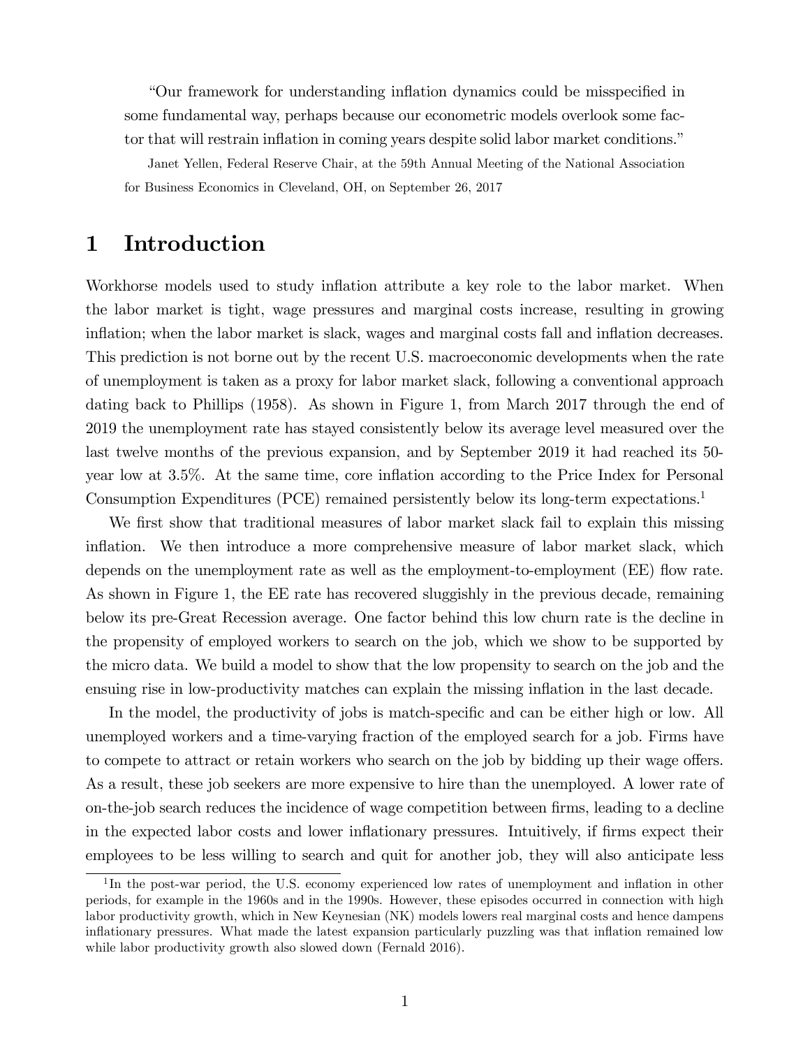"Our framework for understanding inflation dynamics could be misspecified in some fundamental way, perhaps because our econometric models overlook some factor that will restrain inflation in coming years despite solid labor market conditions."

Janet Yellen, Federal Reserve Chair, at the 59th Annual Meeting of the National Association for Business Economics in Cleveland, OH, on September 26, 2017

# 1 Introduction

Workhorse models used to study inflation attribute a key role to the labor market. When the labor market is tight, wage pressures and marginal costs increase, resulting in growing inflation; when the labor market is slack, wages and marginal costs fall and inflation decreases. This prediction is not borne out by the recent U.S. macroeconomic developments when the rate of unemployment is taken as a proxy for labor market slack, following a conventional approach dating back to Phillips (1958). As shown in Figure 1, from March 2017 through the end of 2019 the unemployment rate has stayed consistently below its average level measured over the last twelve months of the previous expansion, and by September 2019 it had reached its 50-year low at 3.5%. At the same time, core inflation according to the Price Index for Personal Consumption Expenditures (PCE) remained persistently below its long-term expectations.[1]

We first show that traditional measures of labor market slack fail to explain this missing inflation. We then introduce a more comprehensive measure of labor market slack, which depends on the unemployment rate as well as the employment-to-employment (EE) flow rate. As shown in Figure 1, the EE rate has recovered sluggishly in the previous decade, remaining below its pre-Great Recession average. One factor behind this low churn rate is the decline in the propensity of employed workers to search on the job, which we show to be supported by the micro data. We build a model to show that the low propensity to search on the job and the ensuing rise in low-productivity matches can explain the missing inflation in the last decade.

In the model, the productivity of jobs is match-specific and can be either high or low. All unemployed workers and a time-varying fraction of the employed search for a job. Firms have to compete to attract or retain workers who search on the job by bidding up their wage offers. As a result, these job seekers are more expensive to hire than the unemployed. A lower rate of on-the-job search reduces the incidence of wage competition between firms, leading to a decline in the expected labor costs and lower inflationary pressures. Intuitively, if firms expect their employees to be less willing to search and quit for another job, they will also anticipate less

[1] In the post-war period, the U.S. economy experienced low rates of unemployment and inflation in other periods, for example in the 1960s and in the 1990s. However, these episodes occurred in connection with high labor productivity growth, which in New Keynesian (NK) models lowers real marginal costs and hence dampens inflationary pressures. What made the latest expansion particularly puzzling was that inflation remained low while labor productivity growth also slowed down (Fernald 2016).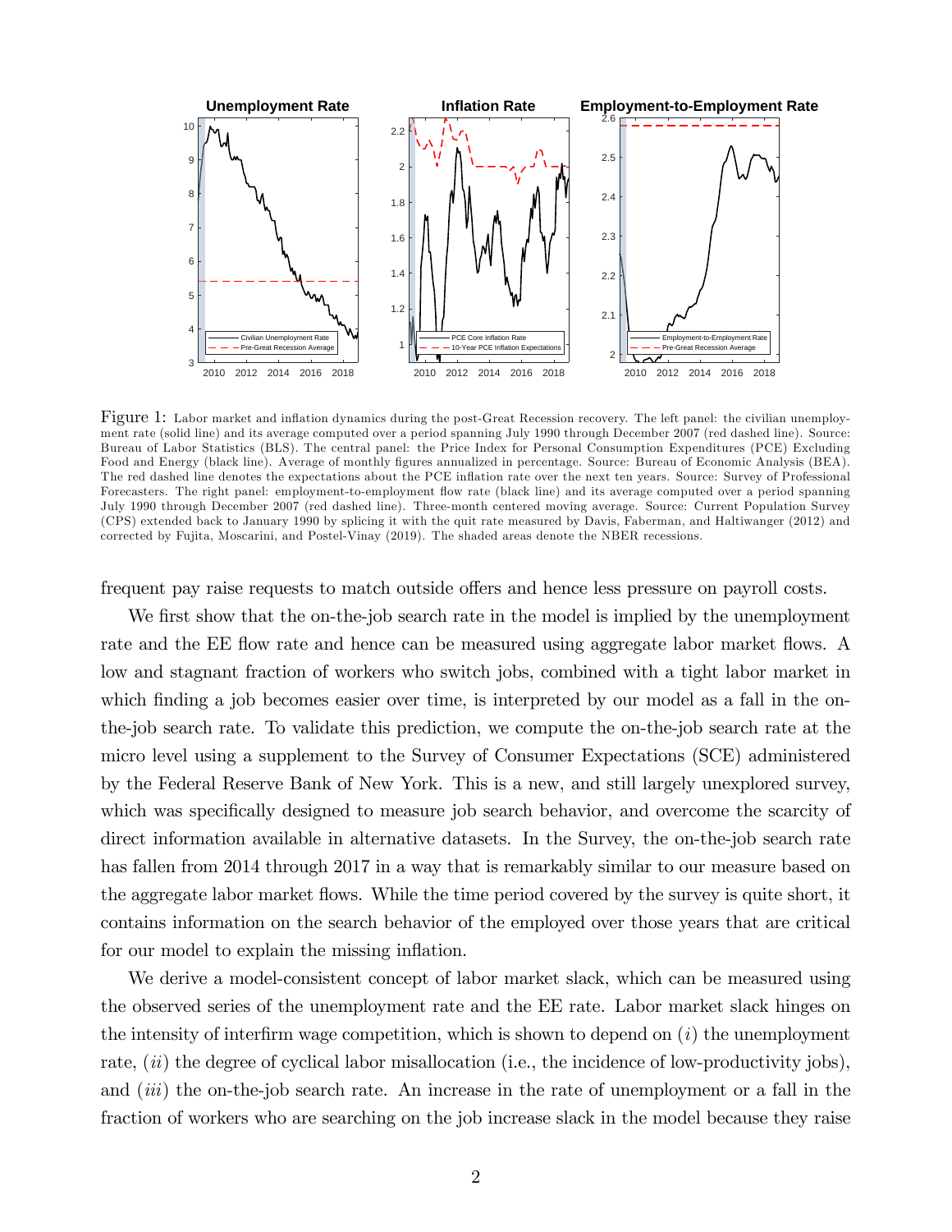Figure 1: Labor market and inflation dynamics during the post-Great Recession recovery. The left panel: the civilian unemployment rate (solid line) and its average computed over a period spanning July 1990 through December 2007 (red dashed line). Source: Bureau of Labor Statistics (BLS). The central panel: the Price Index for Personal Consumption Expenditures (PCE) Excluding Food and Energy (black line). Average of monthly figures annualized in percentage. Source: Bureau of Economic Analysis (BEA). The red dashed line denotes the expectations about the PCE inflation rate over the next ten years. Source: Survey of Professional Forecasters. The right panel: employment-to-employment flow rate (black line) and its average computed over a period spanning July 1990 through December 2007 (red dashed line). Three-month centered moving average. Source: Current Population Survey (CPS) extended back to January 1990 by splicing it with the quit rate measured by Davis, Faberman, and Haltiwanger (2012) and corrected by Fujita, Moscarini, and Postel-Vinay (2019). The shaded areas denote the NBER recessions.

frequent pay raise requests to match outside offers and hence less pressure on payroll costs.

We first show that the on-the-job search rate in the model is implied by the unemployment rate and the EE flow rate and hence can be measured using aggregate labor market flows. A low and stagnant fraction of workers who switch jobs, combined with a tight labor market in which finding a job becomes easier over time, is interpreted by our model as a fall in the on-the-job search rate. To validate this prediction, we compute the on-the-job search rate at the micro level using a supplement to the Survey of Consumer Expectations (SCE) administered by the Federal Reserve Bank of New York. This is a new, and still largely unexplored survey, which was specifically designed to measure job search behavior, and overcome the scarcity of direct information available in alternative datasets. In the Survey, the on-the-job search rate has fallen from 2014 through 2017 in a way that is remarkably similar to our measure based on the aggregate labor market flows. While the time period covered by the survey is quite short, it contains information on the search behavior of the employed over those years that are critical for our model to explain the missing inflation.

We derive a model-consistent concept of labor market slack, which can be measured using the observed series of the unemployment rate and the EE rate. Labor market slack hinges on the intensity of interfirm wage competition, which is shown to depend on (*i*) the unemployment rate, (*ii*) the degree of cyclical labor misallocation (i.e., the incidence of low-productivity jobs), and (*iii*) the on-the-job search rate. An increase in the rate of unemployment or a fall in the fraction of workers who are searching on the job increase slack in the model because they raise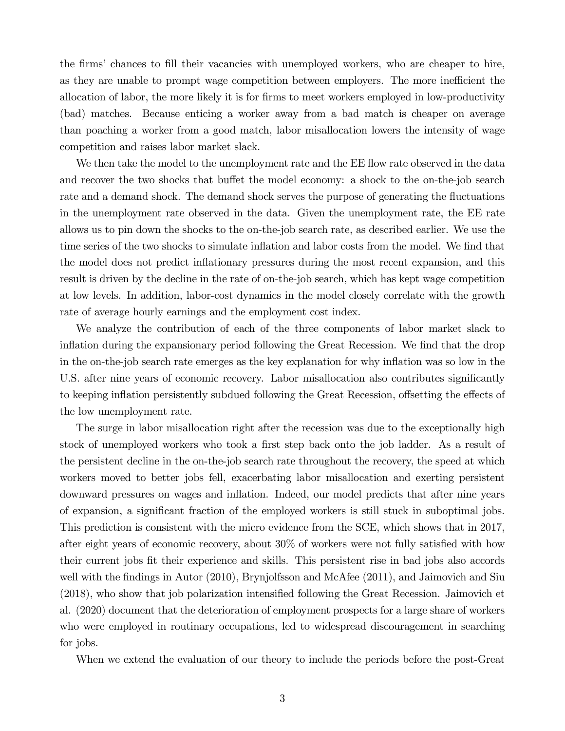the firms' chances to fill their vacancies with unemployed workers, who are cheaper to hire, as they are unable to prompt wage competition between employers. The more inefficient the allocation of labor, the more likely it is for firms to meet workers employed in low-productivity (bad) matches. Because enticing a worker away from a bad match is cheaper on average than poaching a worker from a good match, labor misallocation lowers the intensity of wage competition and raises labor market slack.

We then take the model to the unemployment rate and the EE flow rate observed in the data and recover the two shocks that buffet the model economy: a shock to the on-the-job search rate and a demand shock. The demand shock serves the purpose of generating the fluctuations in the unemployment rate observed in the data. Given the unemployment rate, the EE rate allows us to pin down the shocks to the on-the-job search rate, as described earlier. We use the time series of the two shocks to simulate inflation and labor costs from the model. We find that the model does not predict inflationary pressures during the most recent expansion, and this result is driven by the decline in the rate of on-the-job search, which has kept wage competition at low levels. In addition, labor-cost dynamics in the model closely correlate with the growth rate of average hourly earnings and the employment cost index.

We analyze the contribution of each of the three components of labor market slack to inflation during the expansionary period following the Great Recession. We find that the drop in the on-the-job search rate emerges as the key explanation for why inflation was so low in the U.S. after nine years of economic recovery. Labor misallocation also contributes significantly to keeping inflation persistently subdued following the Great Recession, offsetting the effects of the low unemployment rate.

The surge in labor misallocation right after the recession was due to the exceptionally high stock of unemployed workers who took a first step back onto the job ladder. As a result of the persistent decline in the on-the-job search rate throughout the recovery, the speed at which workers moved to better jobs fell, exacerbating labor misallocation and exerting persistent downward pressures on wages and inflation. Indeed, our model predicts that after nine years of expansion, a significant fraction of the employed workers is still stuck in suboptimal jobs. This prediction is consistent with the micro evidence from the SCE, which shows that in 2017, after eight years of economic recovery, about 30% of workers were not fully satisfied with how their current jobs fit their experience and skills. This persistent rise in bad jobs also accords well with the findings in Autor (2010), Brynjolfsson and McAfee (2011), and Jaimovich and Siu (2018), who show that job polarization intensified following the Great Recession. Jaimovich et al. (2020) document that the deterioration of employment prospects for a large share of workers who were employed in routinary occupations, led to widespread discouragement in searching for jobs.

When we extend the evaluation of our theory to include the periods before the post-Great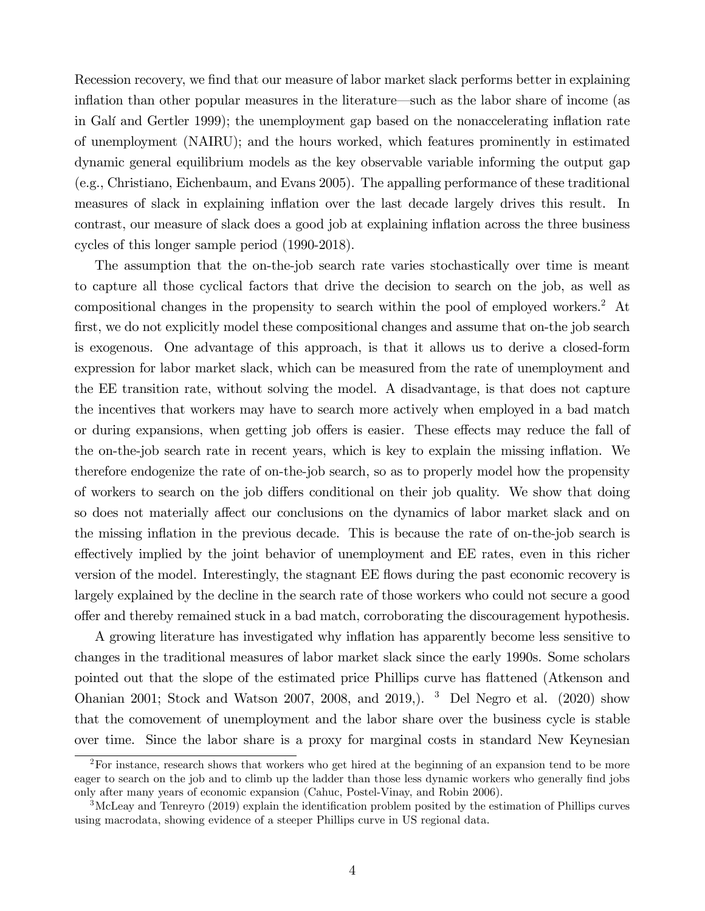Recession recovery, we find that our measure of labor market slack performs better in explaining inflation than other popular measures in the literature—such as the labor share of income (as in Galí and Gertler 1999); the unemployment gap based on the nonaccelerating inflation rate of unemployment (NAIRU); and the hours worked, which features prominently in estimated dynamic general equilibrium models as the key observable variable informing the output gap (e.g., Christiano, Eichenbaum, and Evans 2005). The appalling performance of these traditional measures of slack in explaining inflation over the last decade largely drives this result. In contrast, our measure of slack does a good job at explaining inflation across the three business cycles of this longer sample period (1990-2018).

The assumption that the on-the-job search rate varies stochastically over time is meant to capture all those cyclical factors that drive the decision to search on the job, as well as compositional changes in the propensity to search within the pool of employed workers.[2] At first, we do not explicitly model these compositional changes and assume that on-the job search is exogenous. One advantage of this approach, is that it allows us to derive a closed-form expression for labor market slack, which can be measured from the rate of unemployment and the EE transition rate, without solving the model. A disadvantage, is that does not capture the incentives that workers may have to search more actively when employed in a bad match or during expansions, when getting job offers is easier. These effects may reduce the fall of the on-the-job search rate in recent years, which is key to explain the missing inflation. We therefore endogenize the rate of on-the-job search, so as to properly model how the propensity of workers to search on the job differs conditional on their job quality. We show that doing so does not materially affect our conclusions on the dynamics of labor market slack and on the missing inflation in the previous decade. This is because the rate of on-the-job search is effectively implied by the joint behavior of unemployment and EE rates, even in this richer version of the model. Interestingly, the stagnant EE flows during the past economic recovery is largely explained by the decline in the search rate of those workers who could not secure a good offer and thereby remained stuck in a bad match, corroborating the discouragement hypothesis.

A growing literature has investigated why inflation has apparently become less sensitive to changes in the traditional measures of labor market slack since the early 1990s. Some scholars pointed out that the slope of the estimated price Phillips curve has flattened (Atkenson and Ohanian 2001; Stock and Watson 2007, 2008, and 2019,). [3] Del Negro et al. (2020) show that the comovement of unemployment and the labor share over the business cycle is stable over time. Since the labor share is a proxy for marginal costs in standard New Keynesian

[2]For instance, research shows that workers who get hired at the beginning of an expansion tend to be more eager to search on the job and to climb up the ladder than those less dynamic workers who generally find jobs only after many years of economic expansion (Cahuc, Postel-Vinay, and Robin 2006).

[3]McLeay and Tenreyro (2019) explain the identification problem posited by the estimation of Phillips curves using macrodata, showing evidence of a steeper Phillips curve in US regional data.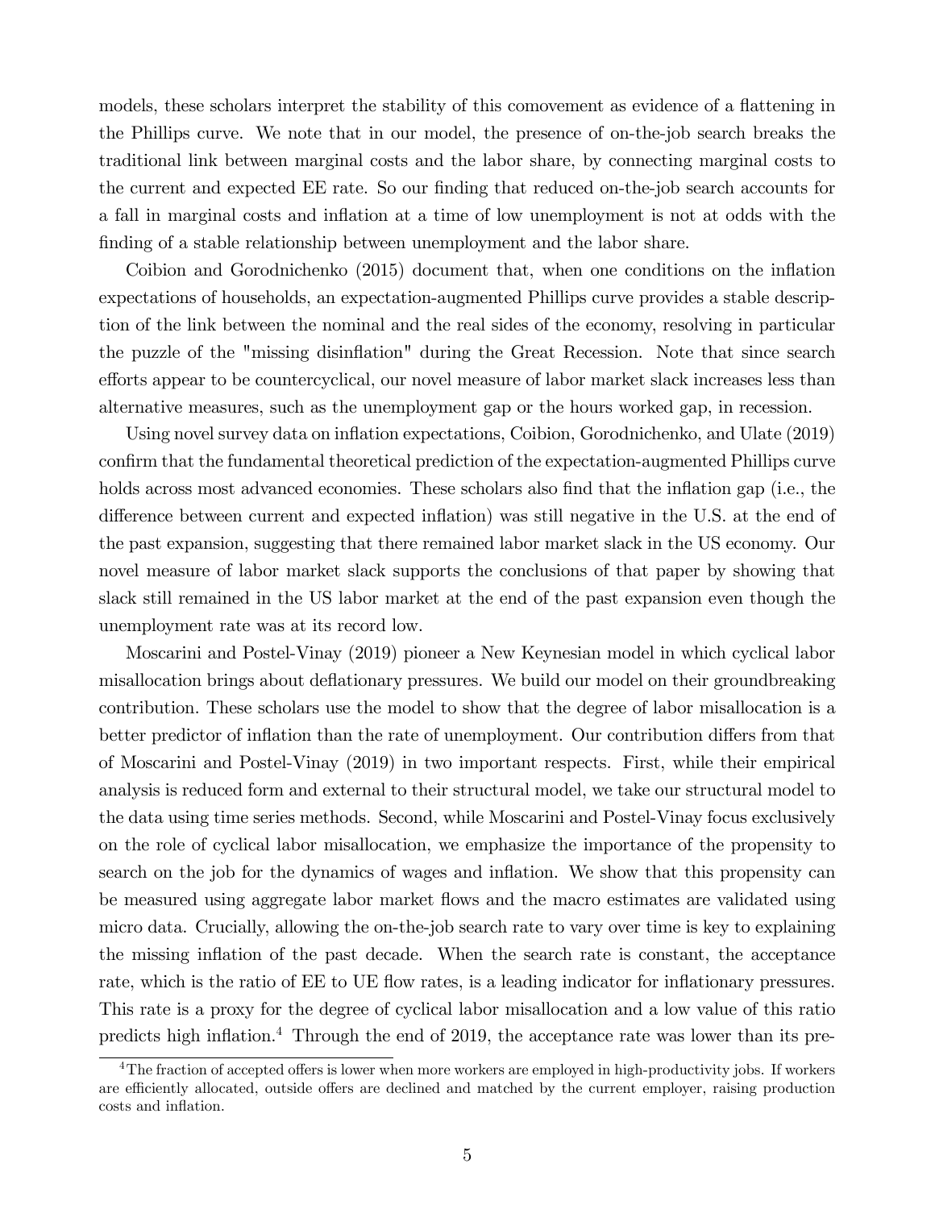models, these scholars interpret the stability of this comovement as evidence of a flattening in the Phillips curve. We note that in our model, the presence of on-the-job search breaks the traditional link between marginal costs and the labor share, by connecting marginal costs to the current and expected EE rate. So our finding that reduced on-the-job search accounts for a fall in marginal costs and inflation at a time of low unemployment is not at odds with the finding of a stable relationship between unemployment and the labor share.

Coibion and Gorodnichenko (2015) document that, when one conditions on the inflation expectations of households, an expectation-augmented Phillips curve provides a stable description of the link between the nominal and the real sides of the economy, resolving in particular the puzzle of the "missing disinflation" during the Great Recession. Note that since search efforts appear to be countercyclical, our novel measure of labor market slack increases less than alternative measures, such as the unemployment gap or the hours worked gap, in recession.

Using novel survey data on inflation expectations, Coibion, Gorodnichenko, and Ulate (2019) confirm that the fundamental theoretical prediction of the expectation-augmented Phillips curve holds across most advanced economies. These scholars also find that the inflation gap (i.e., the difference between current and expected inflation) was still negative in the U.S. at the end of the past expansion, suggesting that there remained labor market slack in the US economy. Our novel measure of labor market slack supports the conclusions of that paper by showing that slack still remained in the US labor market at the end of the past expansion even though the unemployment rate was at its record low.

Moscarini and Postel-Vinay (2019) pioneer a New Keynesian model in which cyclical labor misallocation brings about deflationary pressures. We build our model on their groundbreaking contribution. These scholars use the model to show that the degree of labor misallocation is a better predictor of inflation than the rate of unemployment. Our contribution differs from that of Moscarini and Postel-Vinay (2019) in two important respects. First, while their empirical analysis is reduced form and external to their structural model, we take our structural model to the data using time series methods. Second, while Moscarini and Postel-Vinay focus exclusively on the role of cyclical labor misallocation, we emphasize the importance of the propensity to search on the job for the dynamics of wages and inflation. We show that this propensity can be measured using aggregate labor market flows and the macro estimates are validated using micro data. Crucially, allowing the on-the-job search rate to vary over time is key to explaining the missing inflation of the past decade. When the search rate is constant, the acceptance rate, which is the ratio of EE to UE flow rates, is a leading indicator for inflationary pressures. This rate is a proxy for the degree of cyclical labor misallocation and a low value of this ratio predicts high inflation.[4] Through the end of 2019, the acceptance rate was lower than its pre-

[4] The fraction of accepted offers is lower when more workers are employed in high-productivity jobs. If workers are efficiently allocated, outside offers are declined and matched by the current employer, raising production costs and inflation.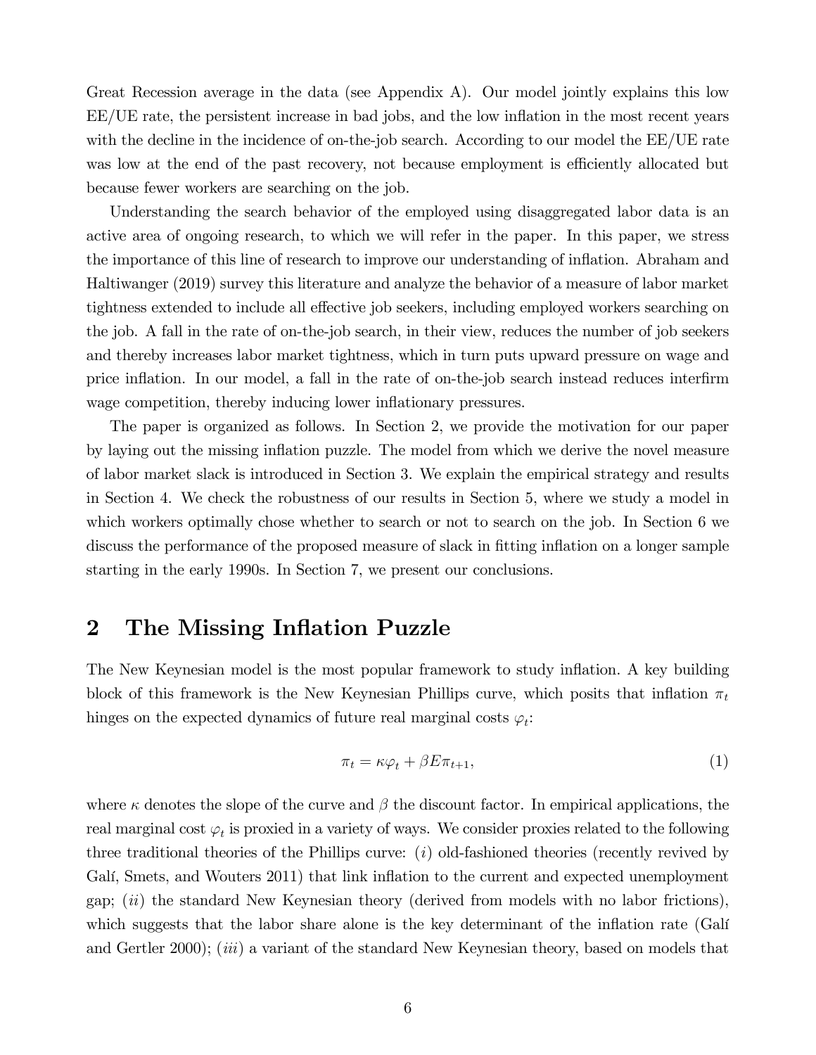Great Recession average in the data (see Appendix A). Our model jointly explains this low EE/UE rate, the persistent increase in bad jobs, and the low inflation in the most recent years with the decline in the incidence of on-the-job search. According to our model the EE/UE rate was low at the end of the past recovery, not because employment is efficiently allocated but because fewer workers are searching on the job.

Understanding the search behavior of the employed using disaggregated labor data is an active area of ongoing research, to which we will refer in the paper. In this paper, we stress the importance of this line of research to improve our understanding of inflation. Abraham and Haltiwanger (2019) survey this literature and analyze the behavior of a measure of labor market tightness extended to include all effective job seekers, including employed workers searching on the job. A fall in the rate of on-the-job search, in their view, reduces the number of job seekers and thereby increases labor market tightness, which in turn puts upward pressure on wage and price inflation. In our model, a fall in the rate of on-the-job search instead reduces interfirm wage competition, thereby inducing lower inflationary pressures.

The paper is organized as follows. In Section 2, we provide the motivation for our paper by laying out the missing inflation puzzle. The model from which we derive the novel measure of labor market slack is introduced in Section 3. We explain the empirical strategy and results in Section 4. We check the robustness of our results in Section 5, where we study a model in which workers optimally chose whether to search or not to search on the job. In Section 6 we discuss the performance of the proposed measure of slack in fitting inflation on a longer sample starting in the early 1990s. In Section 7, we present our conclusions.

## 2 The Missing Inflation Puzzle

The New Keynesian model is the most popular framework to study inflation. A key building block of this framework is the New Keynesian Phillips curve, which posits that inflation $\pi_t$ hinges on the expected dynamics of future real marginal costs $\varphi_t$:

$$\pi_t = \kappa \varphi_t + \beta E \pi_{t+1}, \tag{1}$$

where $\kappa$ denotes the slope of the curve and $\beta$ the discount factor. In empirical applications, the real marginal cost $\varphi_t$ is proxied in a variety of ways. We consider proxies related to the following three traditional theories of the Phillips curve: ($i$) old-fashioned theories (recently revived by Galí, Smets, and Wouters 2011) that link inflation to the current and expected unemployment gap; ($ii$) the standard New Keynesian theory (derived from models with no labor frictions), which suggests that the labor share alone is the key determinant of the inflation rate (Galí and Gertler 2000); ($iii$) a variant of the standard New Keynesian theory, based on models that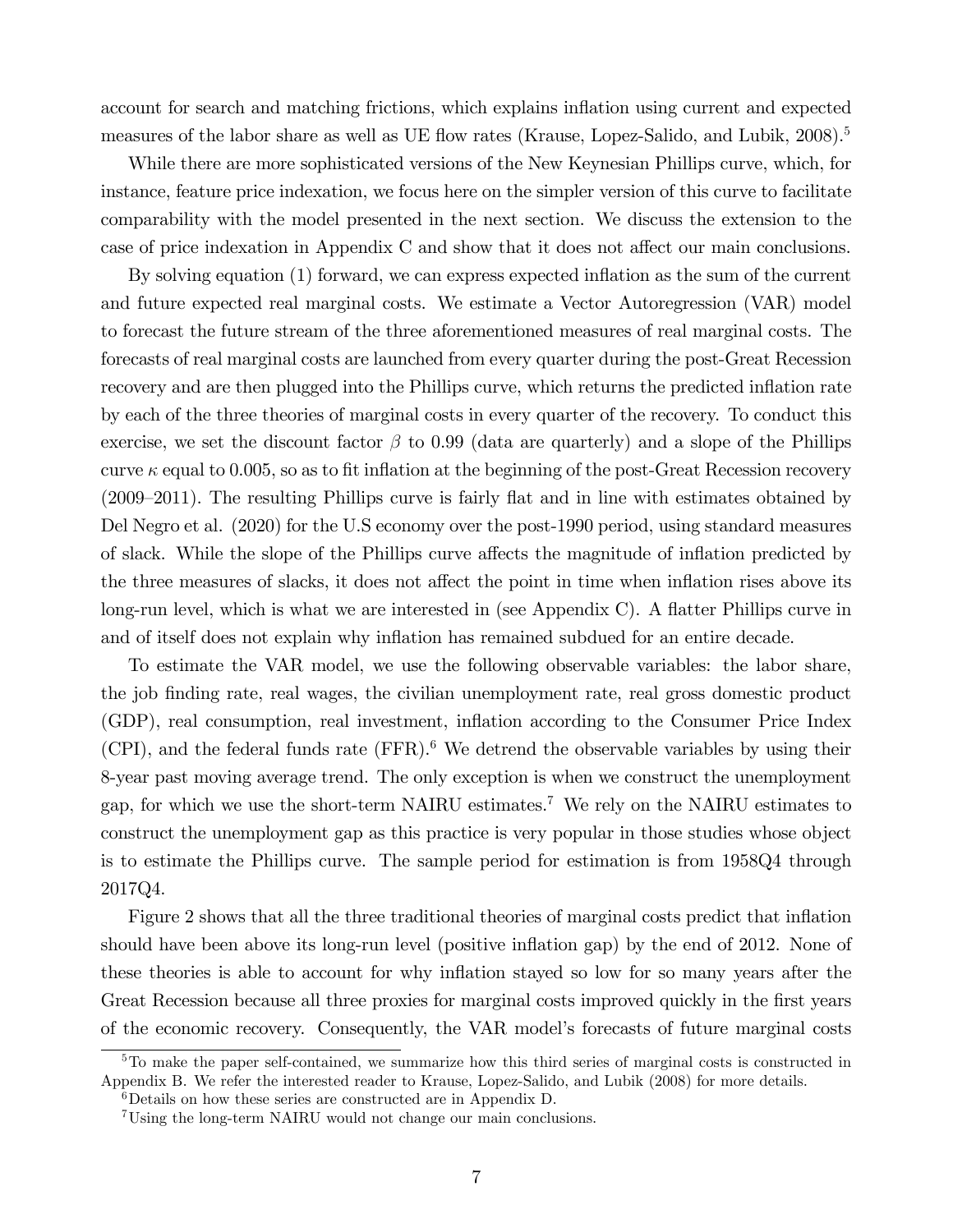account for search and matching frictions, which explains inflation using current and expected measures of the labor share as well as UE flow rates (Krause, Lopez-Salido, and Lubik, 2008).[5]

While there are more sophisticated versions of the New Keynesian Phillips curve, which, for instance, feature price indexation, we focus here on the simpler version of this curve to facilitate comparability with the model presented in the next section. We discuss the extension to the case of price indexation in Appendix C and show that it does not affect our main conclusions.

By solving equation (1) forward, we can express expected inflation as the sum of the current and future expected real marginal costs. We estimate a Vector Autoregression (VAR) model to forecast the future stream of the three aforementioned measures of real marginal costs. The forecasts of real marginal costs are launched from every quarter during the post-Great Recession recovery and are then plugged into the Phillips curve, which returns the predicted inflation rate by each of the three theories of marginal costs in every quarter of the recovery. To conduct this exercise, we set the discount factor $\beta$ to 0.99 (data are quarterly) and a slope of the Phillips curve $\kappa$ equal to 0.005, so as to fit inflation at the beginning of the post-Great Recession recovery (2009–2011). The resulting Phillips curve is fairly flat and in line with estimates obtained by Del Negro et al. (2020) for the U.S economy over the post-1990 period, using standard measures of slack. While the slope of the Phillips curve affects the magnitude of inflation predicted by the three measures of slacks, it does not affect the point in time when inflation rises above its long-run level, which is what we are interested in (see Appendix C). A flatter Phillips curve in and of itself does not explain why inflation has remained subdued for an entire decade.

To estimate the VAR model, we use the following observable variables: the labor share, the job finding rate, real wages, the civilian unemployment rate, real gross domestic product (GDP), real consumption, real investment, inflation according to the Consumer Price Index (CPI), and the federal funds rate (FFR).[6] We detrend the observable variables by using their 8-year past moving average trend. The only exception is when we construct the unemployment gap, for which we use the short-term NAIRU estimates.[7] We rely on the NAIRU estimates to construct the unemployment gap as this practice is very popular in those studies whose object is to estimate the Phillips curve. The sample period for estimation is from 1958Q4 through 2017Q4.

Figure 2 shows that all the three traditional theories of marginal costs predict that inflation should have been above its long-run level (positive inflation gap) by the end of 2012. None of these theories is able to account for why inflation stayed so low for so many years after the Great Recession because all three proxies for marginal costs improved quickly in the first years of the economic recovery. Consequently, the VAR model's forecasts of future marginal costs

[5] To make the paper self-contained, we summarize how this third series of marginal costs is constructed in Appendix B. We refer the interested reader to Krause, Lopez-Salido, and Lubik (2008) for more details.

[6] Details on how these series are constructed are in Appendix D.

[7] Using the long-term NAIRU would not change our main conclusions.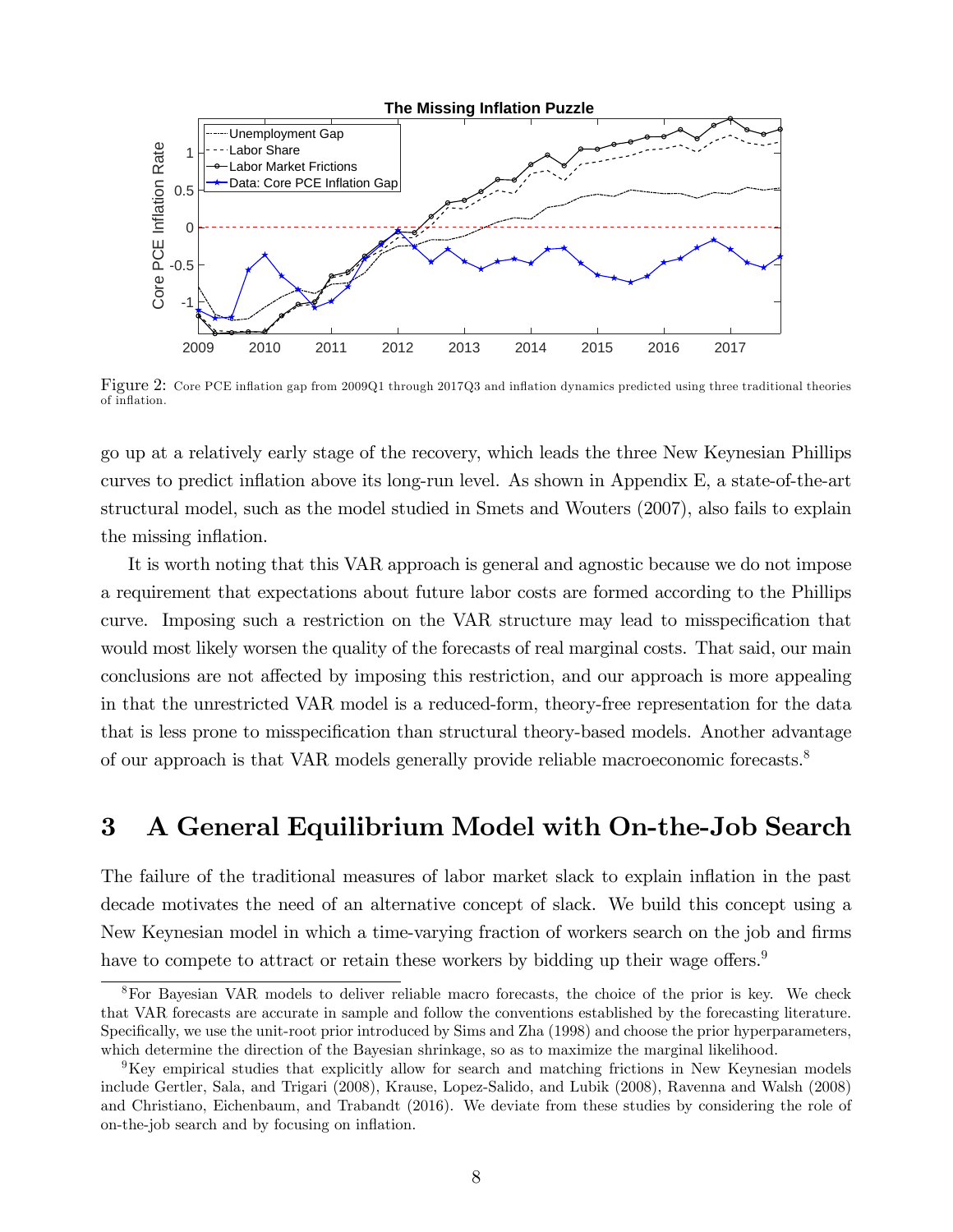Figure 2: Core PCE inflation gap from 2009Q1 through 2017Q3 and inflation dynamics predicted using three traditional theories of inflation.

go up at a relatively early stage of the recovery, which leads the three New Keynesian Phillips curves to predict inflation above its long-run level. As shown in Appendix E, a state-of-the-art structural model, such as the model studied in Smets and Wouters (2007), also fails to explain the missing inflation.

It is worth noting that this VAR approach is general and agnostic because we do not impose a requirement that expectations about future labor costs are formed according to the Phillips curve. Imposing such a restriction on the VAR structure may lead to misspecification that would most likely worsen the quality of the forecasts of real marginal costs. That said, our main conclusions are not affected by imposing this restriction, and our approach is more appealing in that the unrestricted VAR model is a reduced-form, theory-free representation for the data that is less prone to misspecification than structural theory-based models. Another advantage of our approach is that VAR models generally provide reliable macroeconomic forecasts.[8]

# 3 A General Equilibrium Model with On-the-Job Search

The failure of the traditional measures of labor market slack to explain inflation in the past decade motivates the need of an alternative concept of slack. We build this concept using a New Keynesian model in which a time-varying fraction of workers search on the job and firms have to compete to attract or retain these workers by bidding up their wage offers.[9]

---

[8] For Bayesian VAR models to deliver reliable macro forecasts, the choice of the prior is key. We check that VAR forecasts are accurate in sample and follow the conventions established by the forecasting literature. Specifically, we use the unit-root prior introduced by Sims and Zha (1998) and choose the prior hyperparameters, which determine the direction of the Bayesian shrinkage, so as to maximize the marginal likelihood.

[9] Key empirical studies that explicitly allow for search and matching frictions in New Keynesian models include Gertler, Sala, and Trigari (2008), Krause, Lopez-Salido, and Lubik (2008), Ravenna and Walsh (2008) and Christiano, Eichenbaum, and Trabandt (2016). We deviate from these studies by considering the role of on-the-job search and by focusing on inflation.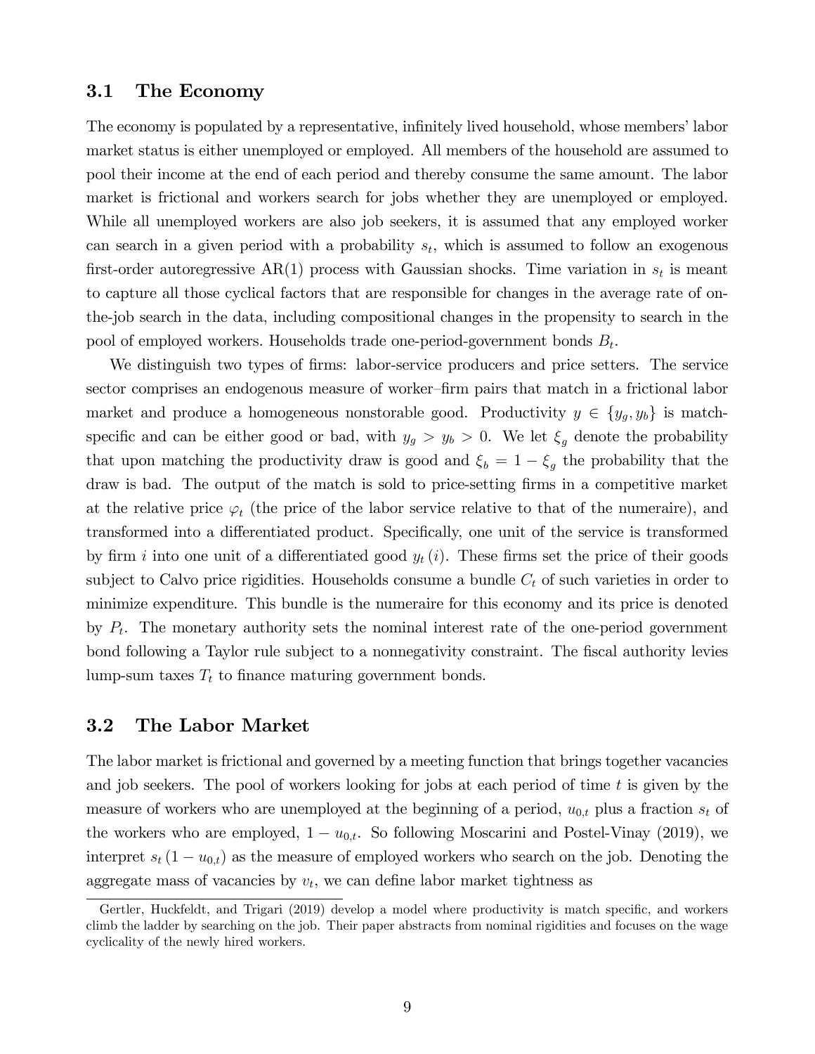## 3.1 The Economy

The economy is populated by a representative, infinitely lived household, whose members' labor market status is either unemployed or employed. All members of the household are assumed to pool their income at the end of each period and thereby consume the same amount. The labor market is frictional and workers search for jobs whether they are unemployed or employed. While all unemployed workers are also job seekers, it is assumed that any employed worker can search in a given period with a probability $s_t$, which is assumed to follow an exogenous first-order autoregressive AR(1) process with Gaussian shocks. Time variation in $s_t$ is meant to capture all those cyclical factors that are responsible for changes in the average rate of on-the-job search in the data, including compositional changes in the propensity to search in the pool of employed workers. Households trade one-period-government bonds $B_t$.

We distinguish two types of firms: labor-service producers and price setters. The service sector comprises an endogenous measure of worker–firm pairs that match in a frictional labor market and produce a homogeneous nonstorable good. Productivity $y \in \{y_g, y_b\}$ is match-specific and can be either good or bad, with $y_g > y_b > 0$. We let $\xi_g$ denote the probability that upon matching the productivity draw is good and $\xi_b = 1 - \xi_g$ the probability that the draw is bad. The output of the match is sold to price-setting firms in a competitive market at the relative price $\varphi_t$ (the price of the labor service relative to that of the numeraire), and transformed into a differentiated product. Specifically, one unit of the service is transformed by firm $i$ into one unit of a differentiated good $y_t(i)$. These firms set the price of their goods subject to Calvo price rigidities. Households consume a bundle $C_t$ of such varieties in order to minimize expenditure. This bundle is the numeraire for this economy and its price is denoted by $P_t$. The monetary authority sets the nominal interest rate of the one-period government bond following a Taylor rule subject to a nonnegativity constraint. The fiscal authority levies lump-sum taxes $T_t$ to finance maturing government bonds.

## 3.2 The Labor Market

The labor market is frictional and governed by a meeting function that brings together vacancies and job seekers. The pool of workers looking for jobs at each period of time $t$ is given by the measure of workers who are unemployed at the beginning of a period, $u_{0,t}$ plus a fraction $s_t$ of the workers who are employed, $1 - u_{0,t}$. So following Moscarini and Postel-Vinay (2019), we interpret $s_t(1 - u_{0,t})$ as the measure of employed workers who search on the job. Denoting the aggregate mass of vacancies by $v_t$, we can define labor market tightness as

Gertler, Huckfeldt, and Trigari (2019) develop a model where productivity is match specific, and workers climb the ladder by searching on the job. Their paper abstracts from nominal rigidities and focuses on the wage cyclicality of the newly hired workers.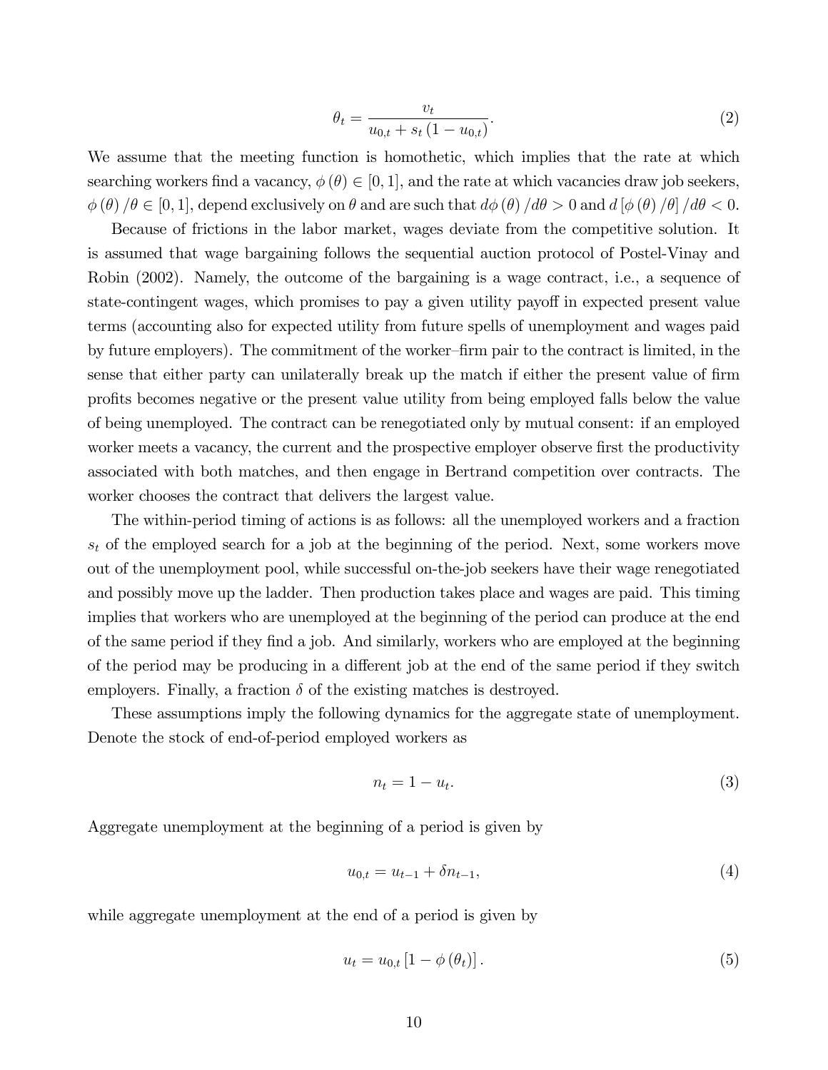$$\theta_t = \frac{v_t}{u_{0,t} + s_t (1 - u_{0,t})}. \tag{2}$$

We assume that the meeting function is homothetic, which implies that the rate at which searching workers find a vacancy, $\phi(\theta) \in [0, 1]$, and the rate at which vacancies draw job seekers, $\phi(\theta)/\theta \in [0, 1]$, depend exclusively on $\theta$ and are such that $d\phi(\theta)/d\theta > 0$ and $d[\phi(\theta)/\theta]/d\theta < 0$.

Because of frictions in the labor market, wages deviate from the competitive solution. It is assumed that wage bargaining follows the sequential auction protocol of Postel-Vinay and Robin (2002). Namely, the outcome of the bargaining is a wage contract, i.e., a sequence of state-contingent wages, which promises to pay a given utility payoff in expected present value terms (accounting also for expected utility from future spells of unemployment and wages paid by future employers). The commitment of the worker–firm pair to the contract is limited, in the sense that either party can unilaterally break up the match if either the present value of firm profits becomes negative or the present value utility from being employed falls below the value of being unemployed. The contract can be renegotiated only by mutual consent: if an employed worker meets a vacancy, the current and the prospective employer observe first the productivity associated with both matches, and then engage in Bertrand competition over contracts. The worker chooses the contract that delivers the largest value.

The within-period timing of actions is as follows: all the unemployed workers and a fraction $s_t$ of the employed search for a job at the beginning of the period. Next, some workers move out of the unemployment pool, while successful on-the-job seekers have their wage renegotiated and possibly move up the ladder. Then production takes place and wages are paid. This timing implies that workers who are unemployed at the beginning of the period can produce at the end of the same period if they find a job. And similarly, workers who are employed at the beginning of the period may be producing in a different job at the end of the same period if they switch employers. Finally, a fraction $\delta$ of the existing matches is destroyed.

These assumptions imply the following dynamics for the aggregate state of unemployment. Denote the stock of end-of-period employed workers as

$$n_t = 1 - u_t. \tag{3}$$

Aggregate unemployment at the beginning of a period is given by

$$u_{0,t} = u_{t-1} + \delta n_{t-1}, \tag{4}$$

while aggregate unemployment at the end of a period is given by

$$u_t = u_{0,t} [1 - \phi(\theta_t)]. \tag{5}$$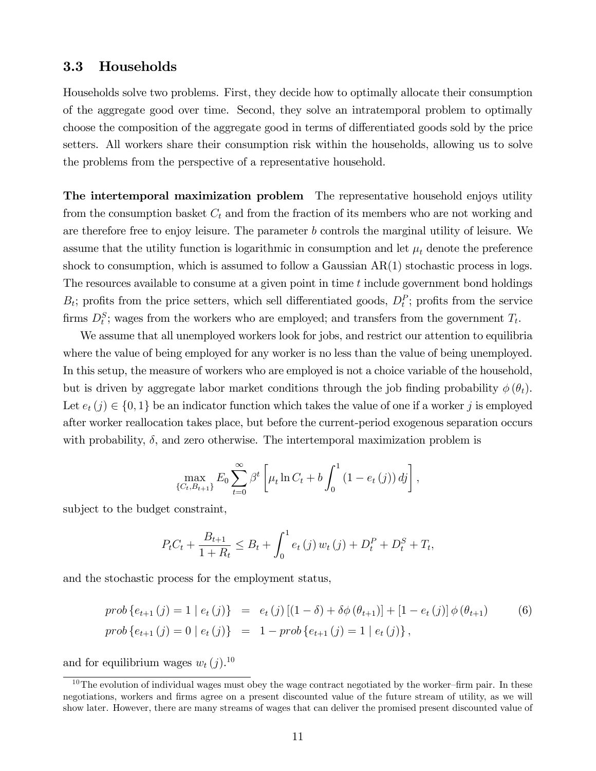### 3.3 Households

Households solve two problems. First, they decide how to optimally allocate their consumption of the aggregate good over time. Second, they solve an intratemporal problem to optimally choose the composition of the aggregate good in terms of differentiated goods sold by the price setters. All workers share their consumption risk within the households, allowing us to solve the problems from the perspective of a representative household.

**The intertemporal maximization problem** The representative household enjoys utility from the consumption basket $C_t$ and from the fraction of its members who are not working and are therefore free to enjoy leisure. The parameter $b$ controls the marginal utility of leisure. We assume that the utility function is logarithmic in consumption and let $\mu_t$ denote the preference shock to consumption, which is assumed to follow a Gaussian AR(1) stochastic process in logs. The resources available to consume at a given point in time $t$ include government bond holdings $B_t$; profits from the price setters, which sell differentiated goods, $D_t^P$; profits from the service firms $D_t^S$; wages from the workers who are employed; and transfers from the government $T_t$.

We assume that all unemployed workers look for jobs, and restrict our attention to equilibria where the value of being employed for any worker is no less than the value of being unemployed. In this setup, the measure of workers who are employed is not a choice variable of the household, but is driven by aggregate labor market conditions through the job finding probability $\phi(\theta_t)$. Let $e_t(j) \in \{0, 1\}$ be an indicator function which takes the value of one if a worker $j$ is employed after worker reallocation takes place, but before the current-period exogenous separation occurs with probability, $\delta$, and zero otherwise. The intertemporal maximization problem is

$$\max_{\{C_t, B_{t+1}\}} E_0 \sum_{t=0}^{\infty} \beta^t \left[ \mu_t \ln C_t + b \int_0^1 (1 - e_t(j))\, dj \right],$$

subject to the budget constraint,

$$P_t C_t + \frac{B_{t+1}}{1 + R_t} \leq B_t + \int_0^1 e_t(j)\, w_t(j) + D_t^P + D_t^S + T_t,$$

and the stochastic process for the employment status,

$$\begin{aligned} prob\{e_{t+1}(j) = 1 \mid e_t(j)\} &= e_t(j)\left[(1 - \delta) + \delta\phi(\theta_{t+1})\right] + \left[1 - e_t(j)\right]\phi(\theta_{t+1}) \\ prob\{e_{t+1}(j) = 0 \mid e_t(j)\} &= 1 - prob\{e_{t+1}(j) = 1 \mid e_t(j)\}, \end{aligned} \tag{6}$$

and for equilibrium wages $w_t(j)$.[10]

[10] The evolution of individual wages must obey the wage contract negotiated by the worker–firm pair. In these negotiations, workers and firms agree on a present discounted value of the future stream of utility, as we will show later. However, there are many streams of wages that can deliver the promised present discounted value of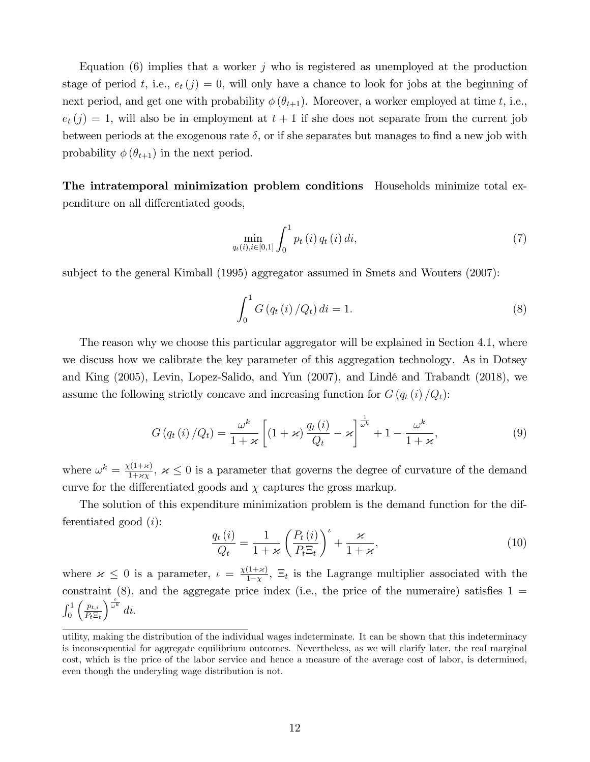Equation (6) implies that a worker $j$ who is registered as unemployed at the production stage of period $t$, i.e., $e_t(j) = 0$, will only have a chance to look for jobs at the beginning of next period, and get one with probability $\phi(\theta_{t+1})$. Moreover, a worker employed at time $t$, i.e., $e_t(j) = 1$, will also be in employment at $t+1$ if she does not separate from the current job between periods at the exogenous rate $\delta$, or if she separates but manages to find a new job with probability $\phi(\theta_{t+1})$ in the next period.

**The intratemporal minimization problem conditions** Households minimize total expenditure on all differentiated goods,

$$\min_{q_t(i), i\in[0,1]} \int_0^1 p_t(i)\, q_t(i)\, di, \tag{7}$$

subject to the general Kimball (1995) aggregator assumed in Smets and Wouters (2007):

$$\int_0^1 G\left(q_t(i)/Q_t\right) di = 1. \tag{8}$$

The reason why we choose this particular aggregator will be explained in Section 4.1, where we discuss how we calibrate the key parameter of this aggregation technology. As in Dotsey and King (2005), Levin, Lopez-Salido, and Yun (2007), and Lindé and Trabandt (2018), we assume the following strictly concave and increasing function for $G\left(q_t(i)/Q_t\right)$:

$$G\left(q_t(i)/Q_t\right) = \frac{\omega^k}{1+\varkappa}\left[(1+\varkappa)\frac{q_t(i)}{Q_t} - \varkappa\right]^{\frac{1}{\omega^k}} + 1 - \frac{\omega^k}{1+\varkappa}, \tag{9}$$

where $\omega^k = \frac{\chi(1+\varkappa)}{1+\varkappa\chi}$, $\varkappa \leq 0$ is a parameter that governs the degree of curvature of the demand curve for the differentiated goods and $\chi$ captures the gross markup.

The solution of this expenditure minimization problem is the demand function for the differentiated good $(i)$:

$$\frac{q_t(i)}{Q_t} = \frac{1}{1+\varkappa}\left(\frac{P_t(i)}{P_t \Xi_t}\right)^{\iota} + \frac{\varkappa}{1+\varkappa}, \tag{10}$$

where $\varkappa \leq 0$ is a parameter, $\iota = \frac{\chi(1+\varkappa)}{1-\chi}$, $\Xi_t$ is the Lagrange multiplier associated with the constraint (8), and the aggregate price index (i.e., the price of the numeraire) satisfies $1 = \int_0^1 \left(\frac{p_{t,i}}{P_t \Xi_t}\right)^{\frac{\iota}{\omega^k}} di$.

utility, making the distribution of the individual wages indeterminate. It can be shown that this indeterminacy is inconsequential for aggregate equilibrium outcomes. Nevertheless, as we will clarify later, the real marginal cost, which is the price of the labor service and hence a measure of the average cost of labor, is determined, even though the underlying wage distribution is not.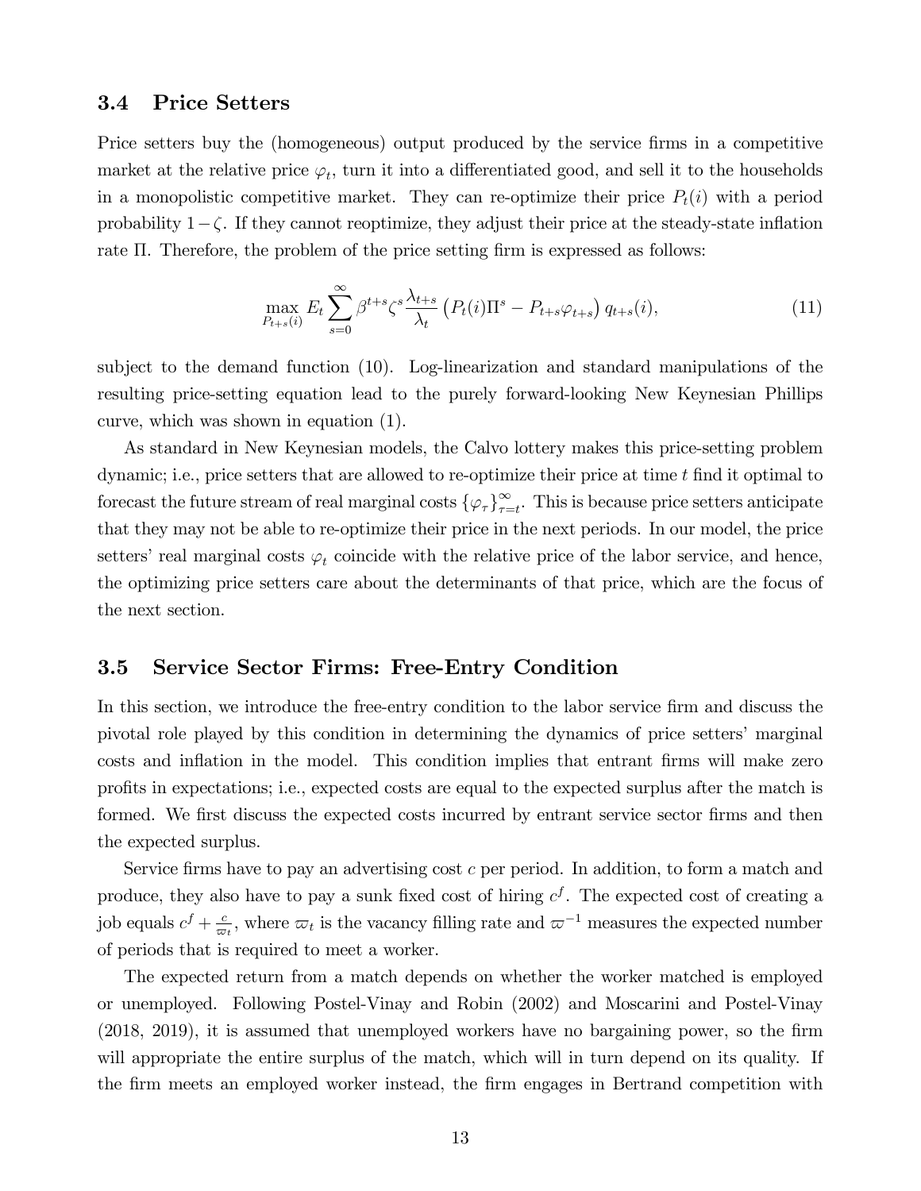### 3.4 Price Setters

Price setters buy the (homogeneous) output produced by the service firms in a competitive market at the relative price $\varphi_t$, turn it into a differentiated good, and sell it to the households in a monopolistic competitive market. They can re-optimize their price $P_t(i)$ with a period probability $1-\zeta$. If they cannot reoptimize, they adjust their price at the steady-state inflation rate $\Pi$. Therefore, the problem of the price setting firm is expressed as follows:

$$\max_{P_{t+s}(i)} E_t \sum_{s=0}^{\infty} \beta^{t+s} \zeta^s \frac{\lambda_{t+s}}{\lambda_t} \left( P_t(i) \Pi^s - P_{t+s} \varphi_{t+s} \right) q_{t+s}(i), \tag{11}$$

subject to the demand function (10). Log-linearization and standard manipulations of the resulting price-setting equation lead to the purely forward-looking New Keynesian Phillips curve, which was shown in equation (1).

As standard in New Keynesian models, the Calvo lottery makes this price-setting problem dynamic; i.e., price setters that are allowed to re-optimize their price at time $t$ find it optimal to forecast the future stream of real marginal costs $\{\varphi_\tau\}_{\tau=t}^{\infty}$. This is because price setters anticipate that they may not be able to re-optimize their price in the next periods. In our model, the price setters' real marginal costs $\varphi_t$ coincide with the relative price of the labor service, and hence, the optimizing price setters care about the determinants of that price, which are the focus of the next section.

### 3.5 Service Sector Firms: Free-Entry Condition

In this section, we introduce the free-entry condition to the labor service firm and discuss the pivotal role played by this condition in determining the dynamics of price setters' marginal costs and inflation in the model. This condition implies that entrant firms will make zero profits in expectations; i.e., expected costs are equal to the expected surplus after the match is formed. We first discuss the expected costs incurred by entrant service sector firms and then the expected surplus.

Service firms have to pay an advertising cost $c$ per period. In addition, to form a match and produce, they also have to pay a sunk fixed cost of hiring $c^f$. The expected cost of creating a job equals $c^f + \frac{c}{\varpi_t}$, where $\varpi_t$ is the vacancy filling rate and $\varpi^{-1}$ measures the expected number of periods that is required to meet a worker.

The expected return from a match depends on whether the worker matched is employed or unemployed. Following Postel-Vinay and Robin (2002) and Moscarini and Postel-Vinay (2018, 2019), it is assumed that unemployed workers have no bargaining power, so the firm will appropriate the entire surplus of the match, which will in turn depend on its quality. If the firm meets an employed worker instead, the firm engages in Bertrand competition with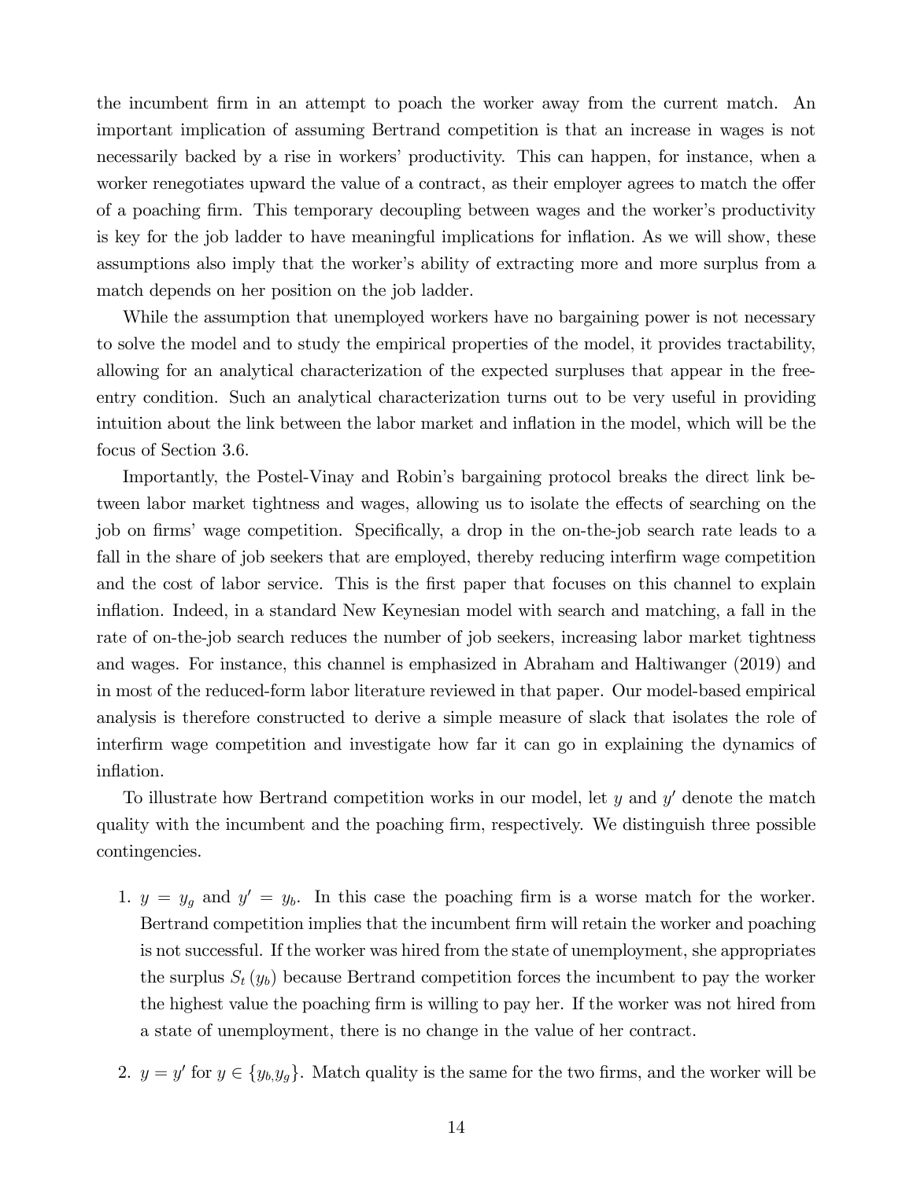the incumbent firm in an attempt to poach the worker away from the current match. An important implication of assuming Bertrand competition is that an increase in wages is not necessarily backed by a rise in workers' productivity. This can happen, for instance, when a worker renegotiates upward the value of a contract, as their employer agrees to match the offer of a poaching firm. This temporary decoupling between wages and the worker's productivity is key for the job ladder to have meaningful implications for inflation. As we will show, these assumptions also imply that the worker's ability of extracting more and more surplus from a match depends on her position on the job ladder.

While the assumption that unemployed workers have no bargaining power is not necessary to solve the model and to study the empirical properties of the model, it provides tractability, allowing for an analytical characterization of the expected surpluses that appear in the free-entry condition. Such an analytical characterization turns out to be very useful in providing intuition about the link between the labor market and inflation in the model, which will be the focus of Section 3.6.

Importantly, the Postel-Vinay and Robin's bargaining protocol breaks the direct link between labor market tightness and wages, allowing us to isolate the effects of searching on the job on firms' wage competition. Specifically, a drop in the on-the-job search rate leads to a fall in the share of job seekers that are employed, thereby reducing interfirm wage competition and the cost of labor service. This is the first paper that focuses on this channel to explain inflation. Indeed, in a standard New Keynesian model with search and matching, a fall in the rate of on-the-job search reduces the number of job seekers, increasing labor market tightness and wages. For instance, this channel is emphasized in Abraham and Haltiwanger (2019) and in most of the reduced-form labor literature reviewed in that paper. Our model-based empirical analysis is therefore constructed to derive a simple measure of slack that isolates the role of interfirm wage competition and investigate how far it can go in explaining the dynamics of inflation.

To illustrate how Bertrand competition works in our model, let $y$ and $y'$ denote the match quality with the incumbent and the poaching firm, respectively. We distinguish three possible contingencies.

1. $y = y_g$ and $y' = y_b$. In this case the poaching firm is a worse match for the worker. Bertrand competition implies that the incumbent firm will retain the worker and poaching is not successful. If the worker was hired from the state of unemployment, she appropriates the surplus $S_t(y_b)$ because Bertrand competition forces the incumbent to pay the worker the highest value the poaching firm is willing to pay her. If the worker was not hired from a state of unemployment, there is no change in the value of her contract.

2. $y = y'$ for $y \in \{y_b, y_g\}$. Match quality is the same for the two firms, and the worker will be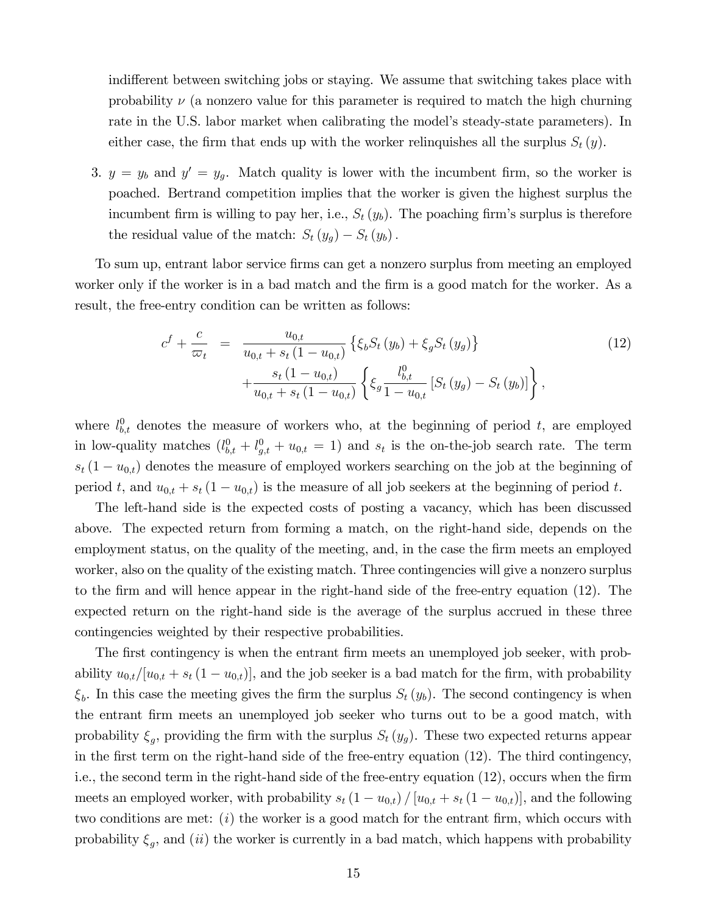indifferent between switching jobs or staying. We assume that switching takes place with probability $\nu$ (a nonzero value for this parameter is required to match the high churning rate in the U.S. labor market when calibrating the model's steady-state parameters). In either case, the firm that ends up with the worker relinquishes all the surplus $S_t(y)$.

3. $y = y_b$ and $y' = y_g$. Match quality is lower with the incumbent firm, so the worker is poached. Bertrand competition implies that the worker is given the highest surplus the incumbent firm is willing to pay her, i.e., $S_t(y_b)$. The poaching firm's surplus is therefore the residual value of the match: $S_t(y_g) - S_t(y_b)$.

To sum up, entrant labor service firms can get a nonzero surplus from meeting an employed worker only if the worker is in a bad match and the firm is a good match for the worker. As a result, the free-entry condition can be written as follows:

$$
\begin{aligned}
c^f + \frac{c}{\varpi_t} &= \frac{u_{0,t}}{u_{0,t} + s_t(1-u_{0,t})} \left\{ \xi_b S_t(y_b) + \xi_g S_t(y_g) \right\} \\
&+ \frac{s_t(1-u_{0,t})}{u_{0,t} + s_t(1-u_{0,t})} \left\{ \xi_g \frac{l_{b,t}^0}{1-u_{0,t}} \left[ S_t(y_g) - S_t(y_b) \right] \right\},
\end{aligned} \tag{12}
$$

where $l_{b,t}^0$ denotes the measure of workers who, at the beginning of period $t$, are employed in low-quality matches ($l_{b,t}^0 + l_{g,t}^0 + u_{0,t} = 1$) and $s_t$ is the on-the-job search rate. The term $s_t(1-u_{0,t})$ denotes the measure of employed workers searching on the job at the beginning of period $t$, and $u_{0,t} + s_t(1-u_{0,t})$ is the measure of all job seekers at the beginning of period $t$.

The left-hand side is the expected costs of posting a vacancy, which has been discussed above. The expected return from forming a match, on the right-hand side, depends on the employment status, on the quality of the meeting, and, in the case the firm meets an employed worker, also on the quality of the existing match. Three contingencies will give a nonzero surplus to the firm and will hence appear in the right-hand side of the free-entry equation (12). The expected return on the right-hand side is the average of the surplus accrued in these three contingencies weighted by their respective probabilities.

The first contingency is when the entrant firm meets an unemployed job seeker, with probability $u_{0,t}/[u_{0,t} + s_t(1-u_{0,t})]$, and the job seeker is a bad match for the firm, with probability $\xi_b$. In this case the meeting gives the firm the surplus $S_t(y_b)$. The second contingency is when the entrant firm meets an unemployed job seeker who turns out to be a good match, with probability $\xi_g$, providing the firm with the surplus $S_t(y_g)$. These two expected returns appear in the first term on the right-hand side of the free-entry equation (12). The third contingency, i.e., the second term in the right-hand side of the free-entry equation (12), occurs when the firm meets an employed worker, with probability $s_t(1-u_{0,t})/[u_{0,t} + s_t(1-u_{0,t})]$, and the following two conditions are met: ($i$) the worker is a good match for the entrant firm, which occurs with probability $\xi_g$, and ($ii$) the worker is currently in a bad match, which happens with probability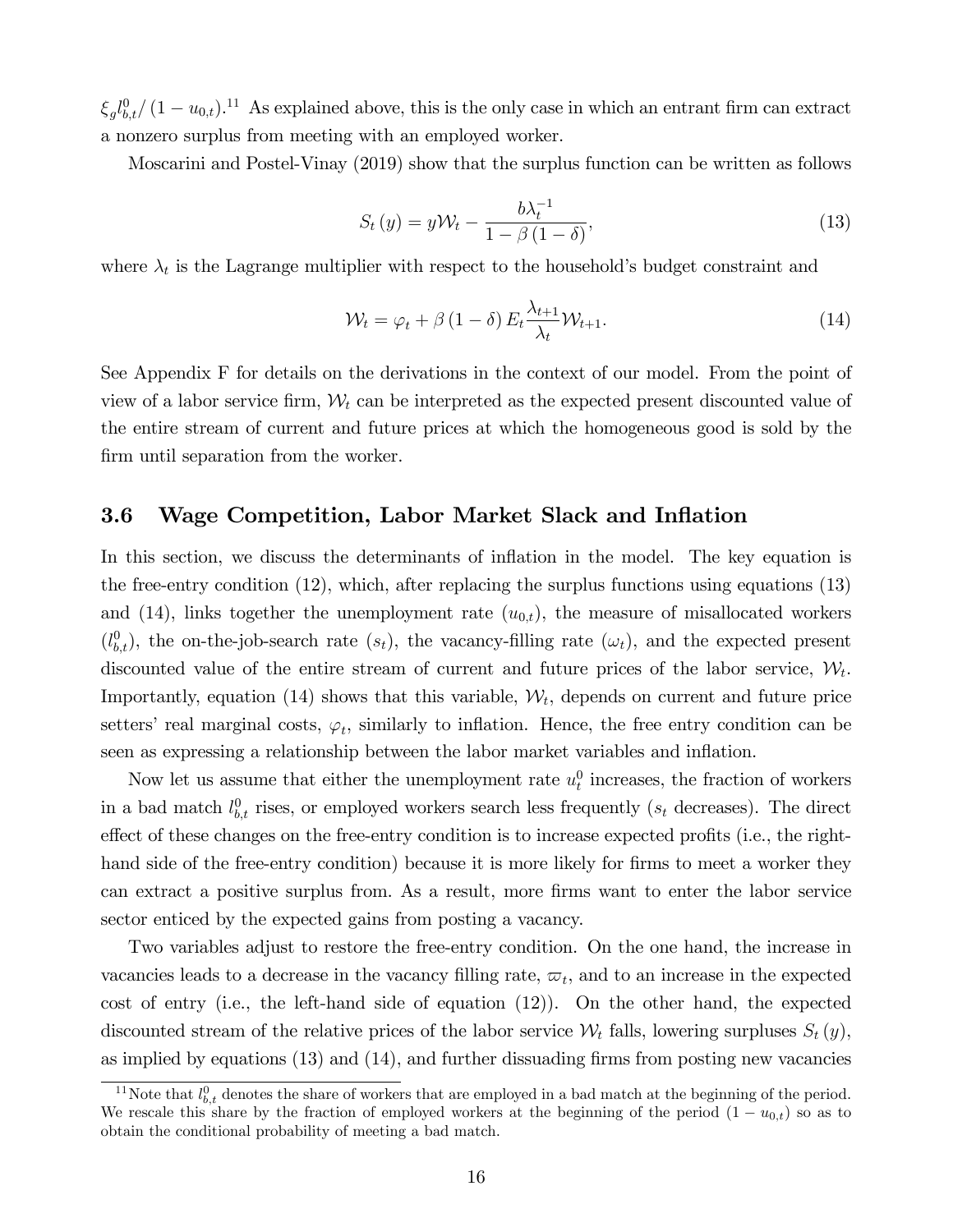$\xi_g l_{b,t}^0 / (1 - u_{0,t})$.[11] As explained above, this is the only case in which an entrant firm can extract a nonzero surplus from meeting with an employed worker.

Moscarini and Postel-Vinay (2019) show that the surplus function can be written as follows

$$S_t(y) = y\mathcal{W}_t - \frac{b\lambda_t^{-1}}{1 - \beta(1-\delta)}, \tag{13}$$

where $\lambda_t$ is the Lagrange multiplier with respect to the household's budget constraint and

$$\mathcal{W}_t = \varphi_t + \beta(1-\delta) E_t \frac{\lambda_{t+1}}{\lambda_t} \mathcal{W}_{t+1}. \tag{14}$$

See Appendix F for details on the derivations in the context of our model. From the point of view of a labor service firm, $\mathcal{W}_t$ can be interpreted as the expected present discounted value of the entire stream of current and future prices at which the homogeneous good is sold by the firm until separation from the worker.

### 3.6 Wage Competition, Labor Market Slack and Inflation

In this section, we discuss the determinants of inflation in the model. The key equation is the free-entry condition (12), which, after replacing the surplus functions using equations (13) and (14), links together the unemployment rate ($u_{0,t}$), the measure of misallocated workers ($l_{b,t}^0$), the on-the-job-search rate ($s_t$), the vacancy-filling rate ($\omega_t$), and the expected present discounted value of the entire stream of current and future prices of the labor service, $\mathcal{W}_t$. Importantly, equation (14) shows that this variable, $\mathcal{W}_t$, depends on current and future price setters' real marginal costs, $\varphi_t$, similarly to inflation. Hence, the free entry condition can be seen as expressing a relationship between the labor market variables and inflation.

Now let us assume that either the unemployment rate $u_t^0$ increases, the fraction of workers in a bad match $l_{b,t}^0$ rises, or employed workers search less frequently ($s_t$ decreases). The direct effect of these changes on the free-entry condition is to increase expected profits (i.e., the right-hand side of the free-entry condition) because it is more likely for firms to meet a worker they can extract a positive surplus from. As a result, more firms want to enter the labor service sector enticed by the expected gains from posting a vacancy.

Two variables adjust to restore the free-entry condition. On the one hand, the increase in vacancies leads to a decrease in the vacancy filling rate, $\varpi_t$, and to an increase in the expected cost of entry (i.e., the left-hand side of equation (12)). On the other hand, the expected discounted stream of the relative prices of the labor service $\mathcal{W}_t$ falls, lowering surpluses $S_t(y)$, as implied by equations (13) and (14), and further dissuading firms from posting new vacancies

[11] Note that $l_{b,t}^0$ denotes the share of workers that are employed in a bad match at the beginning of the period. We rescale this share by the fraction of employed workers at the beginning of the period $(1 - u_{0,t})$ so as to obtain the conditional probability of meeting a bad match.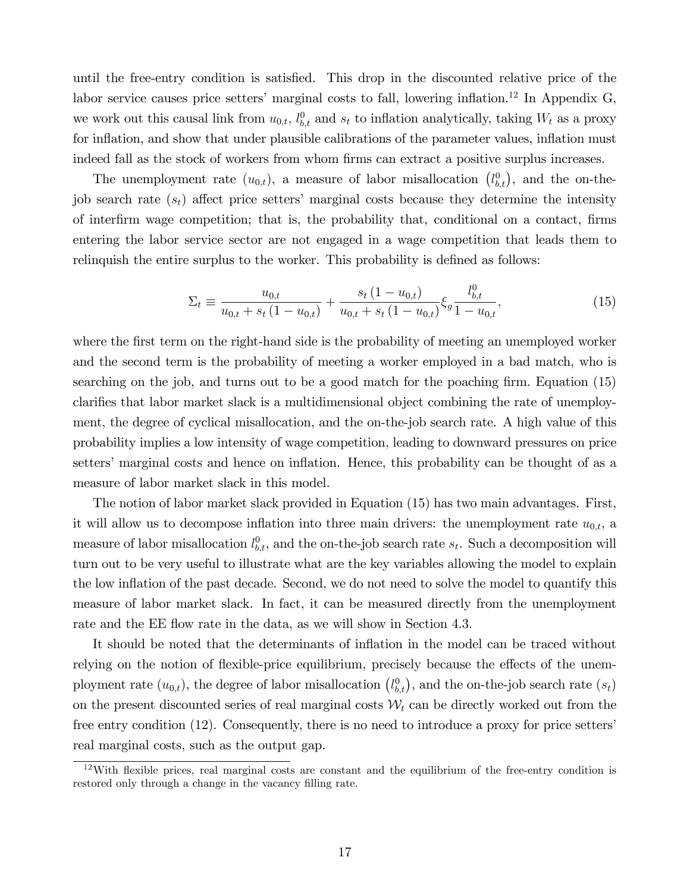until the free-entry condition is satisfied. This drop in the discounted relative price of the labor service causes price setters' marginal costs to fall, lowering inflation.[12] In Appendix G, we work out this causal link from $u_{0,t}$, $l^0_{b,t}$ and $s_t$ to inflation analytically, taking $W_t$ as a proxy for inflation, and show that under plausible calibrations of the parameter values, inflation must indeed fall as the stock of workers from whom firms can extract a positive surplus increases.

The unemployment rate $(u_{0,t})$, a measure of labor misallocation $\left(l^0_{b,t}\right)$, and the on-the-job search rate $(s_t)$ affect price setters' marginal costs because they determine the intensity of interfirm wage competition; that is, the probability that, conditional on a contact, firms entering the labor service sector are not engaged in a wage competition that leads them to relinquish the entire surplus to the worker. This probability is defined as follows:

$$\Sigma_t \equiv \frac{u_{0,t}}{u_{0,t} + s_t\left(1 - u_{0,t}\right)} + \frac{s_t\left(1 - u_{0,t}\right)}{u_{0,t} + s_t\left(1 - u_{0,t}\right)} \xi_g \frac{l^0_{b,t}}{1 - u_{0,t}}, \tag{15}$$

where the first term on the right-hand side is the probability of meeting an unemployed worker and the second term is the probability of meeting a worker employed in a bad match, who is searching on the job, and turns out to be a good match for the poaching firm. Equation (15) clarifies that labor market slack is a multidimensional object combining the rate of unemployment, the degree of cyclical misallocation, and the on-the-job search rate. A high value of this probability implies a low intensity of wage competition, leading to downward pressures on price setters' marginal costs and hence on inflation. Hence, this probability can be thought of as a measure of labor market slack in this model.

The notion of labor market slack provided in Equation (15) has two main advantages. First, it will allow us to decompose inflation into three main drivers: the unemployment rate $u_{0,t}$, a measure of labor misallocation $l^0_{b,t}$, and the on-the-job search rate $s_t$. Such a decomposition will turn out to be very useful to illustrate what are the key variables allowing the model to explain the low inflation of the past decade. Second, we do not need to solve the model to quantify this measure of labor market slack. In fact, it can be measured directly from the unemployment rate and the EE flow rate in the data, as we will show in Section 4.3.

It should be noted that the determinants of inflation in the model can be traced without relying on the notion of flexible-price equilibrium, precisely because the effects of the unemployment rate $(u_{0,t})$, the degree of labor misallocation $\left(l^0_{b,t}\right)$, and the on-the-job search rate $(s_t)$ on the present discounted series of real marginal costs $\mathcal{W}_t$ can be directly worked out from the free entry condition (12). Consequently, there is no need to introduce a proxy for price setters' real marginal costs, such as the output gap.

[12] With flexible prices, real marginal costs are constant and the equilibrium of the free-entry condition is restored only through a change in the vacancy filling rate.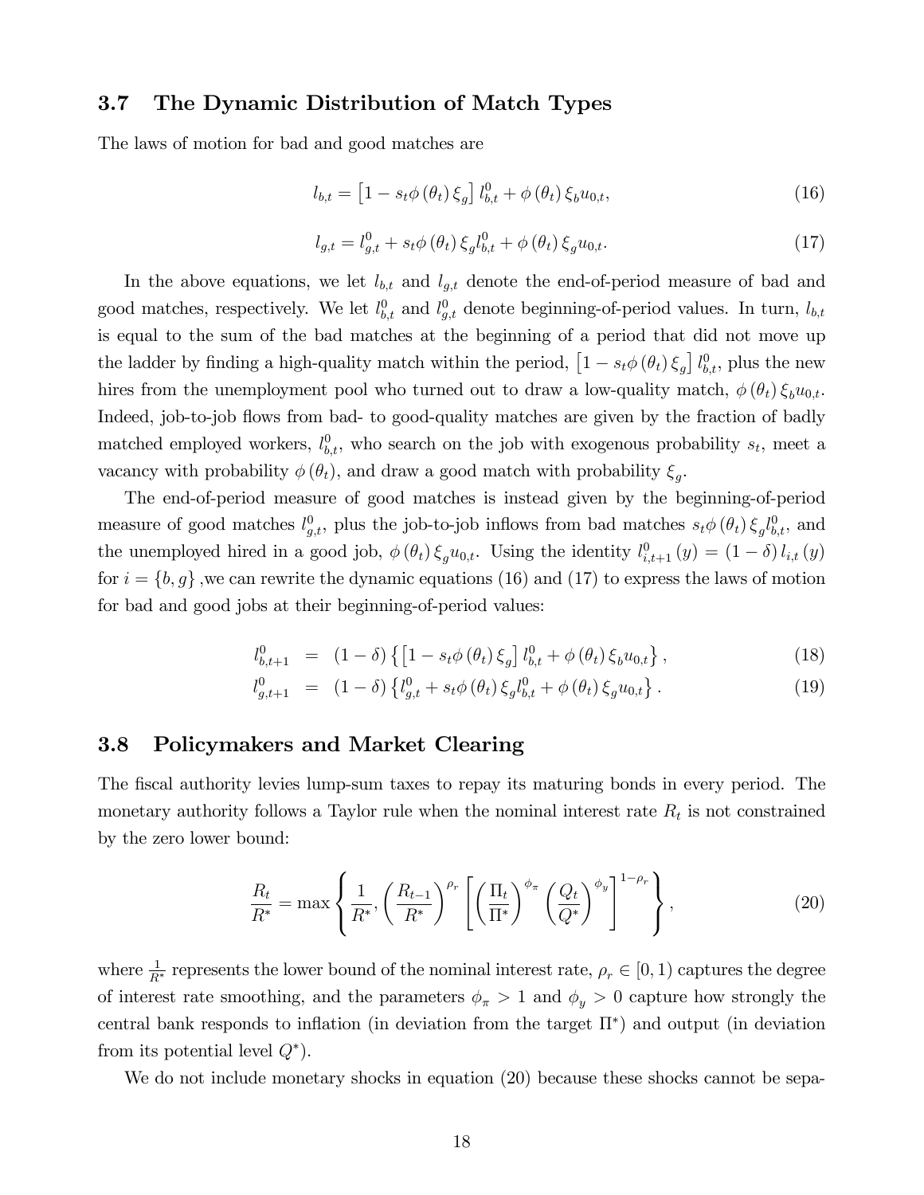### 3.7 The Dynamic Distribution of Match Types

The laws of motion for bad and good matches are

$$l_{b,t} = \left[1 - s_t \phi\left(\theta_t\right) \xi_g\right] l_{b,t}^0 + \phi\left(\theta_t\right) \xi_b u_{0,t}, \tag{16}$$

$$l_{g,t} = l_{g,t}^0 + s_t \phi\left(\theta_t\right) \xi_g l_{b,t}^0 + \phi\left(\theta_t\right) \xi_g u_{0,t}. \tag{17}$$

In the above equations, we let $l_{b,t}$ and $l_{g,t}$ denote the end-of-period measure of bad and good matches, respectively. We let $l_{b,t}^0$ and $l_{g,t}^0$ denote beginning-of-period values. In turn, $l_{b,t}$ is equal to the sum of the bad matches at the beginning of a period that did not move up the ladder by finding a high-quality match within the period, $\left[1 - s_t \phi\left(\theta_t\right) \xi_g\right] l_{b,t}^0$, plus the new hires from the unemployment pool who turned out to draw a low-quality match, $\phi\left(\theta_t\right) \xi_b u_{0,t}$. Indeed, job-to-job flows from bad- to good-quality matches are given by the fraction of badly matched employed workers, $l_{b,t}^0$, who search on the job with exogenous probability $s_t$, meet a vacancy with probability $\phi\left(\theta_t\right)$, and draw a good match with probability $\xi_g$.

The end-of-period measure of good matches is instead given by the beginning-of-period measure of good matches $l_{g,t}^0$, plus the job-to-job inflows from bad matches $s_t \phi\left(\theta_t\right) \xi_g l_{b,t}^0$, and the unemployed hired in a good job, $\phi\left(\theta_t\right) \xi_g u_{0,t}$. Using the identity $l_{i,t+1}^0\left(y\right) = \left(1 - \delta\right) l_{i,t}\left(y\right)$ for $i = \{b, g\}$ ,we can rewrite the dynamic equations (16) and (17) to express the laws of motion for bad and good jobs at their beginning-of-period values:

$$l_{b,t+1}^0 = \left(1 - \delta\right) \left\{\left[1 - s_t \phi\left(\theta_t\right) \xi_g\right] l_{b,t}^0 + \phi\left(\theta_t\right) \xi_b u_{0,t}\right\}, \tag{18}$$

$$l_{g,t+1}^0 = \left(1 - \delta\right) \left\{l_{g,t}^0 + s_t \phi\left(\theta_t\right) \xi_g l_{b,t}^0 + \phi\left(\theta_t\right) \xi_g u_{0,t}\right\}. \tag{19}$$

### 3.8 Policymakers and Market Clearing

The fiscal authority levies lump-sum taxes to repay its maturing bonds in every period. The monetary authority follows a Taylor rule when the nominal interest rate $R_t$ is not constrained by the zero lower bound:

$$\frac{R_t}{R^*} = \max\left\{\frac{1}{R^*}, \left(\frac{R_{t-1}}{R^*}\right)^{\rho_r} \left[\left(\frac{\Pi_t}{\Pi^*}\right)^{\phi_\pi} \left(\frac{Q_t}{Q^*}\right)^{\phi_y}\right]^{1-\rho_r}\right\}, \tag{20}$$

where $\frac{1}{R^*}$ represents the lower bound of the nominal interest rate, $\rho_r \in [0, 1)$ captures the degree of interest rate smoothing, and the parameters $\phi_\pi > 1$ and $\phi_y > 0$ capture how strongly the central bank responds to inflation (in deviation from the target $\Pi^*$) and output (in deviation from its potential level $Q^*$).

We do not include monetary shocks in equation (20) because these shocks cannot be sepa-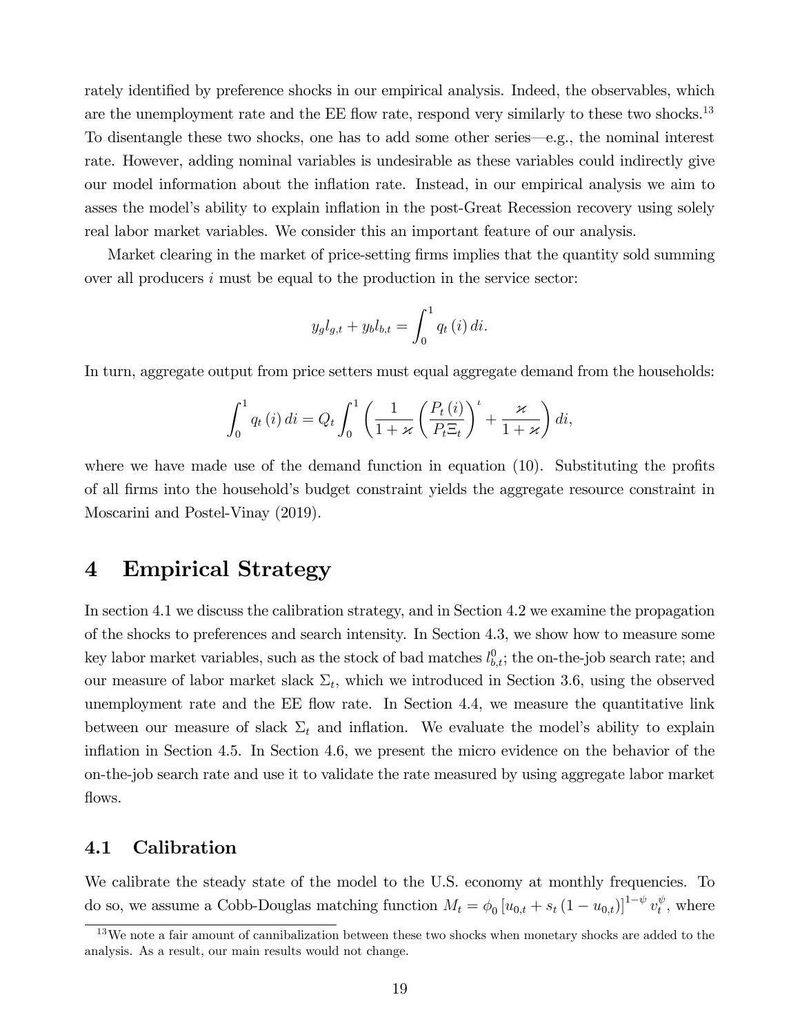rately identified by preference shocks in our empirical analysis. Indeed, the observables, which are the unemployment rate and the EE flow rate, respond very similarly to these two shocks.[13] To disentangle these two shocks, one has to add some other series—e.g., the nominal interest rate. However, adding nominal variables is undesirable as these variables could indirectly give our model information about the inflation rate. Instead, in our empirical analysis we aim to asses the model's ability to explain inflation in the post-Great Recession recovery using solely real labor market variables. We consider this an important feature of our analysis.

Market clearing in the market of price-setting firms implies that the quantity sold summing over all producers $i$ must be equal to the production in the service sector:

$$y_g l_{g,t} + y_b l_{b,t} = \int_0^1 q_t(i)\, di.$$

In turn, aggregate output from price setters must equal aggregate demand from the households:

$$\int_0^1 q_t(i)\, di = Q_t \int_0^1 \left( \frac{1}{1+\varkappa} \left( \frac{P_t(i)}{P_t \Xi_t} \right)^{\iota} + \frac{\varkappa}{1+\varkappa} \right) di,$$

where we have made use of the demand function in equation (10). Substituting the profits of all firms into the household's budget constraint yields the aggregate resource constraint in Moscarini and Postel-Vinay (2019).

# 4 Empirical Strategy

In section 4.1 we discuss the calibration strategy, and in Section 4.2 we examine the propagation of the shocks to preferences and search intensity. In Section 4.3, we show how to measure some key labor market variables, such as the stock of bad matches $l_{b,t}^0$; the on-the-job search rate; and our measure of labor market slack $\Sigma_t$, which we introduced in Section 3.6, using the observed unemployment rate and the EE flow rate. In Section 4.4, we measure the quantitative link between our measure of slack $\Sigma_t$ and inflation. We evaluate the model's ability to explain inflation in Section 4.5. In Section 4.6, we present the micro evidence on the behavior of the on-the-job search rate and use it to validate the rate measured by using aggregate labor market flows.

## 4.1 Calibration

We calibrate the steady state of the model to the U.S. economy at monthly frequencies. To do so, we assume a Cobb-Douglas matching function $M_t = \phi_0 \left[u_{0,t} + s_t \left(1 - u_{0,t}\right)\right]^{1-\psi} v_t^{\psi}$, where

[13] We note a fair amount of cannibalization between these two shocks when monetary shocks are added to the analysis. As a result, our main results would not change.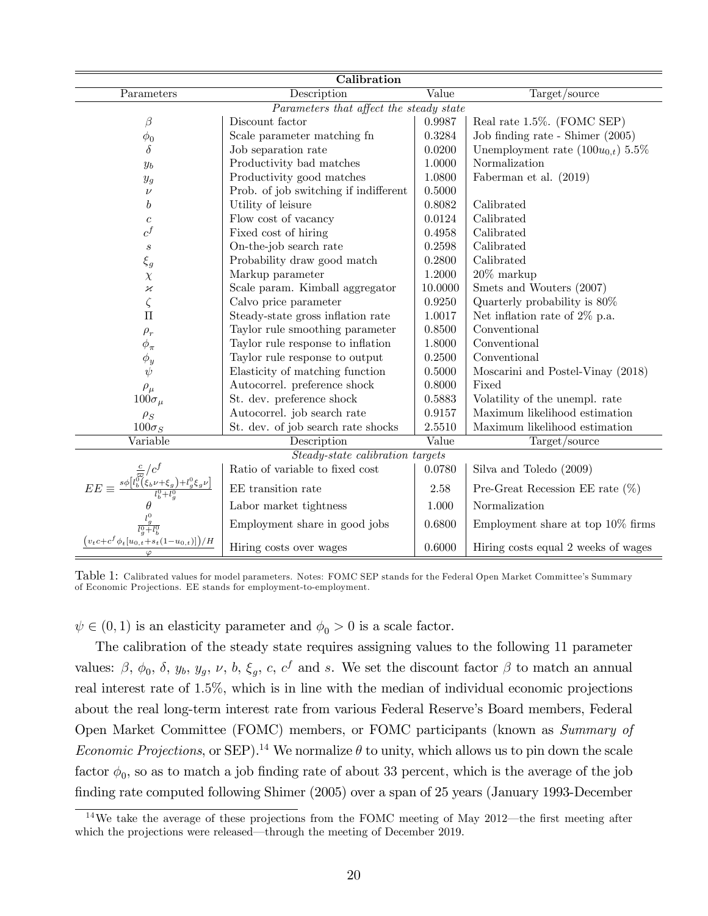| Calibration | | | |
|---|---|---|---|
| Parameters | Description | Value | Target/source |
| *Parameters that affect the steady state* | | | |
| $\beta$ | Discount factor | 0.9987 | Real rate 1.5%. (FOMC SEP) |
| $\phi_0$ | Scale parameter matching fn | 0.3284 | Job finding rate - Shimer (2005) |
| $\delta$ | Job separation rate | 0.0200 | Unemployment rate $(100u_{0,t})$ 5.5% |
| $y_b$ | Productivity bad matches | 1.0000 | Normalization |
| $y_g$ | Productivity good matches | 1.0800 | Faberman et al. (2019) |
| $\nu$ | Prob. of job switching if indifferent | 0.5000 | |
| $b$ | Utility of leisure | 0.8082 | Calibrated |
| $c$ | Flow cost of vacancy | 0.0124 | Calibrated |
| $c^f$ | Fixed cost of hiring | 0.4958 | Calibrated |
| $s$ | On-the-job search rate | 0.2598 | Calibrated |
| $\xi_g$ | Probability draw good match | 0.2800 | Calibrated |
| $\chi$ | Markup parameter | 1.2000 | 20% markup |
| $\varkappa$ | Scale param. Kimball aggregator | 10.0000 | Smets and Wouters (2007) |
| $\zeta$ | Calvo price parameter | 0.9250 | Quarterly probability is 80% |
| $\Pi$ | Steady-state gross inflation rate | 1.0017 | Net inflation rate of 2% p.a. |
| $\rho_r$ | Taylor rule smoothing parameter | 0.8500 | Conventional |
| $\phi_\pi$ | Taylor rule response to inflation | 1.8000 | Conventional |
| $\phi_y$ | Taylor rule response to output | 0.2500 | Conventional |
| $\psi$ | Elasticity of matching function | 0.5000 | Moscarini and Postel-Vinay (2018) |
| $\rho_\mu$ | Autocorrel. preference shock | 0.8000 | Fixed |
| $100\sigma_\mu$ | St. dev. preference shock | 0.5883 | Volatility of the unempl. rate |
| $\rho_S$ | Autocorrel. job search rate | 0.9157 | Maximum likelihood estimation |
| $100\sigma_S$ | St. dev. of job search rate shocks | 2.5510 | Maximum likelihood estimation |
| Variable | Description | Value | Target/source |
| *Steady-state calibration targets* | | | |
| $\frac{c}{\varpi}/c^f$ | Ratio of variable to fixed cost | 0.0780 | Silva and Toledo (2009) |
| $EE \equiv \frac{s\phi\left[l_b^0(\xi_b\nu+\xi_g)+l_g^0\xi_g\nu\right]}{l_b^0+l_g^0}$ | EE transition rate | 2.58 | Pre-Great Recession EE rate (%) |
| $\theta$ | Labor market tightness | 1.000 | Normalization |
| $\frac{l_g^0}{l_g^0+l_b^0}$ | Employment share in good jobs | 0.6800 | Employment share at top 10% firms |
| $\frac{\left(v_t c+c^f\phi_t[u_{0,t}+s_t(1-u_{0,t})]\right)/H}{\varphi}$ | Hiring costs over wages | 0.6000 | Hiring costs equal 2 weeks of wages |

Table 1: Calibrated values for model parameters. Notes: FOMC SEP stands for the Federal Open Market Committee's Summary of Economic Projections. EE stands for employment-to-employment.

$\psi \in (0,1)$ is an elasticity parameter and $\phi_0 > 0$ is a scale factor.

The calibration of the steady state requires assigning values to the following 11 parameter values: $\beta$, $\phi_0$, $\delta$, $y_b$, $y_g$, $\nu$, $b$, $\xi_g$, $c$, $c^f$ and $s$. We set the discount factor $\beta$ to match an annual real interest rate of 1.5%, which is in line with the median of individual economic projections about the real long-term interest rate from various Federal Reserve's Board members, Federal Open Market Committee (FOMC) members, or FOMC participants (known as *Summary of Economic Projections*, or SEP).[14] We normalize $\theta$ to unity, which allows us to pin down the scale factor $\phi_0$, so as to match a job finding rate of about 33 percent, which is the average of the job finding rate computed following Shimer (2005) over a span of 25 years (January 1993-December

[14] We take the average of these projections from the FOMC meeting of May 2012—the first meeting after which the projections were released—through the meeting of December 2019.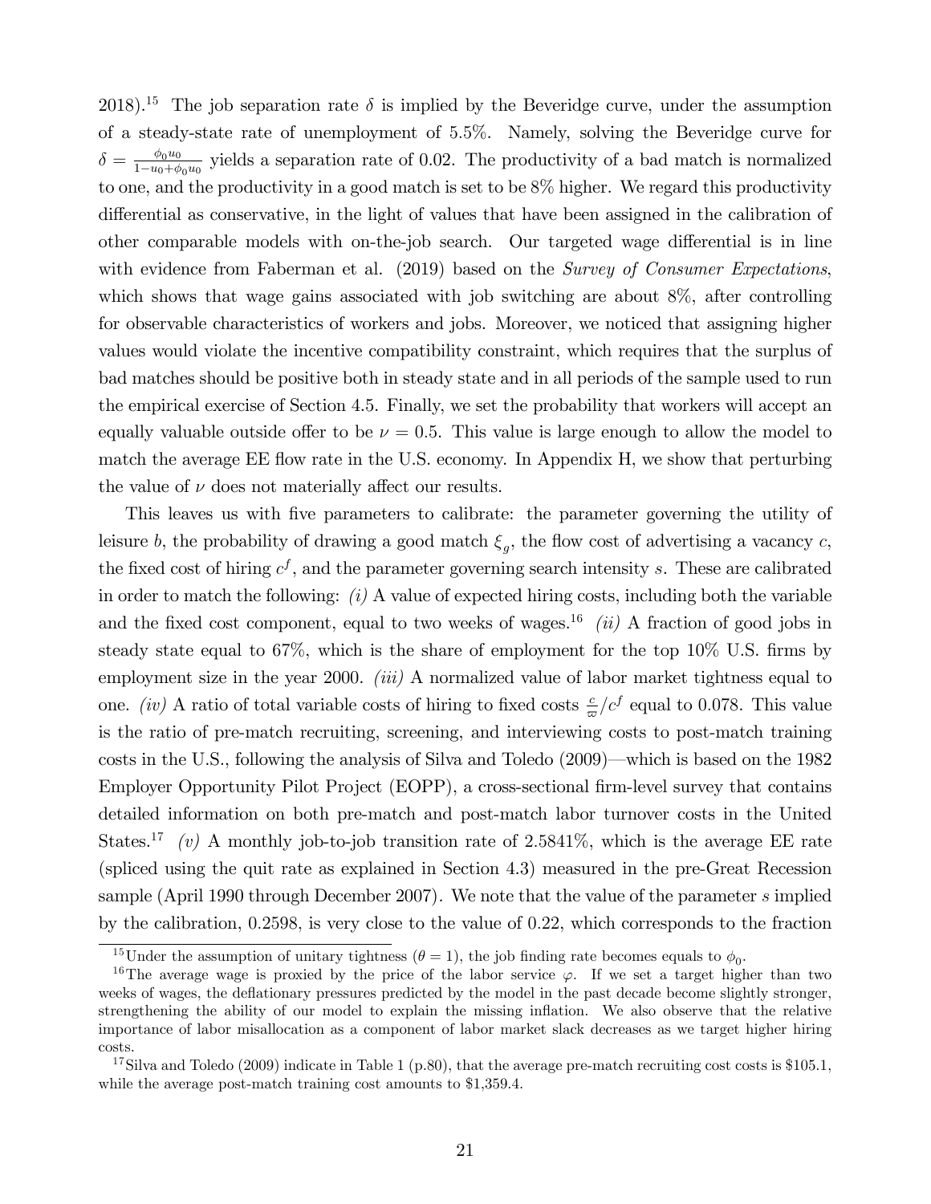2018).[15] The job separation rate $\delta$ is implied by the Beveridge curve, under the assumption of a steady-state rate of unemployment of 5.5%. Namely, solving the Beveridge curve for $\delta = \frac{\phi_0 u_0}{1-u_0+\phi_0 u_0}$ yields a separation rate of 0.02. The productivity of a bad match is normalized to one, and the productivity in a good match is set to be 8% higher. We regard this productivity differential as conservative, in the light of values that have been assigned in the calibration of other comparable models with on-the-job search. Our targeted wage differential is in line with evidence from Faberman et al. (2019) based on the *Survey of Consumer Expectations*, which shows that wage gains associated with job switching are about 8%, after controlling for observable characteristics of workers and jobs. Moreover, we noticed that assigning higher values would violate the incentive compatibility constraint, which requires that the surplus of bad matches should be positive both in steady state and in all periods of the sample used to run the empirical exercise of Section 4.5. Finally, we set the probability that workers will accept an equally valuable outside offer to be $\nu = 0.5$. This value is large enough to allow the model to match the average EE flow rate in the U.S. economy. In Appendix H, we show that perturbing the value of $\nu$ does not materially affect our results.

This leaves us with five parameters to calibrate: the parameter governing the utility of leisure $b$, the probability of drawing a good match $\xi_g$, the flow cost of advertising a vacancy $c$, the fixed cost of hiring $c^f$, and the parameter governing search intensity $s$. These are calibrated in order to match the following: *(i)* A value of expected hiring costs, including both the variable and the fixed cost component, equal to two weeks of wages.[16] *(ii)* A fraction of good jobs in steady state equal to 67%, which is the share of employment for the top 10% U.S. firms by employment size in the year 2000. *(iii)* A normalized value of labor market tightness equal to one. *(iv)* A ratio of total variable costs of hiring to fixed costs $\frac{c}{\varpi}/c^f$ equal to 0.078. This value is the ratio of pre-match recruiting, screening, and interviewing costs to post-match training costs in the U.S., following the analysis of Silva and Toledo (2009)—which is based on the 1982 Employer Opportunity Pilot Project (EOPP), a cross-sectional firm-level survey that contains detailed information on both pre-match and post-match labor turnover costs in the United States.[17] *(v)* A monthly job-to-job transition rate of 2.5841%, which is the average EE rate (spliced using the quit rate as explained in Section 4.3) measured in the pre-Great Recession sample (April 1990 through December 2007). We note that the value of the parameter $s$ implied by the calibration, 0.2598, is very close to the value of 0.22, which corresponds to the fraction

[15] Under the assumption of unitary tightness ($\theta = 1$), the job finding rate becomes equals to $\phi_0$.

[16] The average wage is proxied by the price of the labor service $\varphi$. If we set a target higher than two weeks of wages, the deflationary pressures predicted by the model in the past decade become slightly stronger, strengthening the ability of our model to explain the missing inflation. We also observe that the relative importance of labor misallocation as a component of labor market slack decreases as we target higher hiring costs.

[17] Silva and Toledo (2009) indicate in Table 1 (p.80), that the average pre-match recruiting cost costs is \$105.1, while the average post-match training cost amounts to \$1,359.4.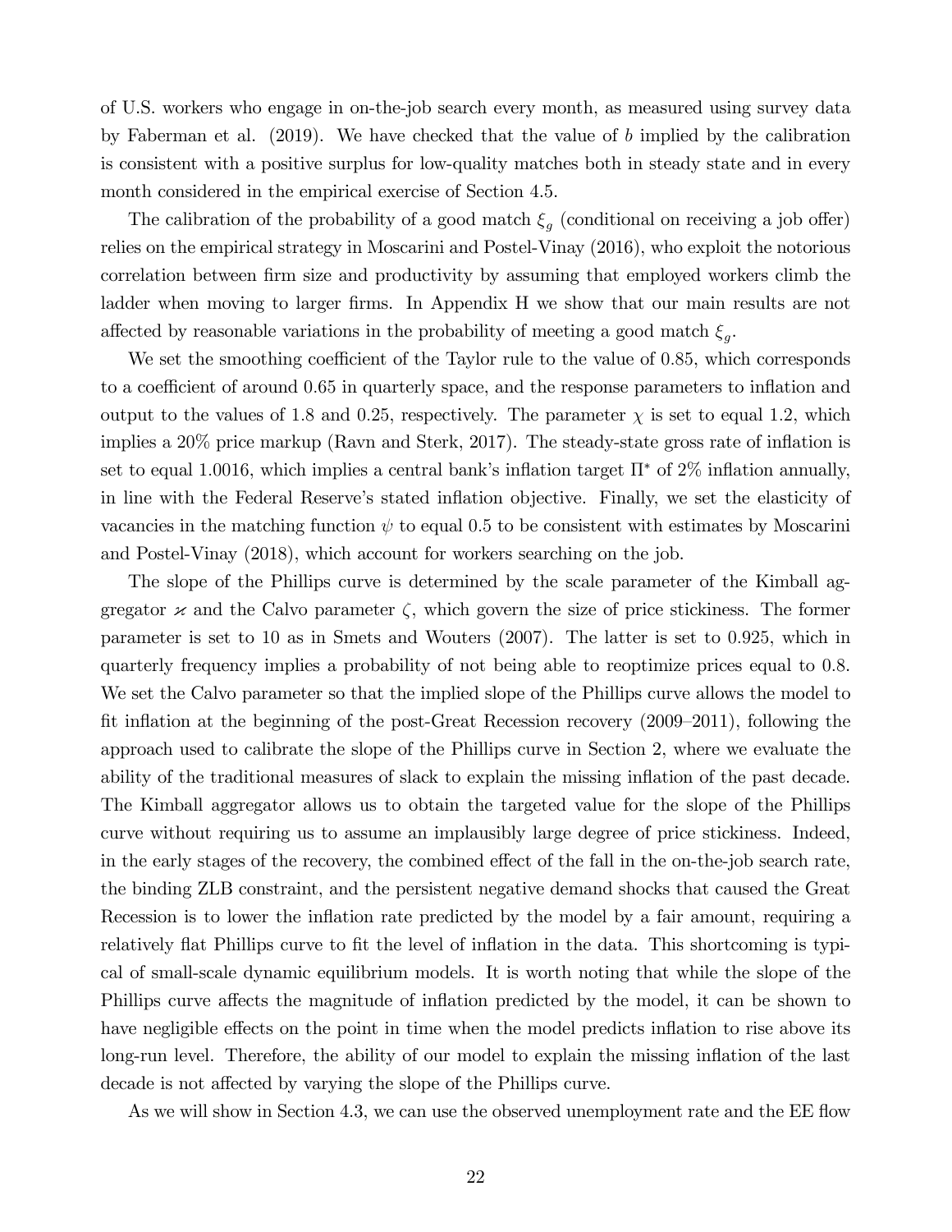of U.S. workers who engage in on-the-job search every month, as measured using survey data by Faberman et al. (2019). We have checked that the value of $b$ implied by the calibration is consistent with a positive surplus for low-quality matches both in steady state and in every month considered in the empirical exercise of Section 4.5.

The calibration of the probability of a good match $\xi_g$ (conditional on receiving a job offer) relies on the empirical strategy in Moscarini and Postel-Vinay (2016), who exploit the notorious correlation between firm size and productivity by assuming that employed workers climb the ladder when moving to larger firms. In Appendix H we show that our main results are not affected by reasonable variations in the probability of meeting a good match $\xi_g$.

We set the smoothing coefficient of the Taylor rule to the value of 0.85, which corresponds to a coefficient of around 0.65 in quarterly space, and the response parameters to inflation and output to the values of 1.8 and 0.25, respectively. The parameter $\chi$ is set to equal 1.2, which implies a 20% price markup (Ravn and Sterk, 2017). The steady-state gross rate of inflation is set to equal 1.0016, which implies a central bank's inflation target $\Pi^*$ of 2% inflation annually, in line with the Federal Reserve's stated inflation objective. Finally, we set the elasticity of vacancies in the matching function $\psi$ to equal 0.5 to be consistent with estimates by Moscarini and Postel-Vinay (2018), which account for workers searching on the job.

The slope of the Phillips curve is determined by the scale parameter of the Kimball aggregator $\varkappa$ and the Calvo parameter $\zeta$, which govern the size of price stickiness. The former parameter is set to 10 as in Smets and Wouters (2007). The latter is set to 0.925, which in quarterly frequency implies a probability of not being able to reoptimize prices equal to 0.8. We set the Calvo parameter so that the implied slope of the Phillips curve allows the model to fit inflation at the beginning of the post-Great Recession recovery (2009–2011), following the approach used to calibrate the slope of the Phillips curve in Section 2, where we evaluate the ability of the traditional measures of slack to explain the missing inflation of the past decade. The Kimball aggregator allows us to obtain the targeted value for the slope of the Phillips curve without requiring us to assume an implausibly large degree of price stickiness. Indeed, in the early stages of the recovery, the combined effect of the fall in the on-the-job search rate, the binding ZLB constraint, and the persistent negative demand shocks that caused the Great Recession is to lower the inflation rate predicted by the model by a fair amount, requiring a relatively flat Phillips curve to fit the level of inflation in the data. This shortcoming is typical of small-scale dynamic equilibrium models. It is worth noting that while the slope of the Phillips curve affects the magnitude of inflation predicted by the model, it can be shown to have negligible effects on the point in time when the model predicts inflation to rise above its long-run level. Therefore, the ability of our model to explain the missing inflation of the last decade is not affected by varying the slope of the Phillips curve.

As we will show in Section 4.3, we can use the observed unemployment rate and the EE flow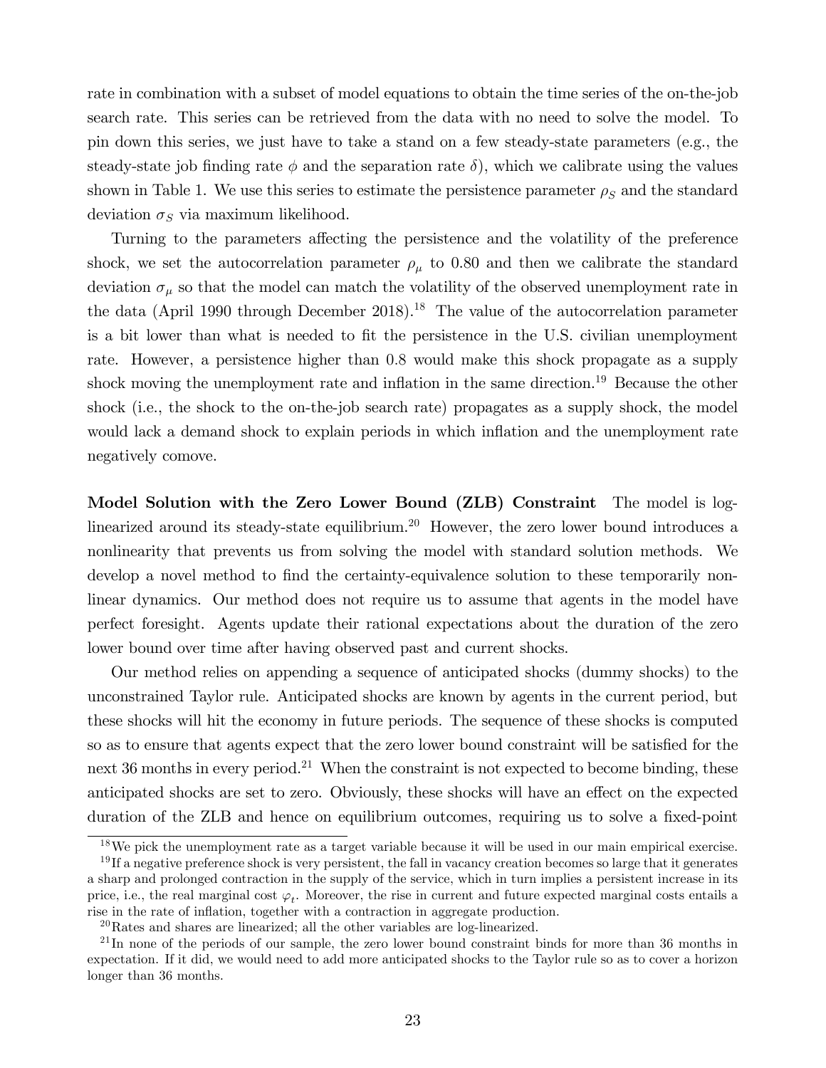rate in combination with a subset of model equations to obtain the time series of the on-the-job search rate. This series can be retrieved from the data with no need to solve the model. To pin down this series, we just have to take a stand on a few steady-state parameters (e.g., the steady-state job finding rate $\phi$ and the separation rate $\delta$), which we calibrate using the values shown in Table 1. We use this series to estimate the persistence parameter $\rho_S$ and the standard deviation $\sigma_S$ via maximum likelihood.

Turning to the parameters affecting the persistence and the volatility of the preference shock, we set the autocorrelation parameter $\rho_\mu$ to 0.80 and then we calibrate the standard deviation $\sigma_\mu$ so that the model can match the volatility of the observed unemployment rate in the data (April 1990 through December 2018).[18] The value of the autocorrelation parameter is a bit lower than what is needed to fit the persistence in the U.S. civilian unemployment rate. However, a persistence higher than 0.8 would make this shock propagate as a supply shock moving the unemployment rate and inflation in the same direction.[19] Because the other shock (i.e., the shock to the on-the-job search rate) propagates as a supply shock, the model would lack a demand shock to explain periods in which inflation and the unemployment rate negatively comove.

**Model Solution with the Zero Lower Bound (ZLB) Constraint** The model is log-linearized around its steady-state equilibrium.[20] However, the zero lower bound introduces a nonlinearity that prevents us from solving the model with standard solution methods. We develop a novel method to find the certainty-equivalence solution to these temporarily nonlinear dynamics. Our method does not require us to assume that agents in the model have perfect foresight. Agents update their rational expectations about the duration of the zero lower bound over time after having observed past and current shocks.

Our method relies on appending a sequence of anticipated shocks (dummy shocks) to the unconstrained Taylor rule. Anticipated shocks are known by agents in the current period, but these shocks will hit the economy in future periods. The sequence of these shocks is computed so as to ensure that agents expect that the zero lower bound constraint will be satisfied for the next 36 months in every period.[21] When the constraint is not expected to become binding, these anticipated shocks are set to zero. Obviously, these shocks will have an effect on the expected duration of the ZLB and hence on equilibrium outcomes, requiring us to solve a fixed-point

[18] We pick the unemployment rate as a target variable because it will be used in our main empirical exercise.

[19] If a negative preference shock is very persistent, the fall in vacancy creation becomes so large that it generates a sharp and prolonged contraction in the supply of the service, which in turn implies a persistent increase in its price, i.e., the real marginal cost $\varphi_t$. Moreover, the rise in current and future expected marginal costs entails a rise in the rate of inflation, together with a contraction in aggregate production.

[20] Rates and shares are linearized; all the other variables are log-linearized.

[21] In none of the periods of our sample, the zero lower bound constraint binds for more than 36 months in expectation. If it did, we would need to add more anticipated shocks to the Taylor rule so as to cover a horizon longer than 36 months.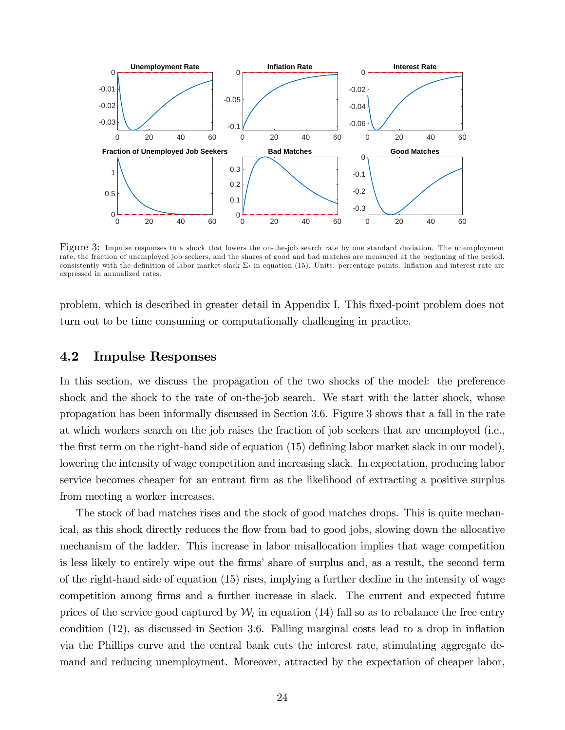Figure 3: Impulse responses to a shock that lowers the on-the-job search rate by one standard deviation. The unemployment rate, the fraction of unemployed job seekers, and the shares of good and bad matches are measured at the beginning of the period, consistently with the definition of labor market slack $\Sigma_t$ in equation (15). Units: percentage points. Inflation and interest rate are expressed in annualized rates.

problem, which is described in greater detail in Appendix I. This fixed-point problem does not turn out to be time consuming or computationally challenging in practice.

## 4.2 Impulse Responses

In this section, we discuss the propagation of the two shocks of the model: the preference shock and the shock to the rate of on-the-job search. We start with the latter shock, whose propagation has been informally discussed in Section 3.6. Figure 3 shows that a fall in the rate at which workers search on the job raises the fraction of job seekers that are unemployed (i.e., the first term on the right-hand side of equation (15) defining labor market slack in our model), lowering the intensity of wage competition and increasing slack. In expectation, producing labor service becomes cheaper for an entrant firm as the likelihood of extracting a positive surplus from meeting a worker increases.

The stock of bad matches rises and the stock of good matches drops. This is quite mechanical, as this shock directly reduces the flow from bad to good jobs, slowing down the allocative mechanism of the ladder. This increase in labor misallocation implies that wage competition is less likely to entirely wipe out the firms' share of surplus and, as a result, the second term of the right-hand side of equation (15) rises, implying a further decline in the intensity of wage competition among firms and a further increase in slack. The current and expected future prices of the service good captured by $\mathcal{W}_t$ in equation (14) fall so as to rebalance the free entry condition (12), as discussed in Section 3.6. Falling marginal costs lead to a drop in inflation via the Phillips curve and the central bank cuts the interest rate, stimulating aggregate demand and reducing unemployment. Moreover, attracted by the expectation of cheaper labor,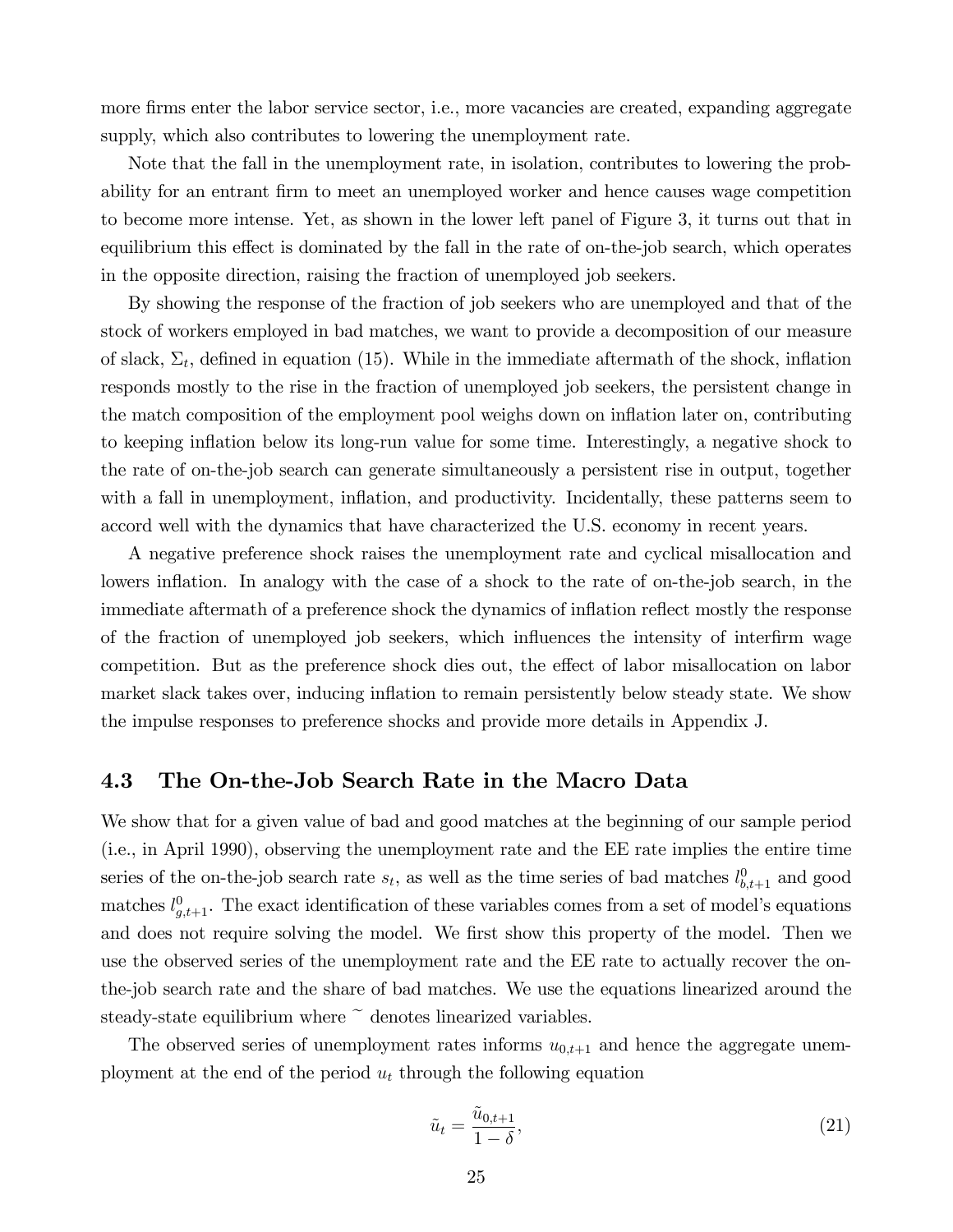more firms enter the labor service sector, i.e., more vacancies are created, expanding aggregate supply, which also contributes to lowering the unemployment rate.

Note that the fall in the unemployment rate, in isolation, contributes to lowering the probability for an entrant firm to meet an unemployed worker and hence causes wage competition to become more intense. Yet, as shown in the lower left panel of Figure 3, it turns out that in equilibrium this effect is dominated by the fall in the rate of on-the-job search, which operates in the opposite direction, raising the fraction of unemployed job seekers.

By showing the response of the fraction of job seekers who are unemployed and that of the stock of workers employed in bad matches, we want to provide a decomposition of our measure of slack, $\Sigma_t$, defined in equation (15). While in the immediate aftermath of the shock, inflation responds mostly to the rise in the fraction of unemployed job seekers, the persistent change in the match composition of the employment pool weighs down on inflation later on, contributing to keeping inflation below its long-run value for some time. Interestingly, a negative shock to the rate of on-the-job search can generate simultaneously a persistent rise in output, together with a fall in unemployment, inflation, and productivity. Incidentally, these patterns seem to accord well with the dynamics that have characterized the U.S. economy in recent years.

A negative preference shock raises the unemployment rate and cyclical misallocation and lowers inflation. In analogy with the case of a shock to the rate of on-the-job search, in the immediate aftermath of a preference shock the dynamics of inflation reflect mostly the response of the fraction of unemployed job seekers, which influences the intensity of interfirm wage competition. But as the preference shock dies out, the effect of labor misallocation on labor market slack takes over, inducing inflation to remain persistently below steady state. We show the impulse responses to preference shocks and provide more details in Appendix J.

### 4.3 The On-the-Job Search Rate in the Macro Data

We show that for a given value of bad and good matches at the beginning of our sample period (i.e., in April 1990), observing the unemployment rate and the EE rate implies the entire time series of the on-the-job search rate $s_t$, as well as the time series of bad matches $l^0_{b,t+1}$ and good matches $l^0_{g,t+1}$. The exact identification of these variables comes from a set of model's equations and does not require solving the model. We first show this property of the model. Then we use the observed series of the unemployment rate and the EE rate to actually recover the on-the-job search rate and the share of bad matches. We use the equations linearized around the steady-state equilibrium where $\tilde{}$ denotes linearized variables.

The observed series of unemployment rates informs $u_{0,t+1}$ and hence the aggregate unemployment at the end of the period $u_t$ through the following equation

$$\tilde{u}_t = \frac{\tilde{u}_{0,t+1}}{1-\delta}, \tag{21}$$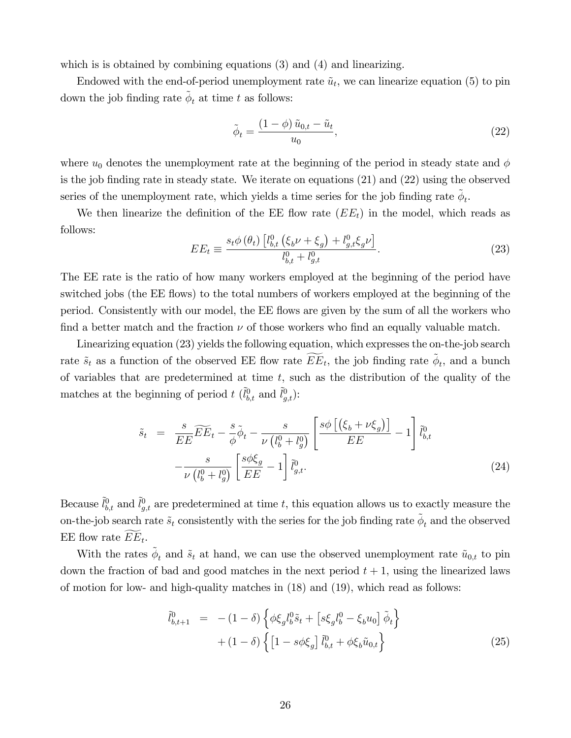which is is obtained by combining equations (3) and (4) and linearizing.

Endowed with the end-of-period unemployment rate $\tilde{u}_t$, we can linearize equation (5) to pin down the job finding rate $\tilde{\phi}_t$ at time $t$ as follows:

$$\tilde{\phi}_t = \frac{(1-\phi)\,\tilde{u}_{0,t} - \tilde{u}_t}{u_0}, \tag{22}$$

where $u_0$ denotes the unemployment rate at the beginning of the period in steady state and $\phi$ is the job finding rate in steady state. We iterate on equations (21) and (22) using the observed series of the unemployment rate, which yields a time series for the job finding rate $\tilde{\phi}_t$.

We then linearize the definition of the EE flow rate ($EE_t$) in the model, which reads as follows:

$$EE_t \equiv \frac{s_t \phi(\theta_t)\left[l^0_{b,t}\left(\xi_b \nu + \xi_g\right) + l^0_{g,t}\xi_g \nu\right]}{l^0_{b,t} + l^0_{g,t}}. \tag{23}$$

The EE rate is the ratio of how many workers employed at the beginning of the period have switched jobs (the EE flows) to the total numbers of workers employed at the beginning of the period. Consistently with our model, the EE flows are given by the sum of all the workers who find a better match and the fraction $\nu$ of those workers who find an equally valuable match.

Linearizing equation (23) yields the following equation, which expresses the on-the-job search rate $\tilde{s}_t$ as a function of the observed EE flow rate $\widetilde{EE}_t$, the job finding rate $\tilde{\phi}_t$, and a bunch of variables that are predetermined at time $t$, such as the distribution of the quality of the matches at the beginning of period $t$ ($\tilde{l}^0_{b,t}$ and $\tilde{l}^0_{g,t}$):

$$\begin{aligned}
\tilde{s}_t \;&=\; \frac{s}{EE}\widetilde{EE}_t - \frac{s}{\phi}\tilde{\phi}_t - \frac{s}{\nu\left(l^0_b + l^0_g\right)}\left[\frac{s\phi\left[\left(\xi_b + \nu\xi_g\right)\right]}{EE} - 1\right]\tilde{l}^0_{b,t} \\
&\quad - \frac{s}{\nu\left(l^0_b + l^0_g\right)}\left[\frac{s\phi\xi_g}{EE} - 1\right]\tilde{l}^0_{g,t}.
\end{aligned} \tag{24}$$

Because $\tilde{l}^0_{b,t}$ and $\tilde{l}^0_{g,t}$ are predetermined at time $t$, this equation allows us to exactly measure the on-the-job search rate $\tilde{s}_t$ consistently with the series for the job finding rate $\tilde{\phi}_t$ and the observed EE flow rate $\widetilde{EE}_t$.

With the rates $\tilde{\phi}_t$ and $\tilde{s}_t$ at hand, we can use the observed unemployment rate $\tilde{u}_{0,t}$ to pin down the fraction of bad and good matches in the next period $t+1$, using the linearized laws of motion for low- and high-quality matches in (18) and (19), which read as follows:

$$\begin{aligned}
\tilde{l}^0_{b,t+1} \;&=\; -(1-\delta)\left\{\phi\xi_g l^0_b \tilde{s}_t + \left[s\xi_g l^0_b - \xi_b u_0\right]\tilde{\phi}_t\right\} \\
&\quad + (1-\delta)\left\{\left[1 - s\phi\xi_g\right]\tilde{l}^0_{b,t} + \phi\xi_b \tilde{u}_{0,t}\right\}
\end{aligned} \tag{25}$$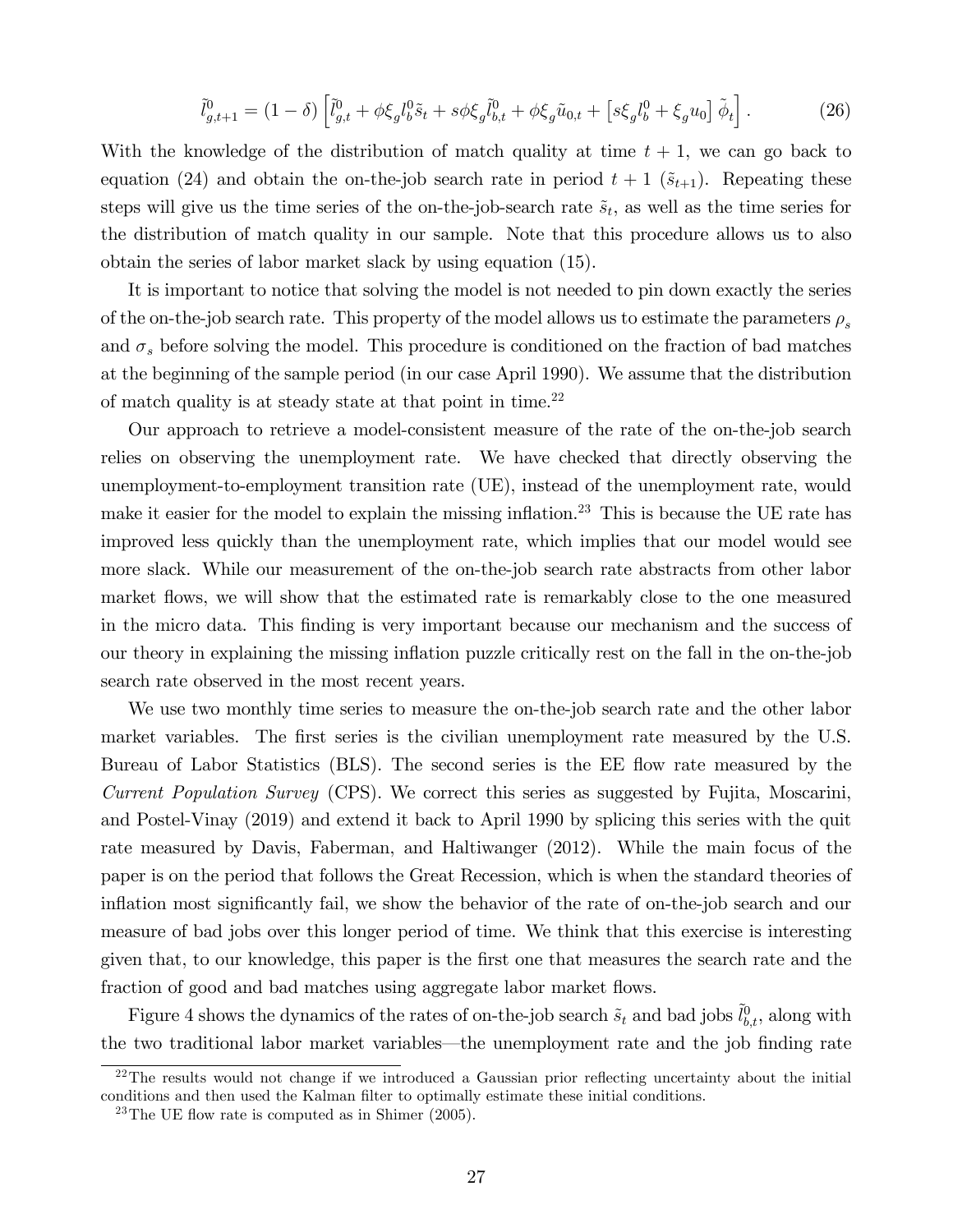$$\tilde{l}^0_{g,t+1} = (1-\delta)\left[\tilde{l}^0_{g,t} + \phi\xi_g l^0_b \tilde{s}_t + s\phi\xi_g \tilde{l}^0_{b,t} + \phi\xi_g \tilde{u}_{0,t} + \left[s\xi_g l^0_b + \xi_g u_0\right]\tilde{\phi}_t\right]. \tag{26}$$

With the knowledge of the distribution of match quality at time $t+1$, we can go back to equation (24) and obtain the on-the-job search rate in period $t+1$ ($\tilde{s}_{t+1}$). Repeating these steps will give us the time series of the on-the-job-search rate $\tilde{s}_t$, as well as the time series for the distribution of match quality in our sample. Note that this procedure allows us to also obtain the series of labor market slack by using equation (15).

It is important to notice that solving the model is not needed to pin down exactly the series of the on-the-job search rate. This property of the model allows us to estimate the parameters $\rho_s$ and $\sigma_s$ before solving the model. This procedure is conditioned on the fraction of bad matches at the beginning of the sample period (in our case April 1990). We assume that the distribution of match quality is at steady state at that point in time.[22]

Our approach to retrieve a model-consistent measure of the rate of the on-the-job search relies on observing the unemployment rate. We have checked that directly observing the unemployment-to-employment transition rate (UE), instead of the unemployment rate, would make it easier for the model to explain the missing inflation.[23] This is because the UE rate has improved less quickly than the unemployment rate, which implies that our model would see more slack. While our measurement of the on-the-job search rate abstracts from other labor market flows, we will show that the estimated rate is remarkably close to the one measured in the micro data. This finding is very important because our mechanism and the success of our theory in explaining the missing inflation puzzle critically rest on the fall in the on-the-job search rate observed in the most recent years.

We use two monthly time series to measure the on-the-job search rate and the other labor market variables. The first series is the civilian unemployment rate measured by the U.S. Bureau of Labor Statistics (BLS). The second series is the EE flow rate measured by the *Current Population Survey* (CPS). We correct this series as suggested by Fujita, Moscarini, and Postel-Vinay (2019) and extend it back to April 1990 by splicing this series with the quit rate measured by Davis, Faberman, and Haltiwanger (2012). While the main focus of the paper is on the period that follows the Great Recession, which is when the standard theories of inflation most significantly fail, we show the behavior of the rate of on-the-job search and our measure of bad jobs over this longer period of time. We think that this exercise is interesting given that, to our knowledge, this paper is the first one that measures the search rate and the fraction of good and bad matches using aggregate labor market flows.

Figure 4 shows the dynamics of the rates of on-the-job search $\tilde{s}_t$ and bad jobs $\tilde{l}^0_{b,t}$, along with the two traditional labor market variables—the unemployment rate and the job finding rate

[22] The results would not change if we introduced a Gaussian prior reflecting uncertainty about the initial conditions and then used the Kalman filter to optimally estimate these initial conditions.

[23] The UE flow rate is computed as in Shimer (2005).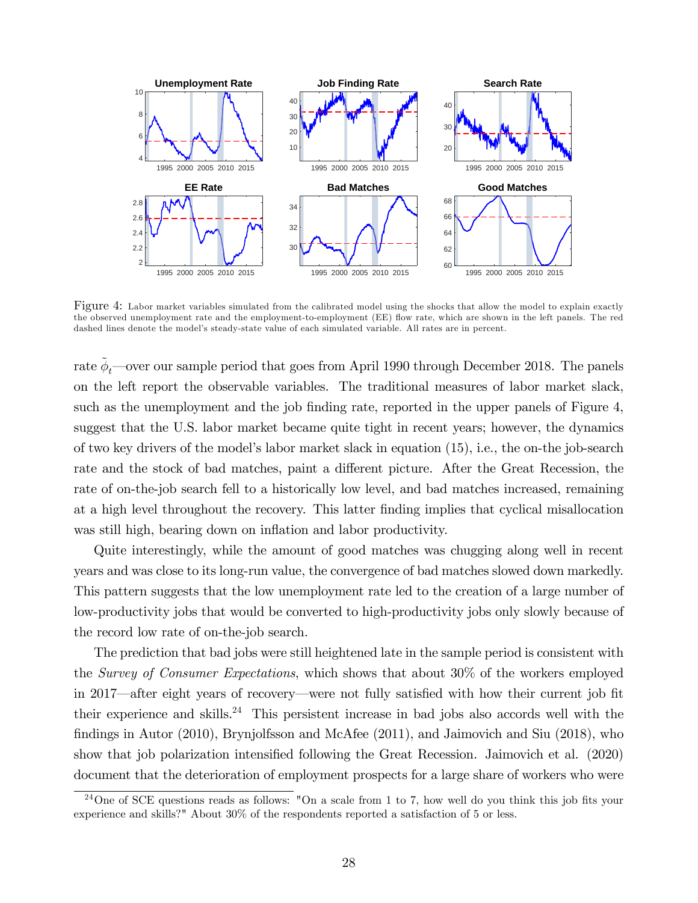Figure 4: Labor market variables simulated from the calibrated model using the shocks that allow the model to explain exactly the observed unemployment rate and the employment-to-employment (EE) flow rate, which are shown in the left panels. The red dashed lines denote the model's steady-state value of each simulated variable. All rates are in percent.

rate $\tilde{\phi}_t$—over our sample period that goes from April 1990 through December 2018. The panels on the left report the observable variables. The traditional measures of labor market slack, such as the unemployment and the job finding rate, reported in the upper panels of Figure 4, suggest that the U.S. labor market became quite tight in recent years; however, the dynamics of two key drivers of the model's labor market slack in equation (15), i.e., the on-the job-search rate and the stock of bad matches, paint a different picture. After the Great Recession, the rate of on-the-job search fell to a historically low level, and bad matches increased, remaining at a high level throughout the recovery. This latter finding implies that cyclical misallocation was still high, bearing down on inflation and labor productivity.

Quite interestingly, while the amount of good matches was chugging along well in recent years and was close to its long-run value, the convergence of bad matches slowed down markedly. This pattern suggests that the low unemployment rate led to the creation of a large number of low-productivity jobs that would be converted to high-productivity jobs only slowly because of the record low rate of on-the-job search.

The prediction that bad jobs were still heightened late in the sample period is consistent with the *Survey of Consumer Expectations*, which shows that about 30% of the workers employed in 2017—after eight years of recovery—were not fully satisfied with how their current job fit their experience and skills.[24] This persistent increase in bad jobs also accords well with the findings in Autor (2010), Brynjolfsson and McAfee (2011), and Jaimovich and Siu (2018), who show that job polarization intensified following the Great Recession. Jaimovich et al. (2020) document that the deterioration of employment prospects for a large share of workers who were

[24] One of SCE questions reads as follows: "On a scale from 1 to 7, how well do you think this job fits your experience and skills?" About 30% of the respondents reported a satisfaction of 5 or less.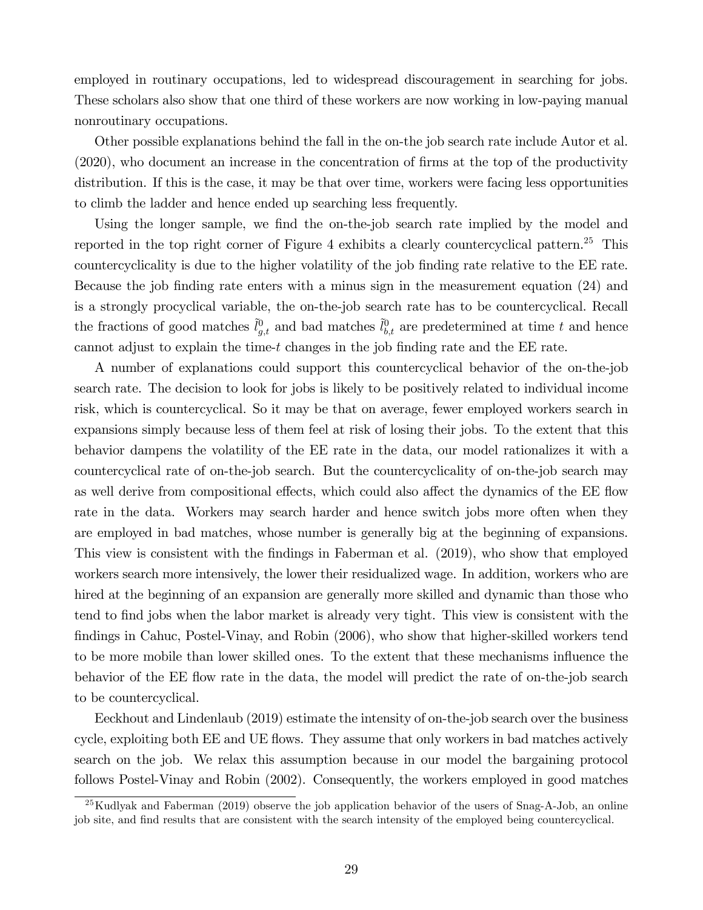employed in routinary occupations, led to widespread discouragement in searching for jobs. These scholars also show that one third of these workers are now working in low-paying manual nonroutinary occupations.

Other possible explanations behind the fall in the on-the job search rate include Autor et al. (2020), who document an increase in the concentration of firms at the top of the productivity distribution. If this is the case, it may be that over time, workers were facing less opportunities to climb the ladder and hence ended up searching less frequently.

Using the longer sample, we find the on-the-job search rate implied by the model and reported in the top right corner of Figure 4 exhibits a clearly countercyclical pattern.[25] This countercyclicality is due to the higher volatility of the job finding rate relative to the EE rate. Because the job finding rate enters with a minus sign in the measurement equation (24) and is a strongly procyclical variable, the on-the-job search rate has to be countercyclical. Recall the fractions of good matches $\tilde{l}^0_{g,t}$ and bad matches $\tilde{l}^0_{b,t}$ are predetermined at time $t$ and hence cannot adjust to explain the time-$t$ changes in the job finding rate and the EE rate.

A number of explanations could support this countercyclical behavior of the on-the-job search rate. The decision to look for jobs is likely to be positively related to individual income risk, which is countercyclical. So it may be that on average, fewer employed workers search in expansions simply because less of them feel at risk of losing their jobs. To the extent that this behavior dampens the volatility of the EE rate in the data, our model rationalizes it with a countercyclical rate of on-the-job search. But the countercyclicality of on-the-job search may as well derive from compositional effects, which could also affect the dynamics of the EE flow rate in the data. Workers may search harder and hence switch jobs more often when they are employed in bad matches, whose number is generally big at the beginning of expansions. This view is consistent with the findings in Faberman et al. (2019), who show that employed workers search more intensively, the lower their residualized wage. In addition, workers who are hired at the beginning of an expansion are generally more skilled and dynamic than those who tend to find jobs when the labor market is already very tight. This view is consistent with the findings in Cahuc, Postel-Vinay, and Robin (2006), who show that higher-skilled workers tend to be more mobile than lower skilled ones. To the extent that these mechanisms influence the behavior of the EE flow rate in the data, the model will predict the rate of on-the-job search to be countercyclical.

Eeckhout and Lindenlaub (2019) estimate the intensity of on-the-job search over the business cycle, exploiting both EE and UE flows. They assume that only workers in bad matches actively search on the job. We relax this assumption because in our model the bargaining protocol follows Postel-Vinay and Robin (2002). Consequently, the workers employed in good matches

[25] Kudlyak and Faberman (2019) observe the job application behavior of the users of Snag-A-Job, an online job site, and find results that are consistent with the search intensity of the employed being countercyclical.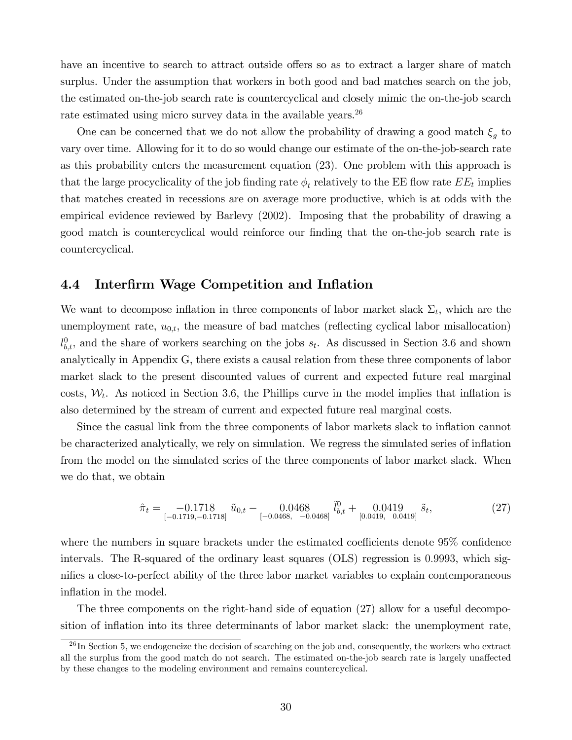have an incentive to search to attract outside offers so as to extract a larger share of match surplus. Under the assumption that workers in both good and bad matches search on the job, the estimated on-the-job search rate is countercyclical and closely mimic the on-the-job search rate estimated using micro survey data in the available years.[26]

One can be concerned that we do not allow the probability of drawing a good match $\xi_g$ to vary over time. Allowing for it to do so would change our estimate of the on-the-job-search rate as this probability enters the measurement equation (23). One problem with this approach is that the large procyclicality of the job finding rate $\phi_t$ relatively to the EE flow rate $EE_t$ implies that matches created in recessions are on average more productive, which is at odds with the empirical evidence reviewed by Barlevy (2002). Imposing that the probability of drawing a good match is countercyclical would reinforce our finding that the on-the-job search rate is countercyclical.

## 4.4 Interfirm Wage Competition and Inflation

We want to decompose inflation in three components of labor market slack $\Sigma_t$, which are the unemployment rate, $u_{0,t}$, the measure of bad matches (reflecting cyclical labor misallocation) $l_{b,t}^0$, and the share of workers searching on the jobs $s_t$. As discussed in Section 3.6 and shown analytically in Appendix G, there exists a causal relation from these three components of labor market slack to the present discounted values of current and expected future real marginal costs, $\mathcal{W}_t$. As noticed in Section 3.6, the Phillips curve in the model implies that inflation is also determined by the stream of current and expected future real marginal costs.

Since the casual link from the three components of labor markets slack to inflation cannot be characterized analytically, we rely on simulation. We regress the simulated series of inflation from the model on the simulated series of the three components of labor market slack. When we do that, we obtain

$$\hat{\pi}_t = \underset{[-0.1719,-0.1718]}{-0.1718}\ \tilde{u}_{0,t} - \underset{[-0.0468,\ \ -0.0468]}{0.0468}\ \tilde{l}_{b,t}^0 + \underset{[0.0419,\ \ 0.0419]}{0.0419}\ \tilde{s}_t, \tag{27}$$

where the numbers in square brackets under the estimated coefficients denote 95% confidence intervals. The R-squared of the ordinary least squares (OLS) regression is 0.9993, which signifies a close-to-perfect ability of the three labor market variables to explain contemporaneous inflation in the model.

The three components on the right-hand side of equation (27) allow for a useful decomposition of inflation into its three determinants of labor market slack: the unemployment rate,

[26] In Section 5, we endogeneize the decision of searching on the job and, consequently, the workers who extract all the surplus from the good match do not search. The estimated on-the-job search rate is largely unaffected by these changes to the modeling environment and remains countercyclical.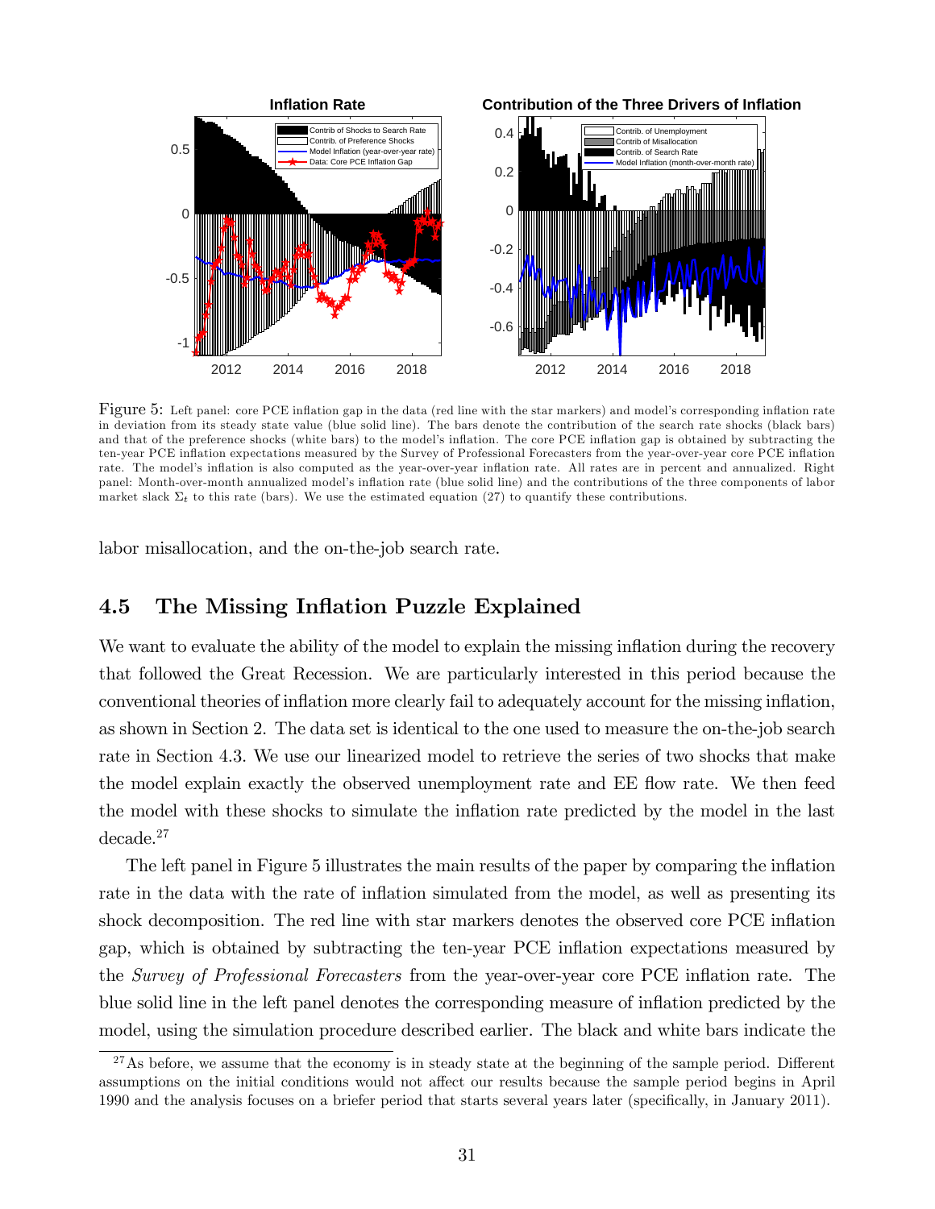Figure 5: Left panel: core PCE inflation gap in the data (red line with the star markers) and model's corresponding inflation rate in deviation from its steady state value (blue solid line). The bars denote the contribution of the search rate shocks (black bars) and that of the preference shocks (white bars) to the model's inflation. The core PCE inflation gap is obtained by subtracting the ten-year PCE inflation expectations measured by the Survey of Professional Forecasters from the year-over-year core PCE inflation rate. The model's inflation is also computed as the year-over-year inflation rate. All rates are in percent and annualized. Right panel: Month-over-month annualized model's inflation rate (blue solid line) and the contributions of the three components of labor market slack $\Sigma_t$ to this rate (bars). We use the estimated equation (27) to quantify these contributions.

labor misallocation, and the on-the-job search rate.

## 4.5 The Missing Inflation Puzzle Explained

We want to evaluate the ability of the model to explain the missing inflation during the recovery that followed the Great Recession. We are particularly interested in this period because the conventional theories of inflation more clearly fail to adequately account for the missing inflation, as shown in Section 2. The data set is identical to the one used to measure the on-the-job search rate in Section 4.3. We use our linearized model to retrieve the series of two shocks that make the model explain exactly the observed unemployment rate and EE flow rate. We then feed the model with these shocks to simulate the inflation rate predicted by the model in the last decade.[27]

The left panel in Figure 5 illustrates the main results of the paper by comparing the inflation rate in the data with the rate of inflation simulated from the model, as well as presenting its shock decomposition. The red line with star markers denotes the observed core PCE inflation gap, which is obtained by subtracting the ten-year PCE inflation expectations measured by the *Survey of Professional Forecasters* from the year-over-year core PCE inflation rate. The blue solid line in the left panel denotes the corresponding measure of inflation predicted by the model, using the simulation procedure described earlier. The black and white bars indicate the

[27] As before, we assume that the economy is in steady state at the beginning of the sample period. Different assumptions on the initial conditions would not affect our results because the sample period begins in April 1990 and the analysis focuses on a briefer period that starts several years later (specifically, in January 2011).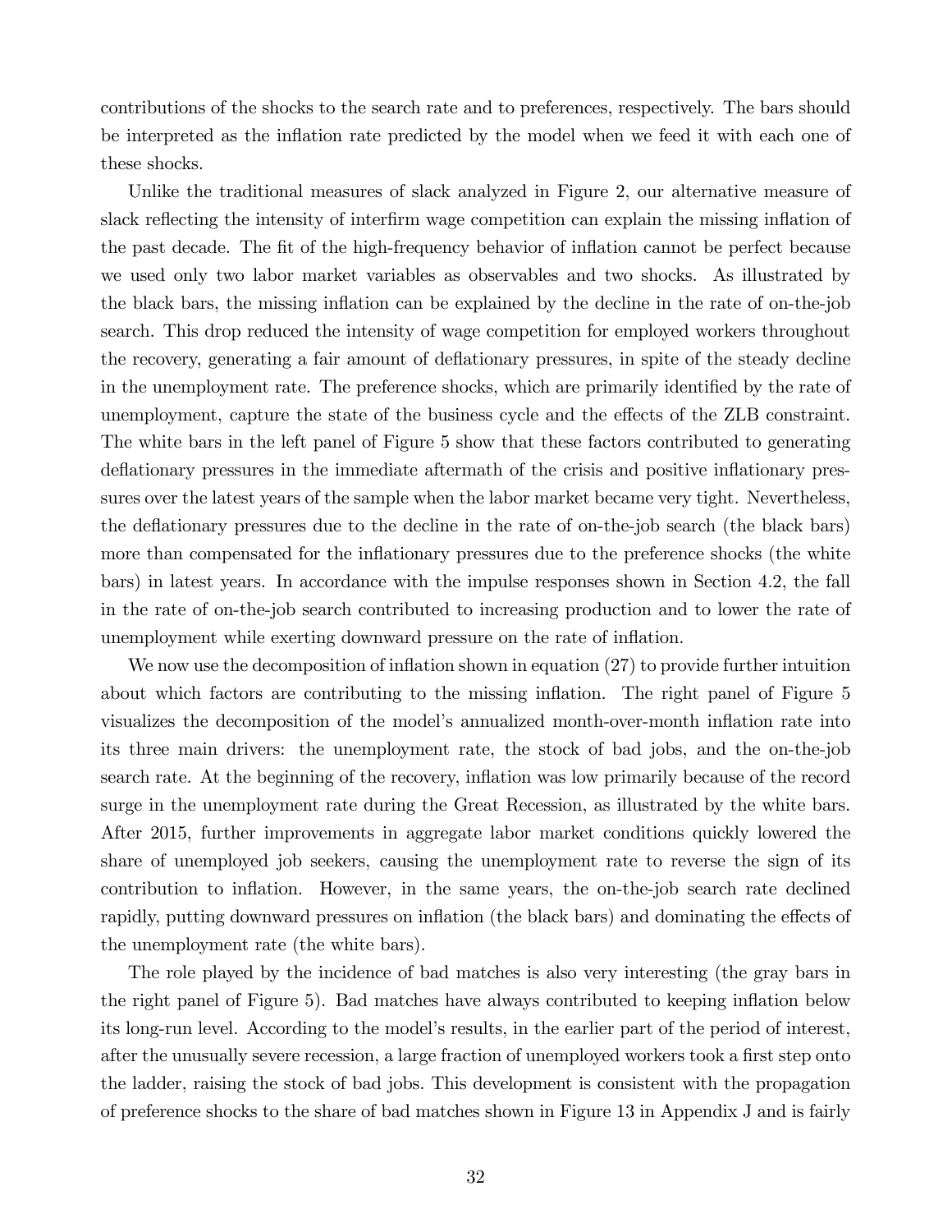contributions of the shocks to the search rate and to preferences, respectively. The bars should be interpreted as the inflation rate predicted by the model when we feed it with each one of these shocks.

Unlike the traditional measures of slack analyzed in Figure 2, our alternative measure of slack reflecting the intensity of interfirm wage competition can explain the missing inflation of the past decade. The fit of the high-frequency behavior of inflation cannot be perfect because we used only two labor market variables as observables and two shocks. As illustrated by the black bars, the missing inflation can be explained by the decline in the rate of on-the-job search. This drop reduced the intensity of wage competition for employed workers throughout the recovery, generating a fair amount of deflationary pressures, in spite of the steady decline in the unemployment rate. The preference shocks, which are primarily identified by the rate of unemployment, capture the state of the business cycle and the effects of the ZLB constraint. The white bars in the left panel of Figure 5 show that these factors contributed to generating deflationary pressures in the immediate aftermath of the crisis and positive inflationary pressures over the latest years of the sample when the labor market became very tight. Nevertheless, the deflationary pressures due to the decline in the rate of on-the-job search (the black bars) more than compensated for the inflationary pressures due to the preference shocks (the white bars) in latest years. In accordance with the impulse responses shown in Section 4.2, the fall in the rate of on-the-job search contributed to increasing production and to lower the rate of unemployment while exerting downward pressure on the rate of inflation.

We now use the decomposition of inflation shown in equation (27) to provide further intuition about which factors are contributing to the missing inflation. The right panel of Figure 5 visualizes the decomposition of the model's annualized month-over-month inflation rate into its three main drivers: the unemployment rate, the stock of bad jobs, and the on-the-job search rate. At the beginning of the recovery, inflation was low primarily because of the record surge in the unemployment rate during the Great Recession, as illustrated by the white bars. After 2015, further improvements in aggregate labor market conditions quickly lowered the share of unemployed job seekers, causing the unemployment rate to reverse the sign of its contribution to inflation. However, in the same years, the on-the-job search rate declined rapidly, putting downward pressures on inflation (the black bars) and dominating the effects of the unemployment rate (the white bars).

The role played by the incidence of bad matches is also very interesting (the gray bars in the right panel of Figure 5). Bad matches have always contributed to keeping inflation below its long-run level. According to the model's results, in the earlier part of the period of interest, after the unusually severe recession, a large fraction of unemployed workers took a first step onto the ladder, raising the stock of bad jobs. This development is consistent with the propagation of preference shocks to the share of bad matches shown in Figure 13 in Appendix J and is fairly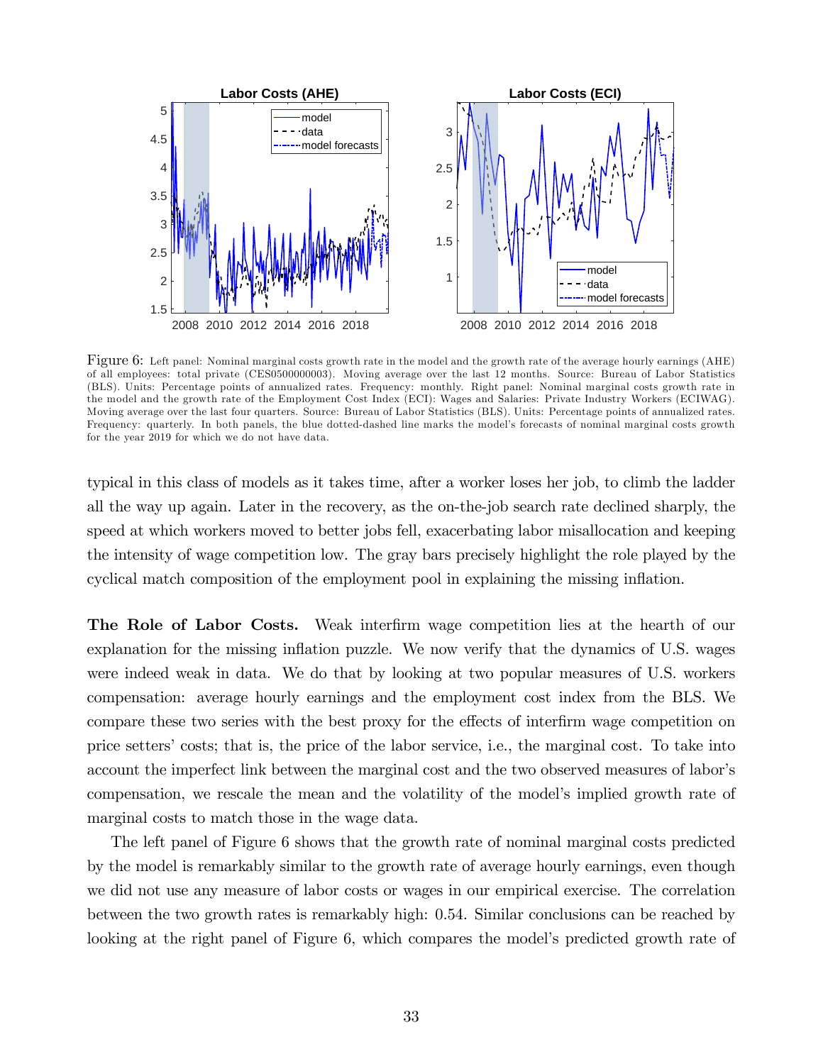Figure 6: Left panel: Nominal marginal costs growth rate in the model and the growth rate of the average hourly earnings (AHE) of all employees: total private (CES0500000003). Moving average over the last 12 months. Source: Bureau of Labor Statistics (BLS). Units: Percentage points of annualized rates. Frequency: monthly. Right panel: Nominal marginal costs growth rate in the model and the growth rate of the Employment Cost Index (ECI): Wages and Salaries: Private Industry Workers (ECIWAG). Moving average over the last four quarters. Source: Bureau of Labor Statistics (BLS). Units: Percentage points of annualized rates. Frequency: quarterly. In both panels, the blue dotted-dashed line marks the model's forecasts of nominal marginal costs growth for the year 2019 for which we do not have data.

typical in this class of models as it takes time, after a worker loses her job, to climb the ladder all the way up again. Later in the recovery, as the on-the-job search rate declined sharply, the speed at which workers moved to better jobs fell, exacerbating labor misallocation and keeping the intensity of wage competition low. The gray bars precisely highlight the role played by the cyclical match composition of the employment pool in explaining the missing inflation.

**The Role of Labor Costs.** Weak interfirm wage competition lies at the hearth of our explanation for the missing inflation puzzle. We now verify that the dynamics of U.S. wages were indeed weak in data. We do that by looking at two popular measures of U.S. workers compensation: average hourly earnings and the employment cost index from the BLS. We compare these two series with the best proxy for the effects of interfirm wage competition on price setters' costs; that is, the price of the labor service, i.e., the marginal cost. To take into account the imperfect link between the marginal cost and the two observed measures of labor's compensation, we rescale the mean and the volatility of the model's implied growth rate of marginal costs to match those in the wage data.

The left panel of Figure 6 shows that the growth rate of nominal marginal costs predicted by the model is remarkably similar to the growth rate of average hourly earnings, even though we did not use any measure of labor costs or wages in our empirical exercise. The correlation between the two growth rates is remarkably high: 0.54. Similar conclusions can be reached by looking at the right panel of Figure 6, which compares the model's predicted growth rate of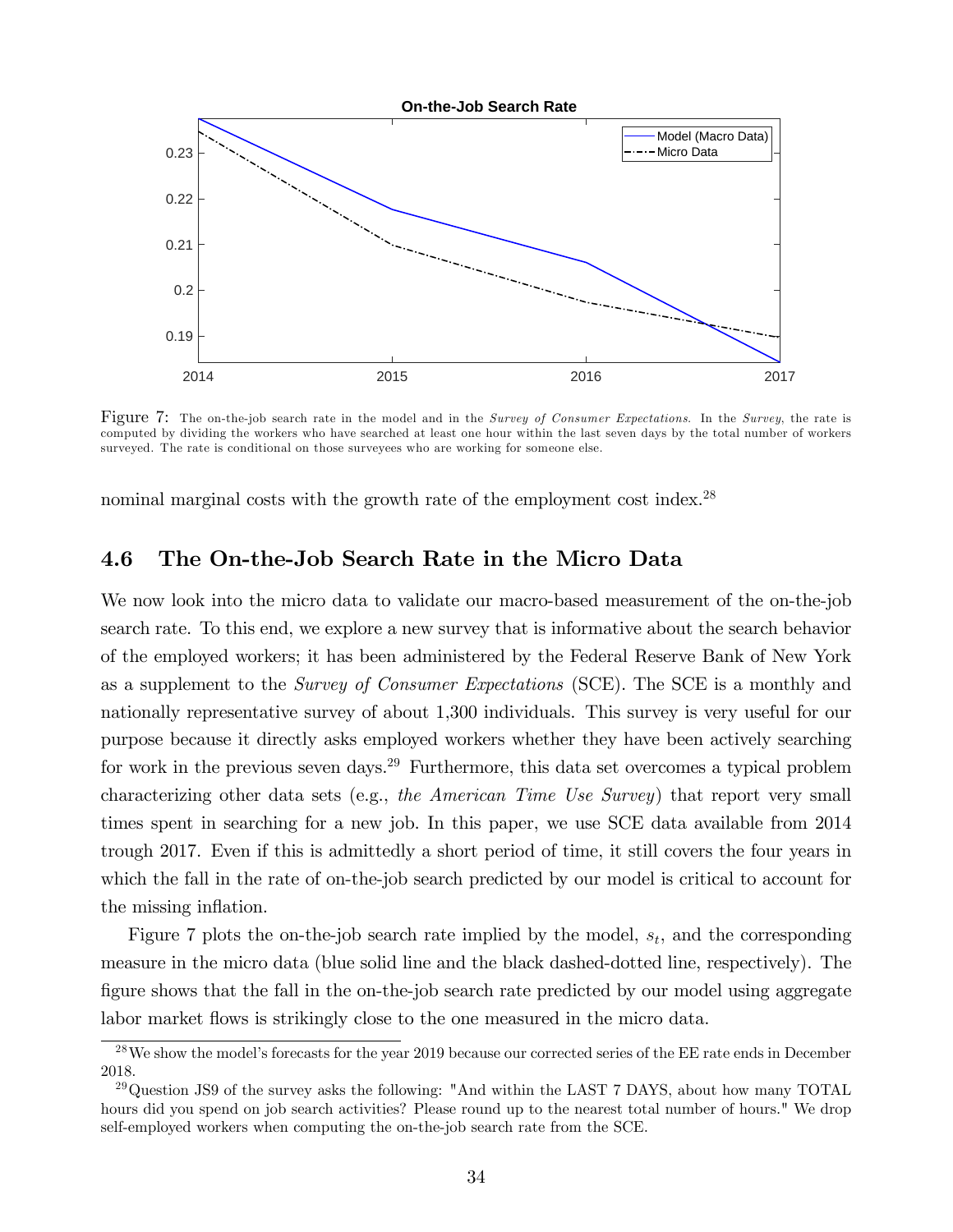Figure 7: The on-the-job search rate in the model and in the *Survey of Consumer Expectations*. In the *Survey*, the rate is computed by dividing the workers who have searched at least one hour within the last seven days by the total number of workers surveyed. The rate is conditional on those surveyees who are working for someone else.

nominal marginal costs with the growth rate of the employment cost index.[28]

## 4.6 The On-the-Job Search Rate in the Micro Data

We now look into the micro data to validate our macro-based measurement of the on-the-job search rate. To this end, we explore a new survey that is informative about the search behavior of the employed workers; it has been administered by the Federal Reserve Bank of New York as a supplement to the *Survey of Consumer Expectations* (SCE). The SCE is a monthly and nationally representative survey of about 1,300 individuals. This survey is very useful for our purpose because it directly asks employed workers whether they have been actively searching for work in the previous seven days.[29] Furthermore, this data set overcomes a typical problem characterizing other data sets (e.g., *the American Time Use Survey*) that report very small times spent in searching for a new job. In this paper, we use SCE data available from 2014 trough 2017. Even if this is admittedly a short period of time, it still covers the four years in which the fall in the rate of on-the-job search predicted by our model is critical to account for the missing inflation.

Figure 7 plots the on-the-job search rate implied by the model, $s_t$, and the corresponding measure in the micro data (blue solid line and the black dashed-dotted line, respectively). The figure shows that the fall in the on-the-job search rate predicted by our model using aggregate labor market flows is strikingly close to the one measured in the micro data.

[28] We show the model's forecasts for the year 2019 because our corrected series of the EE rate ends in December 2018.

[29] Question JS9 of the survey asks the following: "And within the LAST 7 DAYS, about how many TOTAL hours did you spend on job search activities? Please round up to the nearest total number of hours." We drop self-employed workers when computing the on-the-job search rate from the SCE.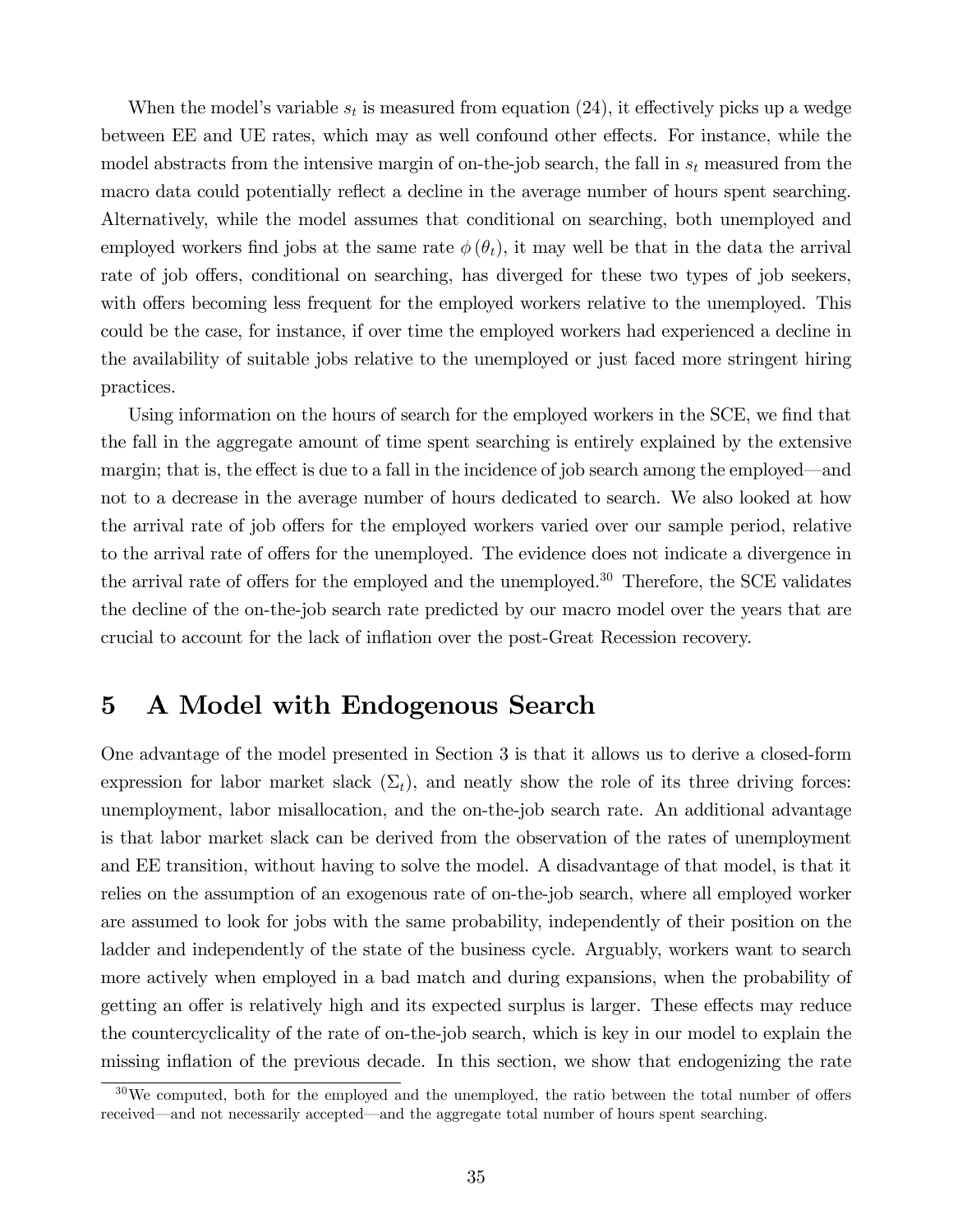When the model's variable $s_t$ is measured from equation (24), it effectively picks up a wedge between EE and UE rates, which may as well confound other effects. For instance, while the model abstracts from the intensive margin of on-the-job search, the fall in $s_t$ measured from the macro data could potentially reflect a decline in the average number of hours spent searching. Alternatively, while the model assumes that conditional on searching, both unemployed and employed workers find jobs at the same rate $\phi(\theta_t)$, it may well be that in the data the arrival rate of job offers, conditional on searching, has diverged for these two types of job seekers, with offers becoming less frequent for the employed workers relative to the unemployed. This could be the case, for instance, if over time the employed workers had experienced a decline in the availability of suitable jobs relative to the unemployed or just faced more stringent hiring practices.

Using information on the hours of search for the employed workers in the SCE, we find that the fall in the aggregate amount of time spent searching is entirely explained by the extensive margin; that is, the effect is due to a fall in the incidence of job search among the employed—and not to a decrease in the average number of hours dedicated to search. We also looked at how the arrival rate of job offers for the employed workers varied over our sample period, relative to the arrival rate of offers for the unemployed. The evidence does not indicate a divergence in the arrival rate of offers for the employed and the unemployed.[30] Therefore, the SCE validates the decline of the on-the-job search rate predicted by our macro model over the years that are crucial to account for the lack of inflation over the post-Great Recession recovery.

# 5 A Model with Endogenous Search

One advantage of the model presented in Section 3 is that it allows us to derive a closed-form expression for labor market slack ($\Sigma_t$), and neatly show the role of its three driving forces: unemployment, labor misallocation, and the on-the-job search rate. An additional advantage is that labor market slack can be derived from the observation of the rates of unemployment and EE transition, without having to solve the model. A disadvantage of that model, is that it relies on the assumption of an exogenous rate of on-the-job search, where all employed worker are assumed to look for jobs with the same probability, independently of their position on the ladder and independently of the state of the business cycle. Arguably, workers want to search more actively when employed in a bad match and during expansions, when the probability of getting an offer is relatively high and its expected surplus is larger. These effects may reduce the countercyclicality of the rate of on-the-job search, which is key in our model to explain the missing inflation of the previous decade. In this section, we show that endogenizing the rate

[30] We computed, both for the employed and the unemployed, the ratio between the total number of offers received—and not necessarily accepted—and the aggregate total number of hours spent searching.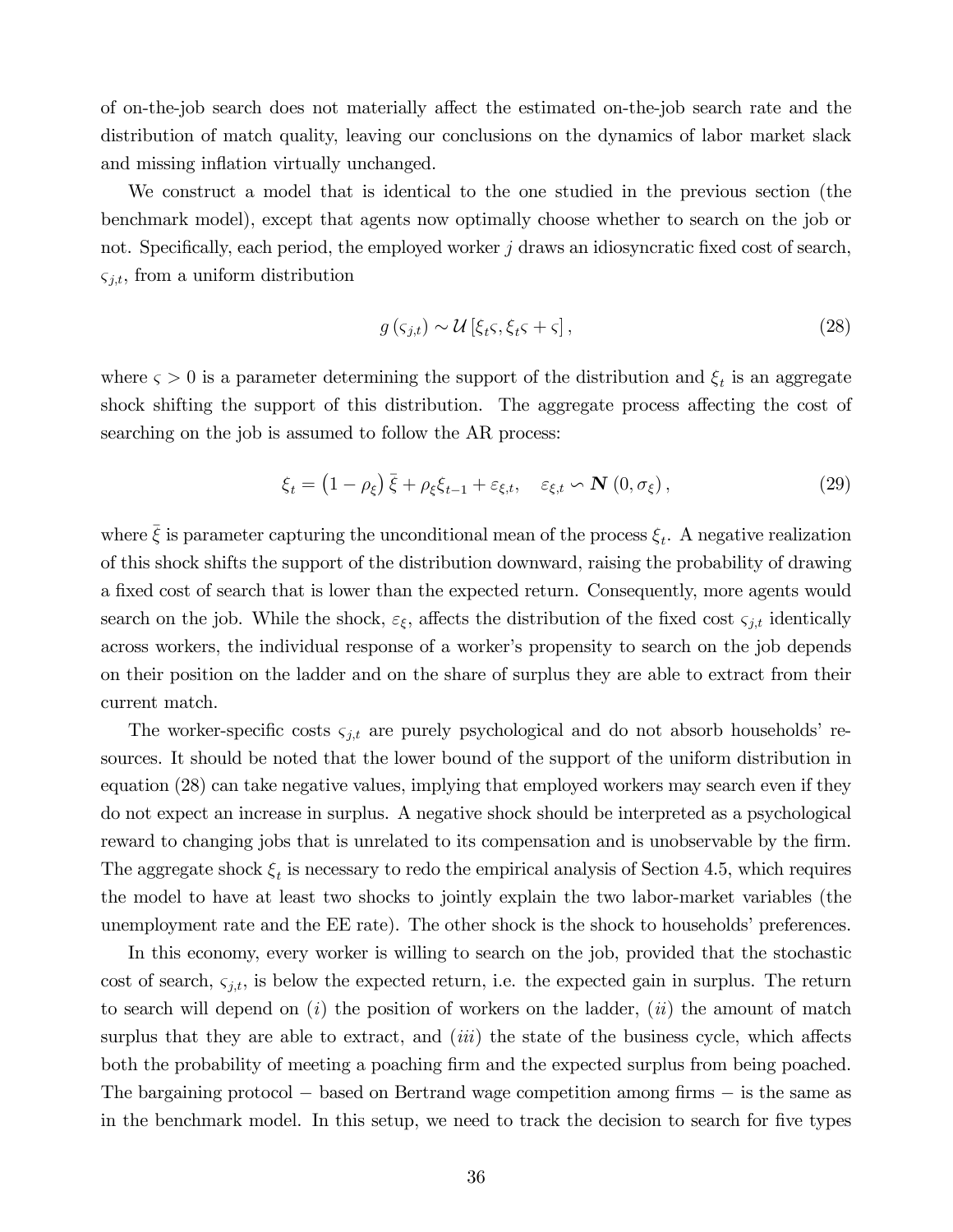of on-the-job search does not materially affect the estimated on-the-job search rate and the distribution of match quality, leaving our conclusions on the dynamics of labor market slack and missing inflation virtually unchanged.

We construct a model that is identical to the one studied in the previous section (the benchmark model), except that agents now optimally choose whether to search on the job or not. Specifically, each period, the employed worker $j$ draws an idiosyncratic fixed cost of search, $\varsigma_{j,t}$, from a uniform distribution

$$g(\varsigma_{j,t}) \sim \mathcal{U}[\xi_t \varsigma, \xi_t \varsigma + \varsigma], \tag{28}$$

where $\varsigma > 0$ is a parameter determining the support of the distribution and $\xi_t$ is an aggregate shock shifting the support of this distribution. The aggregate process affecting the cost of searching on the job is assumed to follow the AR process:

$$\xi_t = (1 - \rho_\xi)\,\bar{\xi} + \rho_\xi \xi_{t-1} + \varepsilon_{\xi,t}, \quad \varepsilon_{\xi,t} \backsim \boldsymbol{N}(0, \sigma_\xi), \tag{29}$$

where $\bar{\xi}$ is parameter capturing the unconditional mean of the process $\xi_t$. A negative realization of this shock shifts the support of the distribution downward, raising the probability of drawing a fixed cost of search that is lower than the expected return. Consequently, more agents would search on the job. While the shock, $\varepsilon_\xi$, affects the distribution of the fixed cost $\varsigma_{j,t}$ identically across workers, the individual response of a worker's propensity to search on the job depends on their position on the ladder and on the share of surplus they are able to extract from their current match.

The worker-specific costs $\varsigma_{j,t}$ are purely psychological and do not absorb households' resources. It should be noted that the lower bound of the support of the uniform distribution in equation (28) can take negative values, implying that employed workers may search even if they do not expect an increase in surplus. A negative shock should be interpreted as a psychological reward to changing jobs that is unrelated to its compensation and is unobservable by the firm. The aggregate shock $\xi_t$ is necessary to redo the empirical analysis of Section 4.5, which requires the model to have at least two shocks to jointly explain the two labor-market variables (the unemployment rate and the EE rate). The other shock is the shock to households' preferences.

In this economy, every worker is willing to search on the job, provided that the stochastic cost of search, $\varsigma_{j,t}$, is below the expected return, i.e. the expected gain in surplus. The return to search will depend on ($i$) the position of workers on the ladder, ($ii$) the amount of match surplus that they are able to extract, and ($iii$) the state of the business cycle, which affects both the probability of meeting a poaching firm and the expected surplus from being poached. The bargaining protocol − based on Bertrand wage competition among firms − is the same as in the benchmark model. In this setup, we need to track the decision to search for five types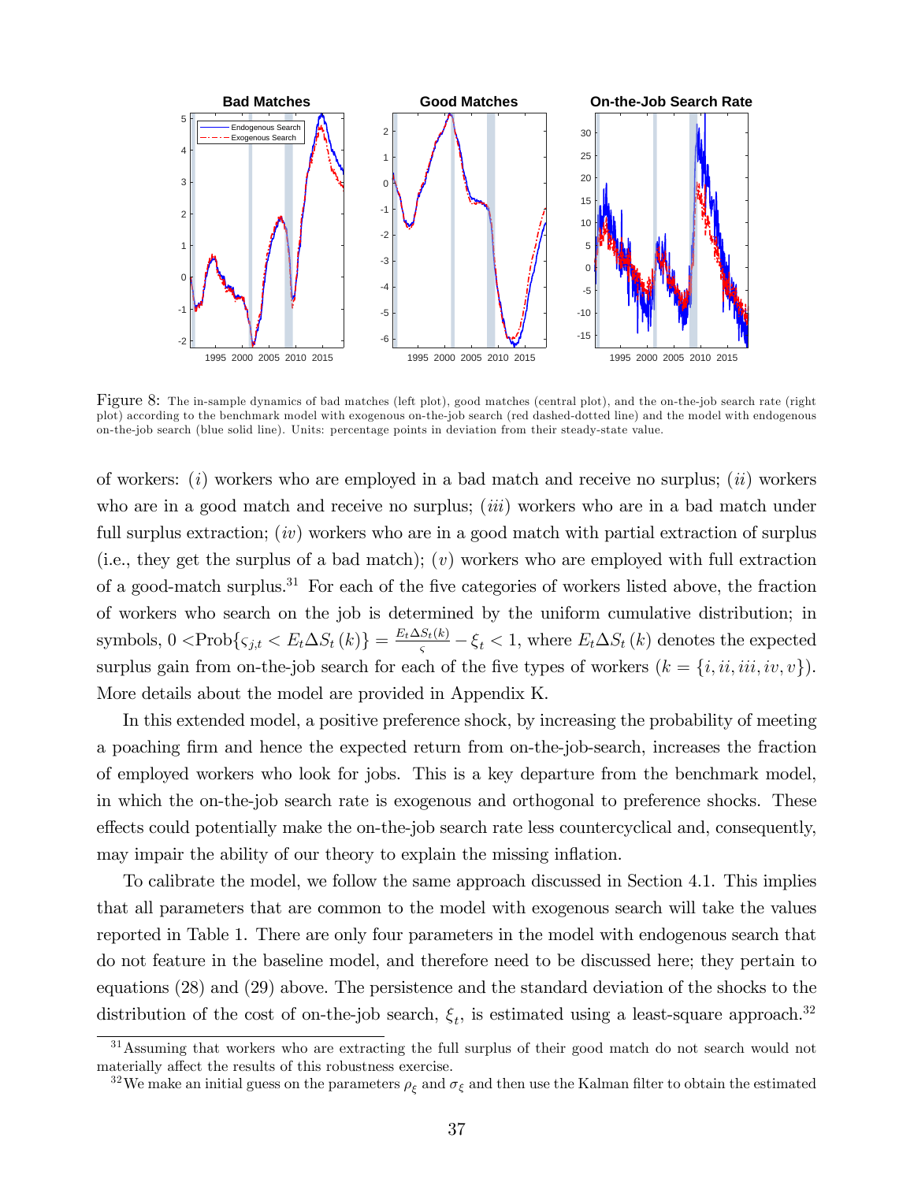Figure 8: The in-sample dynamics of bad matches (left plot), good matches (central plot), and the on-the-job search rate (right plot) according to the benchmark model with exogenous on-the-job search (red dashed-dotted line) and the model with endogenous on-the-job search (blue solid line). Units: percentage points in deviation from their steady-state value.

of workers: $(i)$ workers who are employed in a bad match and receive no surplus; $(ii)$ workers who are in a good match and receive no surplus; $(iii)$ workers who are in a bad match under full surplus extraction; $(iv)$ workers who are in a good match with partial extraction of surplus (i.e., they get the surplus of a bad match); $(v)$ workers who are employed with full extraction of a good-match surplus.[31] For each of the five categories of workers listed above, the fraction of workers who search on the job is determined by the uniform cumulative distribution; in symbols, $0 < \text{Prob}\{\varsigma_{j,t} < E_t \Delta S_t(k)\} = \frac{E_t \Delta S_t(k)}{\varsigma} - \xi_t < 1$, where $E_t \Delta S_t(k)$ denotes the expected surplus gain from on-the-job search for each of the five types of workers ($k = \{i, ii, iii, iv, v\}$). More details about the model are provided in Appendix K.

In this extended model, a positive preference shock, by increasing the probability of meeting a poaching firm and hence the expected return from on-the-job-search, increases the fraction of employed workers who look for jobs. This is a key departure from the benchmark model, in which the on-the-job search rate is exogenous and orthogonal to preference shocks. These effects could potentially make the on-the-job search rate less countercyclical and, consequently, may impair the ability of our theory to explain the missing inflation.

To calibrate the model, we follow the same approach discussed in Section 4.1. This implies that all parameters that are common to the model with exogenous search will take the values reported in Table 1. There are only four parameters in the model with endogenous search that do not feature in the baseline model, and therefore need to be discussed here; they pertain to equations (28) and (29) above. The persistence and the standard deviation of the shocks to the distribution of the cost of on-the-job search, $\xi_t$, is estimated using a least-square approach.[32]

[31] Assuming that workers who are extracting the full surplus of their good match do not search would not materially affect the results of this robustness exercise.

[32] We make an initial guess on the parameters $\rho_\xi$ and $\sigma_\xi$ and then use the Kalman filter to obtain the estimated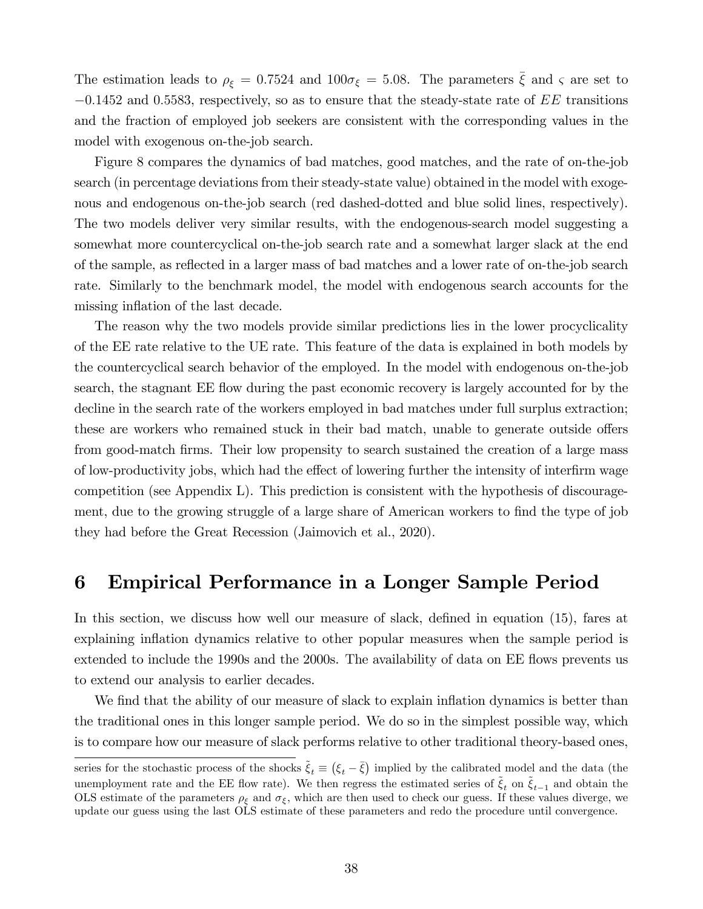The estimation leads to $\rho_\xi = 0.7524$ and $100\sigma_\xi = 5.08$. The parameters $\bar{\xi}$ and $\varsigma$ are set to $-0.1452$ and $0.5583$, respectively, so as to ensure that the steady-state rate of $EE$ transitions and the fraction of employed job seekers are consistent with the corresponding values in the model with exogenous on-the-job search.

Figure 8 compares the dynamics of bad matches, good matches, and the rate of on-the-job search (in percentage deviations from their steady-state value) obtained in the model with exogenous and endogenous on-the-job search (red dashed-dotted and blue solid lines, respectively). The two models deliver very similar results, with the endogenous-search model suggesting a somewhat more countercyclical on-the-job search rate and a somewhat larger slack at the end of the sample, as reflected in a larger mass of bad matches and a lower rate of on-the-job search rate. Similarly to the benchmark model, the model with endogenous search accounts for the missing inflation of the last decade.

The reason why the two models provide similar predictions lies in the lower procyclicality of the EE rate relative to the UE rate. This feature of the data is explained in both models by the countercyclical search behavior of the employed. In the model with endogenous on-the-job search, the stagnant EE flow during the past economic recovery is largely accounted for by the decline in the search rate of the workers employed in bad matches under full surplus extraction; these are workers who remained stuck in their bad match, unable to generate outside offers from good-match firms. Their low propensity to search sustained the creation of a large mass of low-productivity jobs, which had the effect of lowering further the intensity of interfirm wage competition (see Appendix L). This prediction is consistent with the hypothesis of discouragement, due to the growing struggle of a large share of American workers to find the type of job they had before the Great Recession (Jaimovich et al., 2020).

# 6 Empirical Performance in a Longer Sample Period

In this section, we discuss how well our measure of slack, defined in equation (15), fares at explaining inflation dynamics relative to other popular measures when the sample period is extended to include the 1990s and the 2000s. The availability of data on EE flows prevents us to extend our analysis to earlier decades.

We find that the ability of our measure of slack to explain inflation dynamics is better than the traditional ones in this longer sample period. We do so in the simplest possible way, which is to compare how our measure of slack performs relative to other traditional theory-based ones,

series for the stochastic process of the shocks $\tilde{\xi}_t \equiv (\xi_t - \bar{\xi})$ implied by the calibrated model and the data (the unemployment rate and the EE flow rate). We then regress the estimated series of $\tilde{\xi}_t$ on $\tilde{\xi}_{t-1}$ and obtain the OLS estimate of the parameters $\rho_\xi$ and $\sigma_\xi$, which are then used to check our guess. If these values diverge, we update our guess using the last OLS estimate of these parameters and redo the procedure until convergence.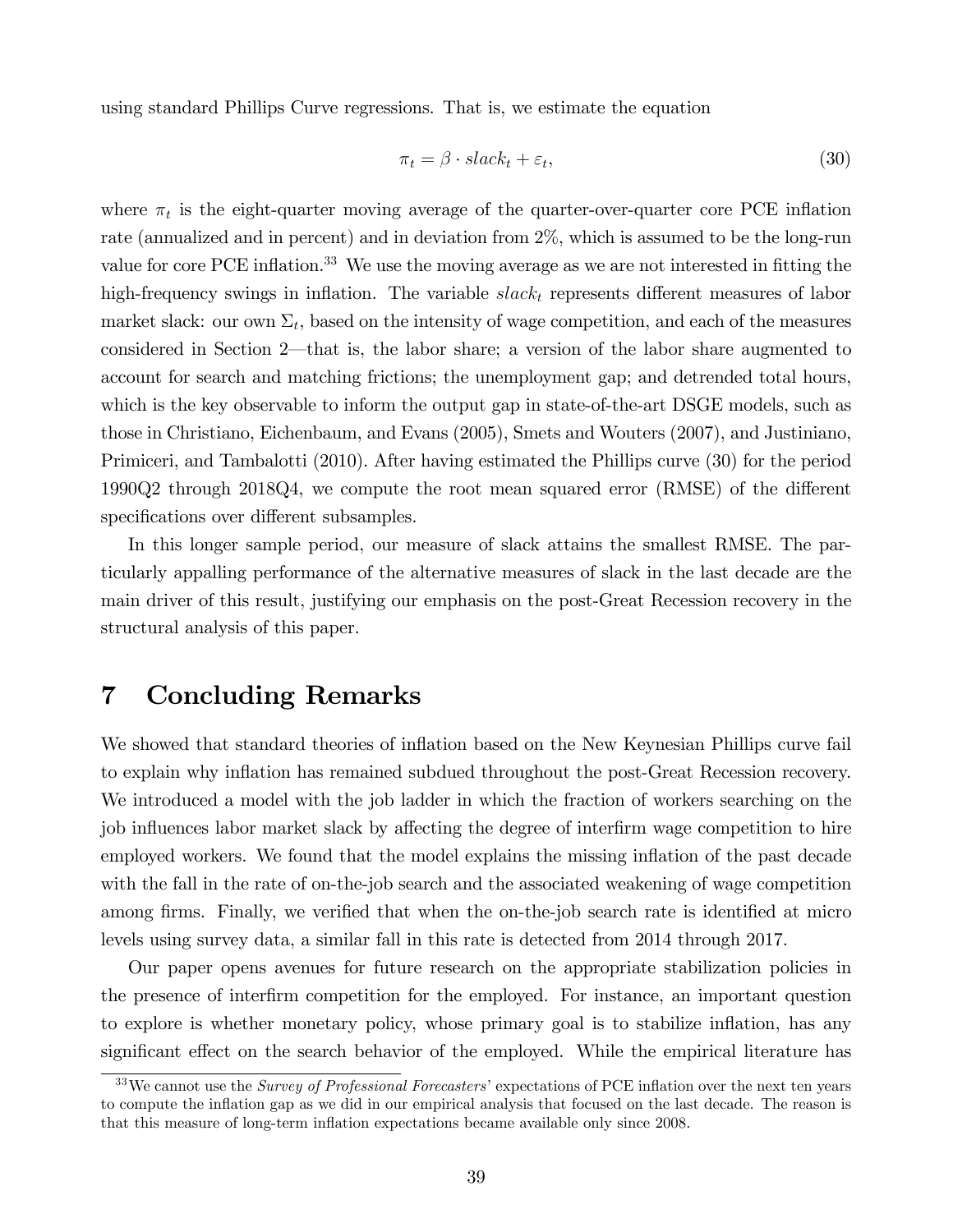using standard Phillips Curve regressions. That is, we estimate the equation

$$\pi_t = \beta \cdot slack_t + \varepsilon_t, \tag{30}$$

where $\pi_t$ is the eight-quarter moving average of the quarter-over-quarter core PCE inflation rate (annualized and in percent) and in deviation from 2%, which is assumed to be the long-run value for core PCE inflation.[33] We use the moving average as we are not interested in fitting the high-frequency swings in inflation. The variable $slack_t$ represents different measures of labor market slack: our own $\Sigma_t$, based on the intensity of wage competition, and each of the measures considered in Section 2—that is, the labor share; a version of the labor share augmented to account for search and matching frictions; the unemployment gap; and detrended total hours, which is the key observable to inform the output gap in state-of-the-art DSGE models, such as those in Christiano, Eichenbaum, and Evans (2005), Smets and Wouters (2007), and Justiniano, Primiceri, and Tambalotti (2010). After having estimated the Phillips curve (30) for the period 1990Q2 through 2018Q4, we compute the root mean squared error (RMSE) of the different specifications over different subsamples.

In this longer sample period, our measure of slack attains the smallest RMSE. The particularly appalling performance of the alternative measures of slack in the last decade are the main driver of this result, justifying our emphasis on the post-Great Recession recovery in the structural analysis of this paper.

# 7 Concluding Remarks

We showed that standard theories of inflation based on the New Keynesian Phillips curve fail to explain why inflation has remained subdued throughout the post-Great Recession recovery. We introduced a model with the job ladder in which the fraction of workers searching on the job influences labor market slack by affecting the degree of interfirm wage competition to hire employed workers. We found that the model explains the missing inflation of the past decade with the fall in the rate of on-the-job search and the associated weakening of wage competition among firms. Finally, we verified that when the on-the-job search rate is identified at micro levels using survey data, a similar fall in this rate is detected from 2014 through 2017.

Our paper opens avenues for future research on the appropriate stabilization policies in the presence of interfirm competition for the employed. For instance, an important question to explore is whether monetary policy, whose primary goal is to stabilize inflation, has any significant effect on the search behavior of the employed. While the empirical literature has

[33] We cannot use the *Survey of Professional Forecasters*' expectations of PCE inflation over the next ten years to compute the inflation gap as we did in our empirical analysis that focused on the last decade. The reason is that this measure of long-term inflation expectations became available only since 2008.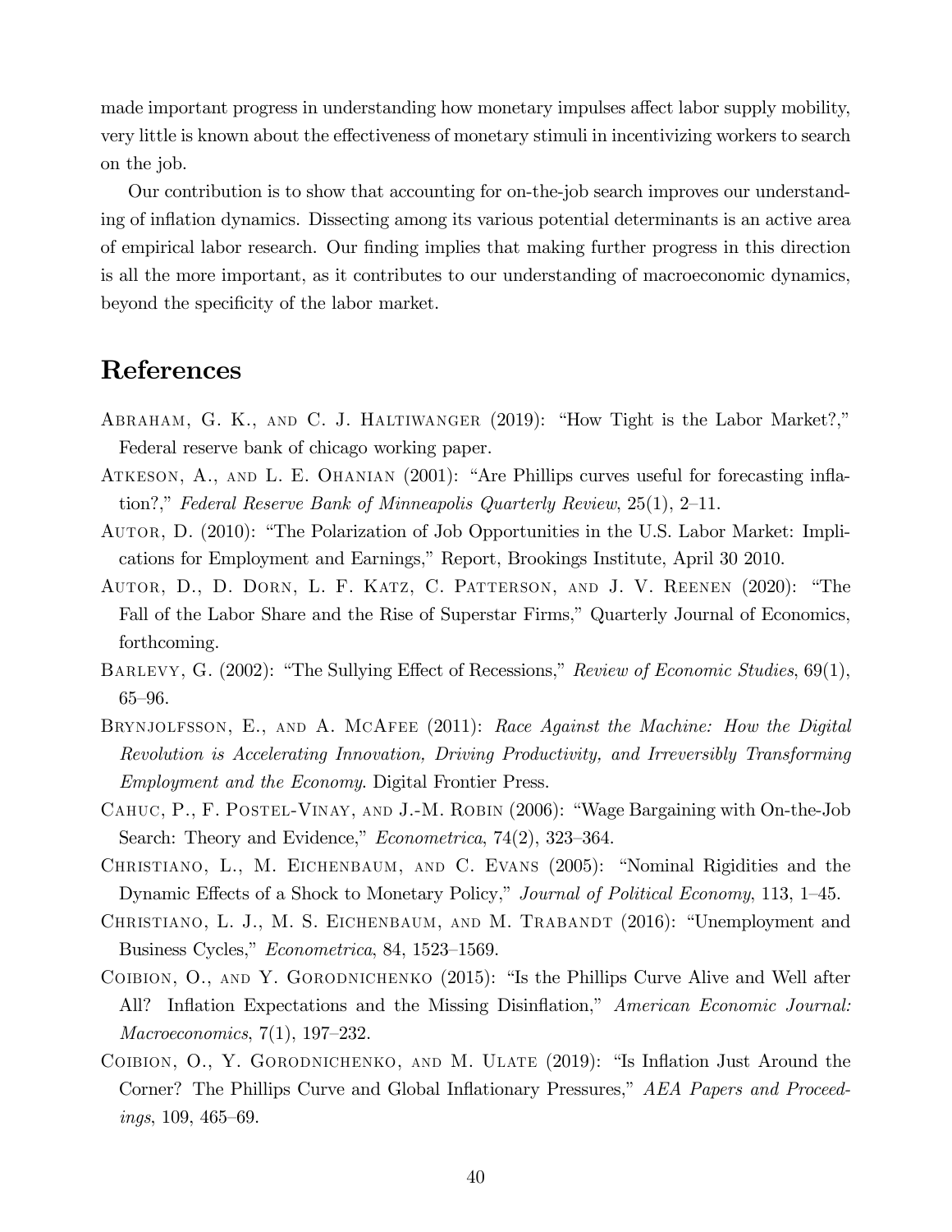made important progress in understanding how monetary impulses affect labor supply mobility, very little is known about the effectiveness of monetary stimuli in incentivizing workers to search on the job.

Our contribution is to show that accounting for on-the-job search improves our understanding of inflation dynamics. Dissecting among its various potential determinants is an active area of empirical labor research. Our finding implies that making further progress in this direction is all the more important, as it contributes to our understanding of macroeconomic dynamics, beyond the specificity of the labor market.

## References

Abraham, G. K., and C. J. Haltiwanger (2019): "How Tight is the Labor Market?," Federal reserve bank of chicago working paper.

Atkeson, A., and L. E. Ohanian (2001): "Are Phillips curves useful for forecasting inflation?," *Federal Reserve Bank of Minneapolis Quarterly Review*, 25(1), 2–11.

Autor, D. (2010): "The Polarization of Job Opportunities in the U.S. Labor Market: Implications for Employment and Earnings," Report, Brookings Institute, April 30 2010.

Autor, D., D. Dorn, L. F. Katz, C. Patterson, and J. V. Reenen (2020): "The Fall of the Labor Share and the Rise of Superstar Firms," Quarterly Journal of Economics, forthcoming.

Barlevy, G. (2002): "The Sullying Effect of Recessions," *Review of Economic Studies*, 69(1), 65–96.

Brynjolfsson, E., and A. McAfee (2011): *Race Against the Machine: How the Digital Revolution is Accelerating Innovation, Driving Productivity, and Irreversibly Transforming Employment and the Economy*. Digital Frontier Press.

Cahuc, P., F. Postel-Vinay, and J.-M. Robin (2006): "Wage Bargaining with On-the-Job Search: Theory and Evidence," *Econometrica*, 74(2), 323–364.

Christiano, L., M. Eichenbaum, and C. Evans (2005): "Nominal Rigidities and the Dynamic Effects of a Shock to Monetary Policy," *Journal of Political Economy*, 113, 1–45.

Christiano, L. J., M. S. Eichenbaum, and M. Trabandt (2016): "Unemployment and Business Cycles," *Econometrica*, 84, 1523–1569.

Coibion, O., and Y. Gorodnichenko (2015): "Is the Phillips Curve Alive and Well after All? Inflation Expectations and the Missing Disinflation," *American Economic Journal: Macroeconomics*, 7(1), 197–232.

Coibion, O., Y. Gorodnichenko, and M. Ulate (2019): "Is Inflation Just Around the Corner? The Phillips Curve and Global Inflationary Pressures," *AEA Papers and Proceedings*, 109, 465–69.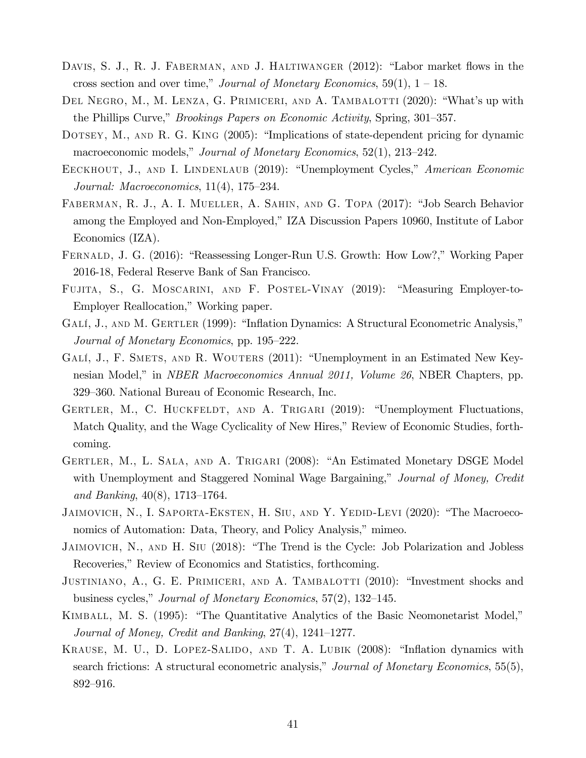Davis, S. J., R. J. Faberman, and J. Haltiwanger (2012): "Labor market flows in the cross section and over time," *Journal of Monetary Economics*, 59(1), 1 – 18.

Del Negro, M., M. Lenza, G. Primiceri, and A. Tambalotti (2020): "What's up with the Phillips Curve," *Brookings Papers on Economic Activity*, Spring, 301–357.

Dotsey, M., and R. G. King (2005): "Implications of state-dependent pricing for dynamic macroeconomic models," *Journal of Monetary Economics*, 52(1), 213–242.

Eeckhout, J., and I. Lindenlaub (2019): "Unemployment Cycles," *American Economic Journal: Macroeconomics*, 11(4), 175–234.

Faberman, R. J., A. I. Mueller, A. Sahin, and G. Topa (2017): "Job Search Behavior among the Employed and Non-Employed," IZA Discussion Papers 10960, Institute of Labor Economics (IZA).

Fernald, J. G. (2016): "Reassessing Longer-Run U.S. Growth: How Low?," Working Paper 2016-18, Federal Reserve Bank of San Francisco.

Fujita, S., G. Moscarini, and F. Postel-Vinay (2019): "Measuring Employer-to-Employer Reallocation," Working paper.

Galí, J., and M. Gertler (1999): "Inflation Dynamics: A Structural Econometric Analysis," *Journal of Monetary Economics*, pp. 195–222.

Galí, J., F. Smets, and R. Wouters (2011): "Unemployment in an Estimated New Keynesian Model," in *NBER Macroeconomics Annual 2011, Volume 26*, NBER Chapters, pp. 329–360. National Bureau of Economic Research, Inc.

Gertler, M., C. Huckfeldt, and A. Trigari (2019): "Unemployment Fluctuations, Match Quality, and the Wage Cyclicality of New Hires," Review of Economic Studies, forthcoming.

Gertler, M., L. Sala, and A. Trigari (2008): "An Estimated Monetary DSGE Model with Unemployment and Staggered Nominal Wage Bargaining," *Journal of Money, Credit and Banking*, 40(8), 1713–1764.

Jaimovich, N., I. Saporta-Eksten, H. Siu, and Y. Yedid-Levi (2020): "The Macroeconomics of Automation: Data, Theory, and Policy Analysis," mimeo.

Jaimovich, N., and H. Siu (2018): "The Trend is the Cycle: Job Polarization and Jobless Recoveries," Review of Economics and Statistics, forthcoming.

Justiniano, A., G. E. Primiceri, and A. Tambalotti (2010): "Investment shocks and business cycles," *Journal of Monetary Economics*, 57(2), 132–145.

Kimball, M. S. (1995): "The Quantitative Analytics of the Basic Neomonetarist Model," *Journal of Money, Credit and Banking*, 27(4), 1241–1277.

Krause, M. U., D. Lopez-Salido, and T. A. Lubik (2008): "Inflation dynamics with search frictions: A structural econometric analysis," *Journal of Monetary Economics*, 55(5), 892–916.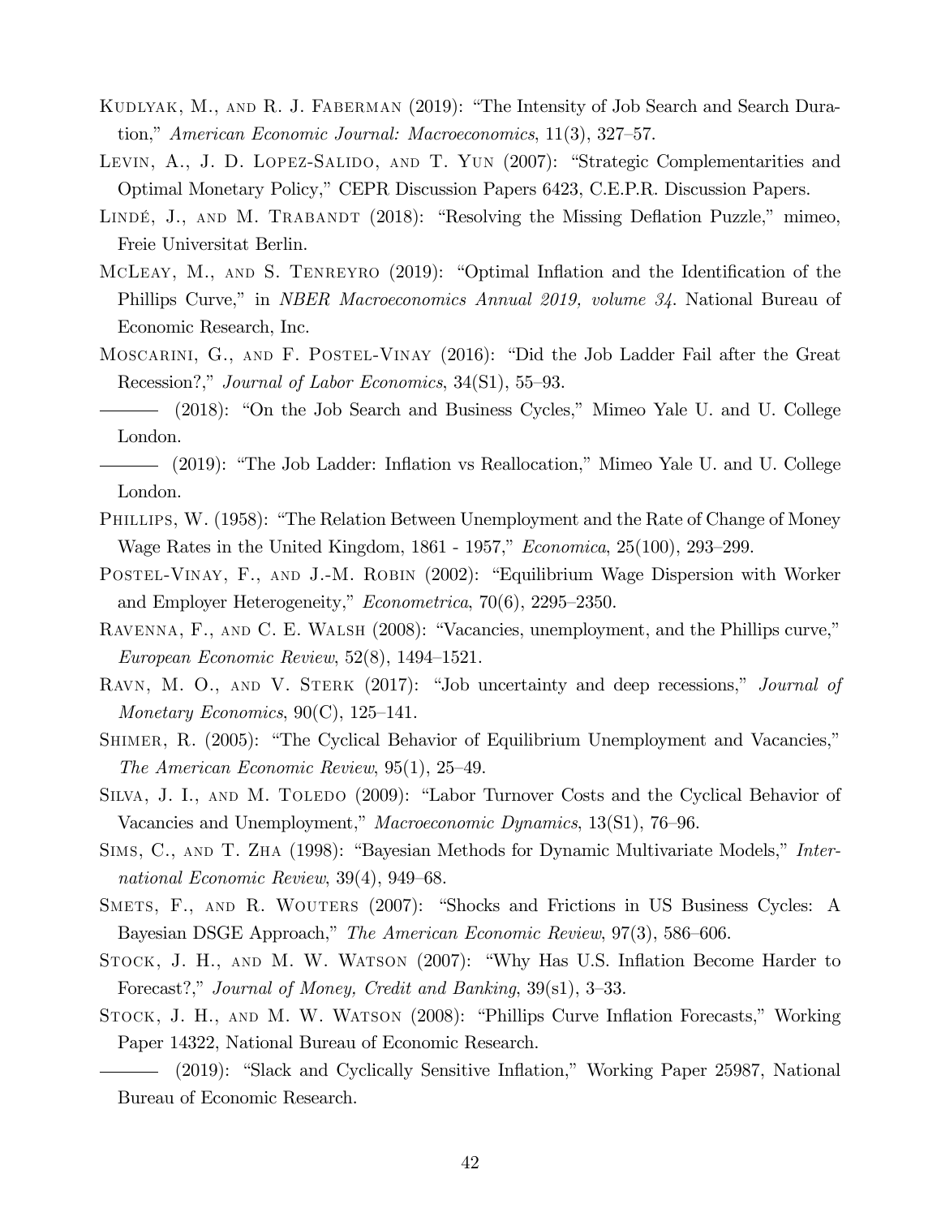Kudlyak, M., and R. J. Faberman (2019): "The Intensity of Job Search and Search Duration," *American Economic Journal: Macroeconomics*, 11(3), 327–57.

Levin, A., J. D. Lopez-Salido, and T. Yun (2007): "Strategic Complementarities and Optimal Monetary Policy," CEPR Discussion Papers 6423, C.E.P.R. Discussion Papers.

Lindé, J., and M. Trabandt (2018): "Resolving the Missing Deflation Puzzle," mimeo, Freie Universitat Berlin.

McLeay, M., and S. Tenreyro (2019): "Optimal Inflation and the Identification of the Phillips Curve," in *NBER Macroeconomics Annual 2019, volume 34*. National Bureau of Economic Research, Inc.

Moscarini, G., and F. Postel-Vinay (2016): "Did the Job Ladder Fail after the Great Recession?," *Journal of Labor Economics*, 34(S1), 55–93.

——— (2018): "On the Job Search and Business Cycles," Mimeo Yale U. and U. College London.

——— (2019): "The Job Ladder: Inflation vs Reallocation," Mimeo Yale U. and U. College London.

Phillips, W. (1958): "The Relation Between Unemployment and the Rate of Change of Money Wage Rates in the United Kingdom, 1861 - 1957," *Economica*, 25(100), 293–299.

Postel-Vinay, F., and J.-M. Robin (2002): "Equilibrium Wage Dispersion with Worker and Employer Heterogeneity," *Econometrica*, 70(6), 2295–2350.

Ravenna, F., and C. E. Walsh (2008): "Vacancies, unemployment, and the Phillips curve," *European Economic Review*, 52(8), 1494–1521.

Ravn, M. O., and V. Sterk (2017): "Job uncertainty and deep recessions," *Journal of Monetary Economics*, 90(C), 125–141.

Shimer, R. (2005): "The Cyclical Behavior of Equilibrium Unemployment and Vacancies," *The American Economic Review*, 95(1), 25–49.

Silva, J. I., and M. Toledo (2009): "Labor Turnover Costs and the Cyclical Behavior of Vacancies and Unemployment," *Macroeconomic Dynamics*, 13(S1), 76–96.

Sims, C., and T. Zha (1998): "Bayesian Methods for Dynamic Multivariate Models," *International Economic Review*, 39(4), 949–68.

Smets, F., and R. Wouters (2007): "Shocks and Frictions in US Business Cycles: A Bayesian DSGE Approach," *The American Economic Review*, 97(3), 586–606.

Stock, J. H., and M. W. Watson (2007): "Why Has U.S. Inflation Become Harder to Forecast?," *Journal of Money, Credit and Banking*, 39(s1), 3–33.

Stock, J. H., and M. W. Watson (2008): "Phillips Curve Inflation Forecasts," Working Paper 14322, National Bureau of Economic Research.

——— (2019): "Slack and Cyclically Sensitive Inflation," Working Paper 25987, National Bureau of Economic Research.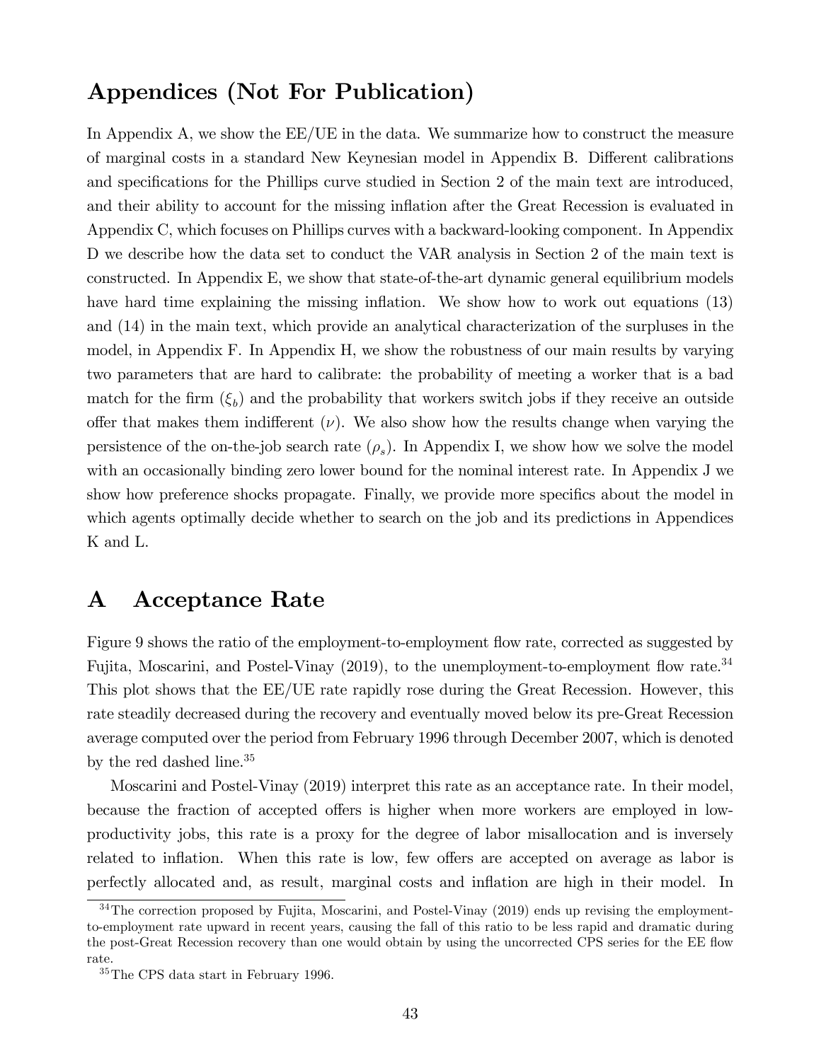# Appendices (Not For Publication)

In Appendix A, we show the EE/UE in the data. We summarize how to construct the measure of marginal costs in a standard New Keynesian model in Appendix B. Different calibrations and specifications for the Phillips curve studied in Section 2 of the main text are introduced, and their ability to account for the missing inflation after the Great Recession is evaluated in Appendix C, which focuses on Phillips curves with a backward-looking component. In Appendix D we describe how the data set to conduct the VAR analysis in Section 2 of the main text is constructed. In Appendix E, we show that state-of-the-art dynamic general equilibrium models have hard time explaining the missing inflation. We show how to work out equations (13) and (14) in the main text, which provide an analytical characterization of the surpluses in the model, in Appendix F. In Appendix H, we show the robustness of our main results by varying two parameters that are hard to calibrate: the probability of meeting a worker that is a bad match for the firm ($\xi_b$) and the probability that workers switch jobs if they receive an outside offer that makes them indifferent ($\nu$). We also show how the results change when varying the persistence of the on-the-job search rate ($\rho_s$). In Appendix I, we show how we solve the model with an occasionally binding zero lower bound for the nominal interest rate. In Appendix J we show how preference shocks propagate. Finally, we provide more specifics about the model in which agents optimally decide whether to search on the job and its predictions in Appendices K and L.

## A Acceptance Rate

Figure 9 shows the ratio of the employment-to-employment flow rate, corrected as suggested by Fujita, Moscarini, and Postel-Vinay (2019), to the unemployment-to-employment flow rate.[34] This plot shows that the EE/UE rate rapidly rose during the Great Recession. However, this rate steadily decreased during the recovery and eventually moved below its pre-Great Recession average computed over the period from February 1996 through December 2007, which is denoted by the red dashed line.[35]

Moscarini and Postel-Vinay (2019) interpret this rate as an acceptance rate. In their model, because the fraction of accepted offers is higher when more workers are employed in low-productivity jobs, this rate is a proxy for the degree of labor misallocation and is inversely related to inflation. When this rate is low, few offers are accepted on average as labor is perfectly allocated and, as result, marginal costs and inflation are high in their model. In

[34] The correction proposed by Fujita, Moscarini, and Postel-Vinay (2019) ends up revising the employment-to-employment rate upward in recent years, causing the fall of this ratio to be less rapid and dramatic during the post-Great Recession recovery than one would obtain by using the uncorrected CPS series for the EE flow rate.

[35] The CPS data start in February 1996.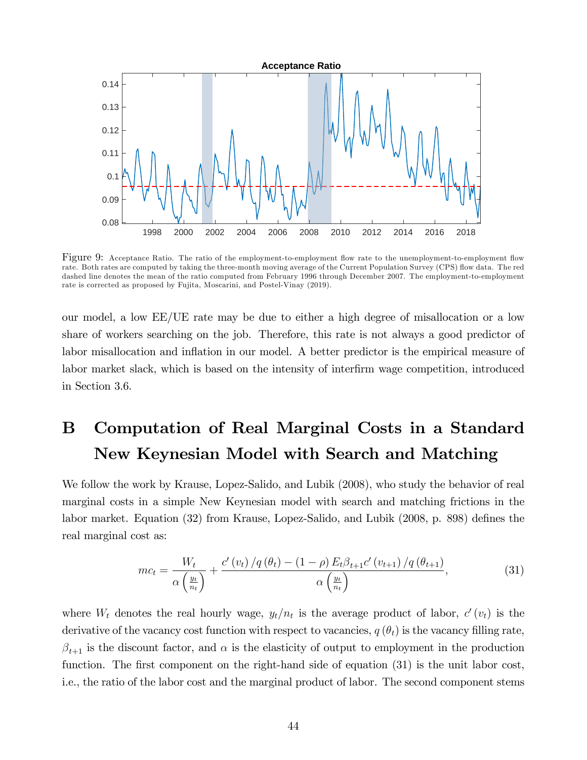Figure 9: Acceptance Ratio. The ratio of the employment-to-employment flow rate to the unemployment-to-employment flow rate. Both rates are computed by taking the three-month moving average of the Current Population Survey (CPS) flow data. The red dashed line denotes the mean of the ratio computed from February 1996 through December 2007. The employment-to-employment rate is corrected as proposed by Fujita, Moscarini, and Postel-Vinay (2019).

our model, a low EE/UE rate may be due to either a high degree of misallocation or a low share of workers searching on the job. Therefore, this rate is not always a good predictor of labor misallocation and inflation in our model. A better predictor is the empirical measure of labor market slack, which is based on the intensity of interfirm wage competition, introduced in Section 3.6.

# B Computation of Real Marginal Costs in a Standard New Keynesian Model with Search and Matching

We follow the work by Krause, Lopez-Salido, and Lubik (2008), who study the behavior of real marginal costs in a simple New Keynesian model with search and matching frictions in the labor market. Equation (32) from Krause, Lopez-Salido, and Lubik (2008, p. 898) defines the real marginal cost as:

$$mc_t = \frac{W_t}{\alpha\left(\frac{y_t}{n_t}\right)} + \frac{c'\left(v_t\right)/q\left(\theta_t\right) - \left(1-\rho\right)E_t\beta_{t+1}c'\left(v_{t+1}\right)/q\left(\theta_{t+1}\right)}{\alpha\left(\frac{y_t}{n_t}\right)}, \tag{31}$$

where $W_t$ denotes the real hourly wage, $y_t/n_t$ is the average product of labor, $c'\left(v_t\right)$ is the derivative of the vacancy cost function with respect to vacancies, $q\left(\theta_t\right)$ is the vacancy filling rate, $\beta_{t+1}$ is the discount factor, and $\alpha$ is the elasticity of output to employment in the production function. The first component on the right-hand side of equation (31) is the unit labor cost, i.e., the ratio of the labor cost and the marginal product of labor. The second component stems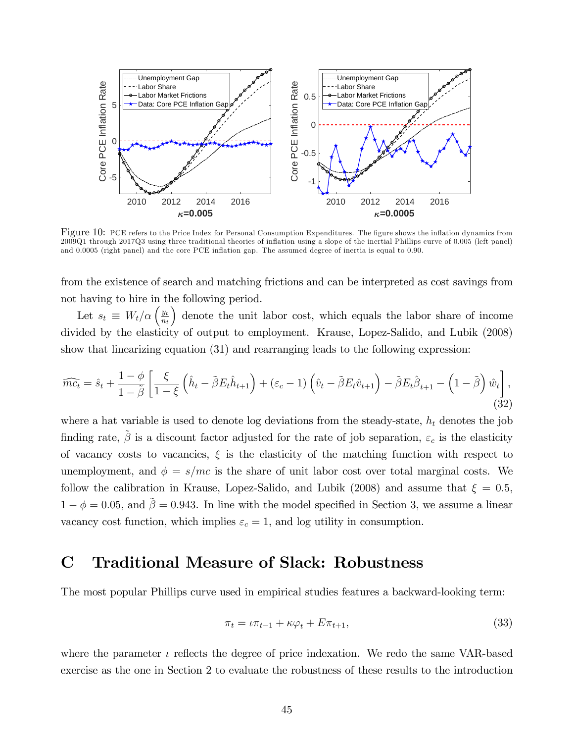Figure 10: PCE refers to the Price Index for Personal Consumption Expenditures. The figure shows the inflation dynamics from 2009Q1 through 2017Q3 using three traditional theories of inflation using a slope of the inertial Phillips curve of 0.005 (left panel) and 0.0005 (right panel) and the core PCE inflation gap. The assumed degree of inertia is equal to 0.90.

from the existence of search and matching frictions and can be interpreted as cost savings from not having to hire in the following period.

Let $s_t \equiv W_t/\alpha \left(\frac{y_t}{n_t}\right)$ denote the unit labor cost, which equals the labor share of income divided by the elasticity of output to employment. Krause, Lopez-Salido, and Lubik (2008) show that linearizing equation (31) and rearranging leads to the following expression:

$$\widehat{mc_t} = \hat{s}_t + \frac{1-\phi}{1-\tilde{\beta}}\left[\frac{\xi}{1-\xi}\left(\hat{h}_t - \tilde{\beta}E_t\hat{h}_{t+1}\right) + (\varepsilon_c - 1)\left(\hat{v}_t - \tilde{\beta}E_t\hat{v}_{t+1}\right) - \tilde{\beta}E_t\hat{\beta}_{t+1} - \left(1-\tilde{\beta}\right)\hat{w}_t\right], \tag{32}$$

where a hat variable is used to denote log deviations from the steady-state, $h_t$ denotes the job finding rate, $\tilde{\beta}$ is a discount factor adjusted for the rate of job separation, $\varepsilon_c$ is the elasticity of vacancy costs to vacancies, $\xi$ is the elasticity of the matching function with respect to unemployment, and $\phi = s/mc$ is the share of unit labor cost over total marginal costs. We follow the calibration in Krause, Lopez-Salido, and Lubik (2008) and assume that $\xi = 0.5$, $1-\phi = 0.05$, and $\tilde{\beta} = 0.943$. In line with the model specified in Section 3, we assume a linear vacancy cost function, which implies $\varepsilon_c = 1$, and log utility in consumption.

# C Traditional Measure of Slack: Robustness

The most popular Phillips curve used in empirical studies features a backward-looking term:

$$\pi_t = \iota\pi_{t-1} + \kappa\varphi_t + E\pi_{t+1}, \tag{33}$$

where the parameter $\iota$ reflects the degree of price indexation. We redo the same VAR-based exercise as the one in Section 2 to evaluate the robustness of these results to the introduction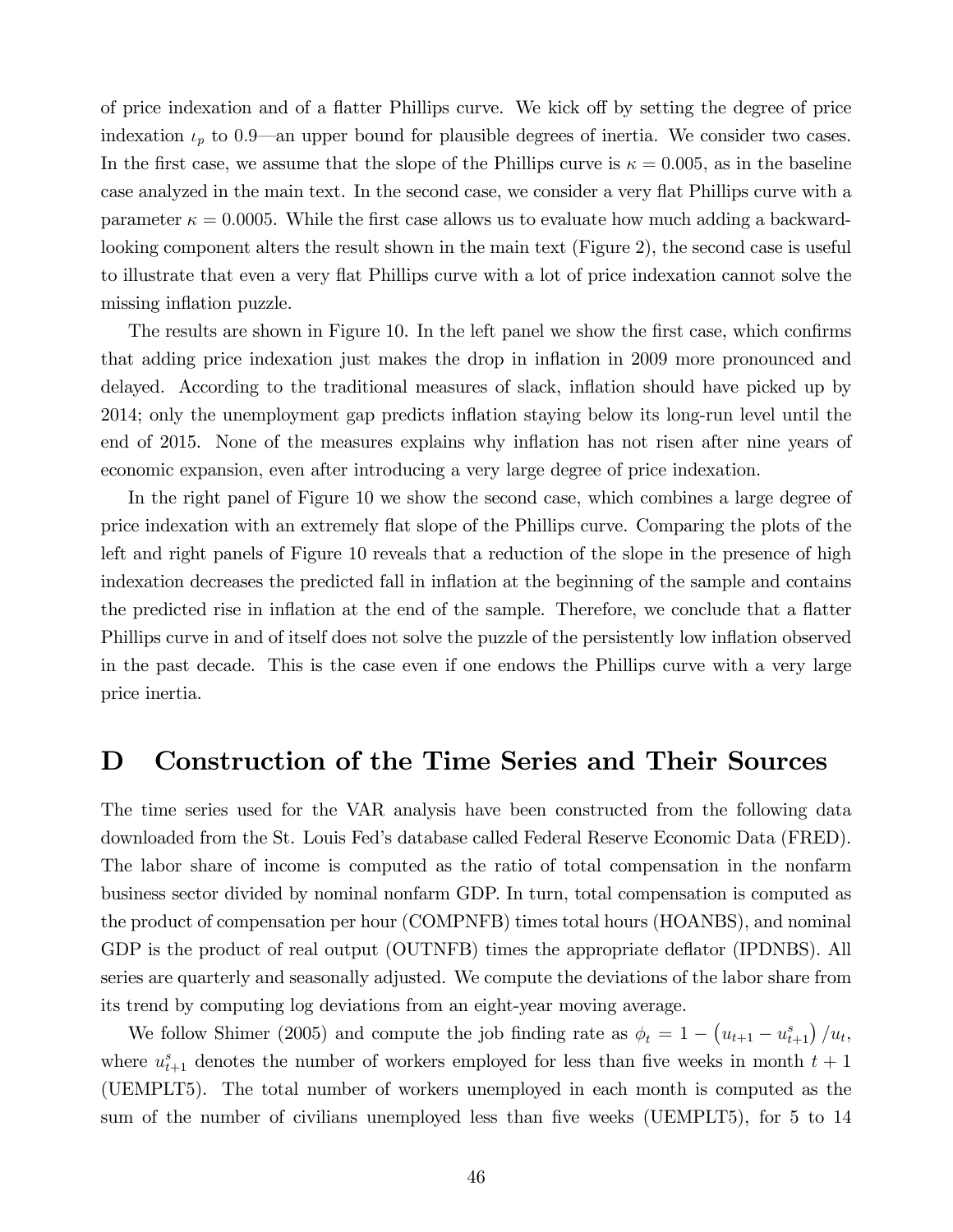of price indexation and of a flatter Phillips curve. We kick off by setting the degree of price indexation $\iota_p$ to 0.9—an upper bound for plausible degrees of inertia. We consider two cases. In the first case, we assume that the slope of the Phillips curve is $\kappa = 0.005$, as in the baseline case analyzed in the main text. In the second case, we consider a very flat Phillips curve with a parameter $\kappa = 0.0005$. While the first case allows us to evaluate how much adding a backward-looking component alters the result shown in the main text (Figure 2), the second case is useful to illustrate that even a very flat Phillips curve with a lot of price indexation cannot solve the missing inflation puzzle.

The results are shown in Figure 10. In the left panel we show the first case, which confirms that adding price indexation just makes the drop in inflation in 2009 more pronounced and delayed. According to the traditional measures of slack, inflation should have picked up by 2014; only the unemployment gap predicts inflation staying below its long-run level until the end of 2015. None of the measures explains why inflation has not risen after nine years of economic expansion, even after introducing a very large degree of price indexation.

In the right panel of Figure 10 we show the second case, which combines a large degree of price indexation with an extremely flat slope of the Phillips curve. Comparing the plots of the left and right panels of Figure 10 reveals that a reduction of the slope in the presence of high indexation decreases the predicted fall in inflation at the beginning of the sample and contains the predicted rise in inflation at the end of the sample. Therefore, we conclude that a flatter Phillips curve in and of itself does not solve the puzzle of the persistently low inflation observed in the past decade. This is the case even if one endows the Phillips curve with a very large price inertia.

# D Construction of the Time Series and Their Sources

The time series used for the VAR analysis have been constructed from the following data downloaded from the St. Louis Fed's database called Federal Reserve Economic Data (FRED). The labor share of income is computed as the ratio of total compensation in the nonfarm business sector divided by nominal nonfarm GDP. In turn, total compensation is computed as the product of compensation per hour (COMPNFB) times total hours (HOANBS), and nominal GDP is the product of real output (OUTNFB) times the appropriate deflator (IPDNBS). All series are quarterly and seasonally adjusted. We compute the deviations of the labor share from its trend by computing log deviations from an eight-year moving average.

We follow Shimer (2005) and compute the job finding rate as $\phi_t = 1 - \left(u_{t+1} - u^s_{t+1}\right)/u_t$, where $u^s_{t+1}$ denotes the number of workers employed for less than five weeks in month $t+1$ (UEMPLT5). The total number of workers unemployed in each month is computed as the sum of the number of civilians unemployed less than five weeks (UEMPLT5), for 5 to 14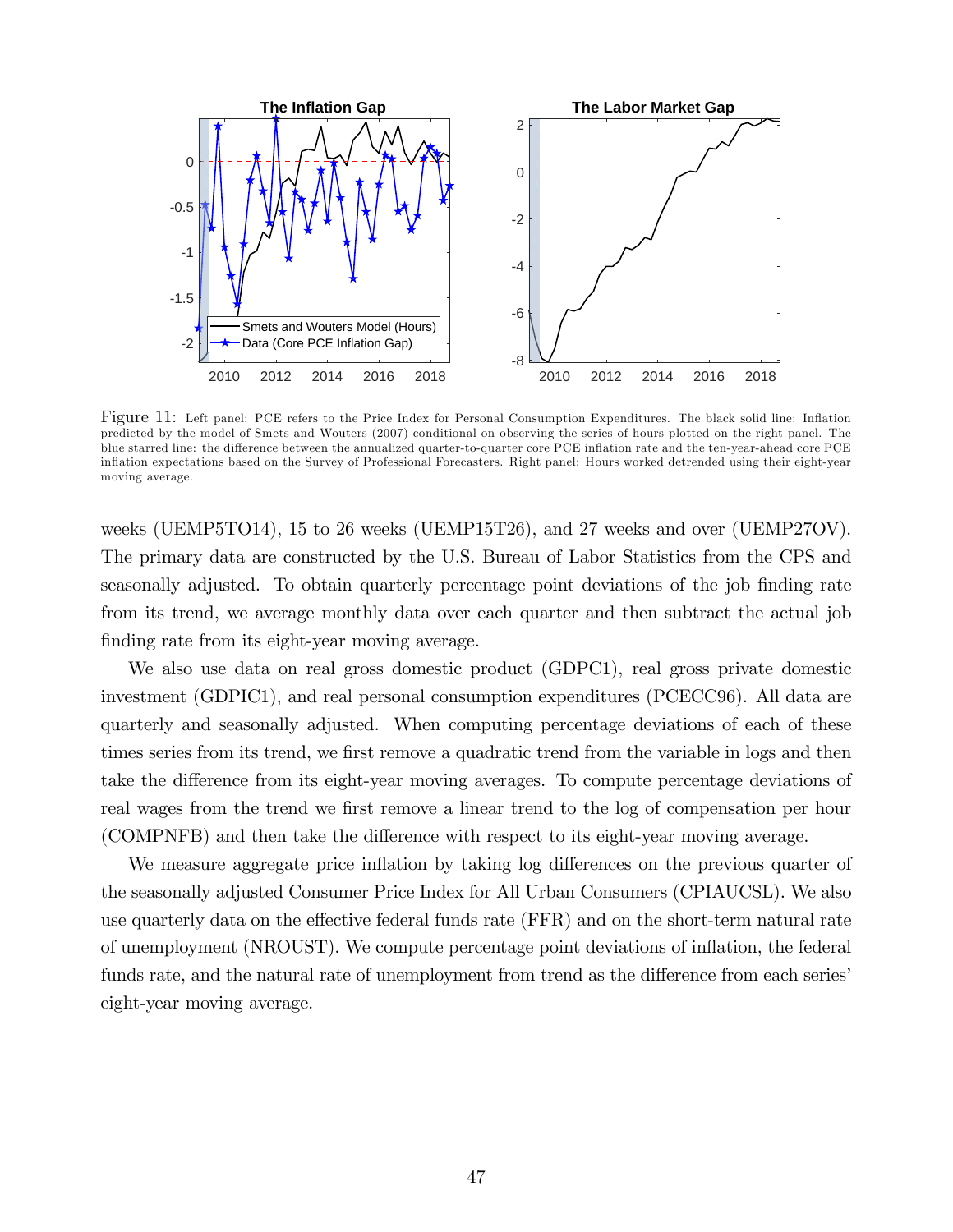Figure 11: Left panel: PCE refers to the Price Index for Personal Consumption Expenditures. The black solid line: Inflation predicted by the model of Smets and Wouters (2007) conditional on observing the series of hours plotted on the right panel. The blue starred line: the difference between the annualized quarter-to-quarter core PCE inflation rate and the ten-year-ahead core PCE inflation expectations based on the Survey of Professional Forecasters. Right panel: Hours worked detrended using their eight-year moving average.

weeks (UEMP5TO14), 15 to 26 weeks (UEMP15T26), and 27 weeks and over (UEMP27OV). The primary data are constructed by the U.S. Bureau of Labor Statistics from the CPS and seasonally adjusted. To obtain quarterly percentage point deviations of the job finding rate from its trend, we average monthly data over each quarter and then subtract the actual job finding rate from its eight-year moving average.

We also use data on real gross domestic product (GDPC1), real gross private domestic investment (GDPIC1), and real personal consumption expenditures (PCECC96). All data are quarterly and seasonally adjusted. When computing percentage deviations of each of these times series from its trend, we first remove a quadratic trend from the variable in logs and then take the difference from its eight-year moving averages. To compute percentage deviations of real wages from the trend we first remove a linear trend to the log of compensation per hour (COMPNFB) and then take the difference with respect to its eight-year moving average.

We measure aggregate price inflation by taking log differences on the previous quarter of the seasonally adjusted Consumer Price Index for All Urban Consumers (CPIAUCSL). We also use quarterly data on the effective federal funds rate (FFR) and on the short-term natural rate of unemployment (NROUST). We compute percentage point deviations of inflation, the federal funds rate, and the natural rate of unemployment from trend as the difference from each series' eight-year moving average.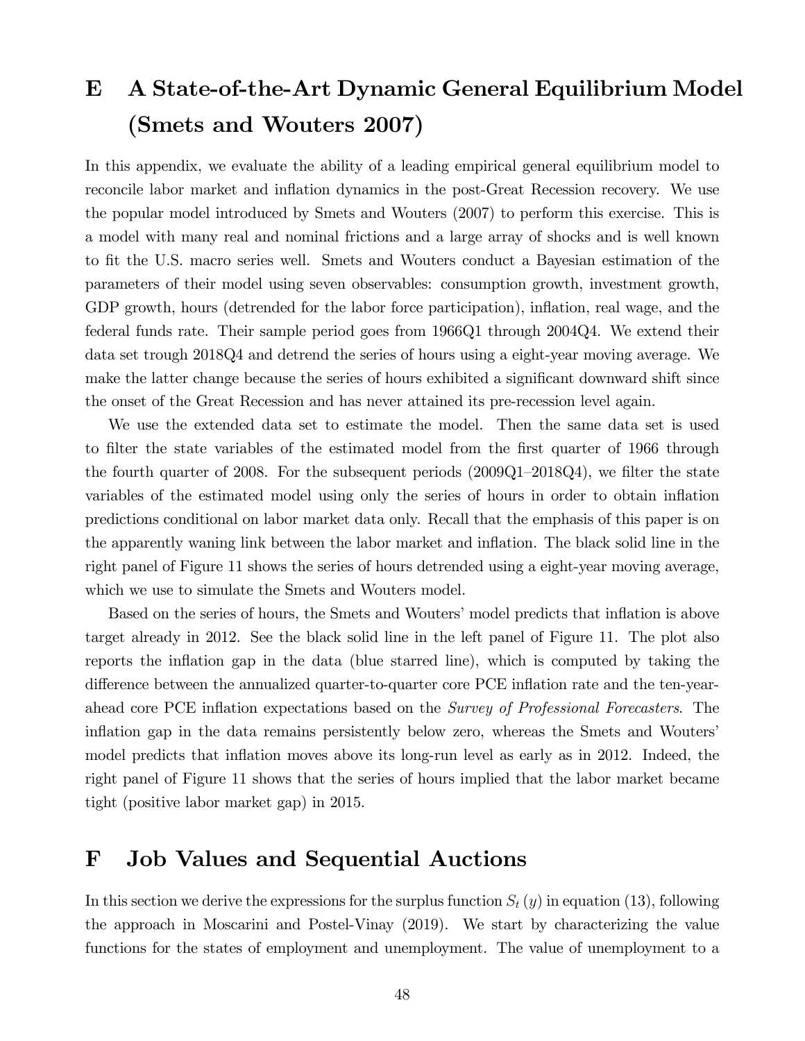# E A State-of-the-Art Dynamic General Equilibrium Model (Smets and Wouters 2007)

In this appendix, we evaluate the ability of a leading empirical general equilibrium model to reconcile labor market and inflation dynamics in the post-Great Recession recovery. We use the popular model introduced by Smets and Wouters (2007) to perform this exercise. This is a model with many real and nominal frictions and a large array of shocks and is well known to fit the U.S. macro series well. Smets and Wouters conduct a Bayesian estimation of the parameters of their model using seven observables: consumption growth, investment growth, GDP growth, hours (detrended for the labor force participation), inflation, real wage, and the federal funds rate. Their sample period goes from 1966Q1 through 2004Q4. We extend their data set trough 2018Q4 and detrend the series of hours using a eight-year moving average. We make the latter change because the series of hours exhibited a significant downward shift since the onset of the Great Recession and has never attained its pre-recession level again.

We use the extended data set to estimate the model. Then the same data set is used to filter the state variables of the estimated model from the first quarter of 1966 through the fourth quarter of 2008. For the subsequent periods (2009Q1–2018Q4), we filter the state variables of the estimated model using only the series of hours in order to obtain inflation predictions conditional on labor market data only. Recall that the emphasis of this paper is on the apparently waning link between the labor market and inflation. The black solid line in the right panel of Figure 11 shows the series of hours detrended using a eight-year moving average, which we use to simulate the Smets and Wouters model.

Based on the series of hours, the Smets and Wouters' model predicts that inflation is above target already in 2012. See the black solid line in the left panel of Figure 11. The plot also reports the inflation gap in the data (blue starred line), which is computed by taking the difference between the annualized quarter-to-quarter core PCE inflation rate and the ten-year-ahead core PCE inflation expectations based on the *Survey of Professional Forecasters*. The inflation gap in the data remains persistently below zero, whereas the Smets and Wouters' model predicts that inflation moves above its long-run level as early as in 2012. Indeed, the right panel of Figure 11 shows that the series of hours implied that the labor market became tight (positive labor market gap) in 2015.

# F Job Values and Sequential Auctions

In this section we derive the expressions for the surplus function $S_t(y)$ in equation (13), following the approach in Moscarini and Postel-Vinay (2019). We start by characterizing the value functions for the states of employment and unemployment. The value of unemployment to a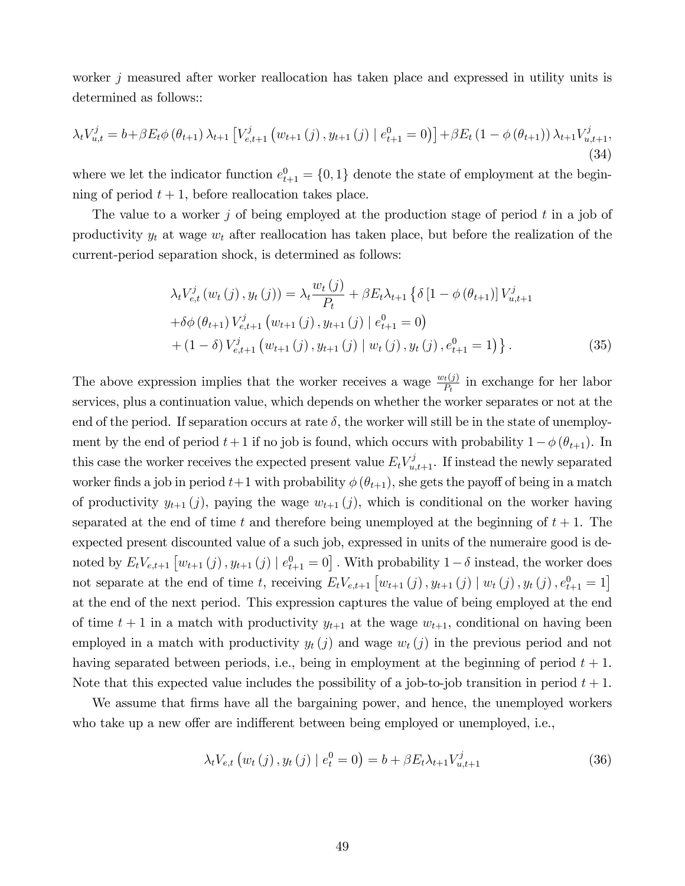worker $j$ measured after worker reallocation has taken place and expressed in utility units is determined as follows::

$$\lambda_t V_{u,t}^j = b + \beta E_t \phi(\theta_{t+1}) \lambda_{t+1} \left[ V_{e,t+1}^j \left( w_{t+1}(j), y_{t+1}(j) \mid e_{t+1}^0 = 0 \right) \right] + \beta E_t \left(1 - \phi(\theta_{t+1})\right) \lambda_{t+1} V_{u,t+1}^j, \tag{34}$$

where we let the indicator function $e_{t+1}^0 = \{0, 1\}$ denote the state of employment at the beginning of period $t+1$, before reallocation takes place.

The value to a worker $j$ of being employed at the production stage of period $t$ in a job of productivity $y_t$ at wage $w_t$ after reallocation has taken place, but before the realization of the current-period separation shock, is determined as follows:

$$\begin{aligned}
&\lambda_t V_{e,t}^j \left( w_t(j), y_t(j) \right) = \lambda_t \frac{w_t(j)}{P_t} + \beta E_t \lambda_{t+1} \left\{ \delta \left[1 - \phi(\theta_{t+1})\right] V_{u,t+1}^j \right. \\
&+ \delta \phi(\theta_{t+1}) V_{e,t+1}^j \left( w_{t+1}(j), y_{t+1}(j) \mid e_{t+1}^0 = 0 \right) \\
&\left. + (1 - \delta) V_{e,t+1}^j \left( w_{t+1}(j), y_{t+1}(j) \mid w_t(j), y_t(j), e_{t+1}^0 = 1 \right) \right\}.
\end{aligned} \tag{35}$$

The above expression implies that the worker receives a wage $\frac{w_t(j)}{P_t}$ in exchange for her labor services, plus a continuation value, which depends on whether the worker separates or not at the end of the period. If separation occurs at rate $\delta$, the worker will still be in the state of unemployment by the end of period $t+1$ if no job is found, which occurs with probability $1 - \phi(\theta_{t+1})$. In this case the worker receives the expected present value $E_t V_{u,t+1}^j$. If instead the newly separated worker finds a job in period $t+1$ with probability $\phi(\theta_{t+1})$, she gets the payoff of being in a match of productivity $y_{t+1}(j)$, paying the wage $w_{t+1}(j)$, which is conditional on the worker having separated at the end of time $t$ and therefore being unemployed at the beginning of $t+1$. The expected present discounted value of a such job, expressed in units of the numeraire good is denoted by $E_t V_{e,t+1} \left[ w_{t+1}(j), y_{t+1}(j) \mid e_{t+1}^0 = 0 \right]$. With probability $1 - \delta$ instead, the worker does not separate at the end of time $t$, receiving $E_t V_{e,t+1} \left[ w_{t+1}(j), y_{t+1}(j) \mid w_t(j), y_t(j), e_{t+1}^0 = 1 \right]$ at the end of the next period. This expression captures the value of being employed at the end of time $t+1$ in a match with productivity $y_{t+1}$ at the wage $w_{t+1}$, conditional on having been employed in a match with productivity $y_t(j)$ and wage $w_t(j)$ in the previous period and not having separated between periods, i.e., being in employment at the beginning of period $t+1$. Note that this expected value includes the possibility of a job-to-job transition in period $t+1$.

We assume that firms have all the bargaining power, and hence, the unemployed workers who take up a new offer are indifferent between being employed or unemployed, i.e.,

$$\lambda_t V_{e,t} \left( w_t(j), y_t(j) \mid e_t^0 = 0 \right) = b + \beta E_t \lambda_{t+1} V_{u,t+1}^j \tag{36}$$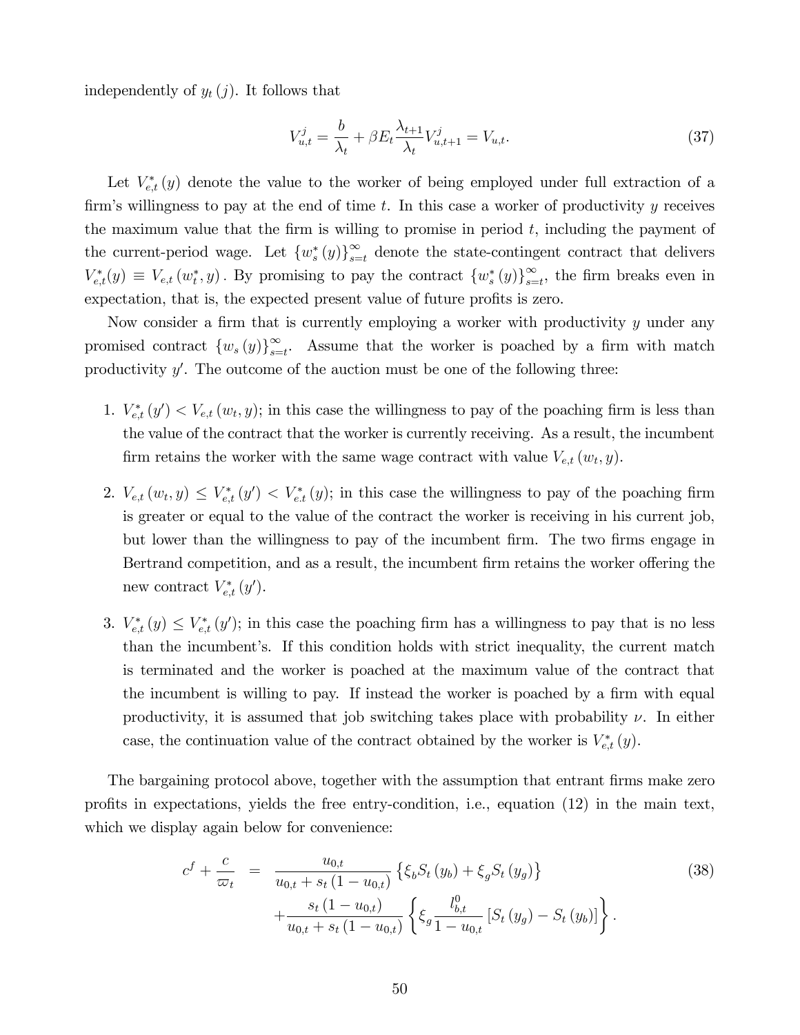independently of $y_t(j)$. It follows that

$$V_{u,t}^{j} = \frac{b}{\lambda_t} + \beta E_t \frac{\lambda_{t+1}}{\lambda_t} V_{u,t+1}^{j} = V_{u,t}. \tag{37}$$

Let $V_{e,t}^{*}(y)$ denote the value to the worker of being employed under full extraction of a firm's willingness to pay at the end of time $t$. In this case a worker of productivity $y$ receives the maximum value that the firm is willing to promise in period $t$, including the payment of the current-period wage. Let $\{w_s^*(y)\}_{s=t}^{\infty}$ denote the state-contingent contract that delivers $V_{e,t}^{*}(y) \equiv V_{e,t}(w_t^*, y)$. By promising to pay the contract $\{w_s^*(y)\}_{s=t}^{\infty}$, the firm breaks even in expectation, that is, the expected present value of future profits is zero.

Now consider a firm that is currently employing a worker with productivity $y$ under any promised contract $\{w_s(y)\}_{s=t}^{\infty}$. Assume that the worker is poached by a firm with match productivity $y'$. The outcome of the auction must be one of the following three:

1. $V_{e,t}^{*}(y') < V_{e,t}(w_t, y)$; in this case the willingness to pay of the poaching firm is less than the value of the contract that the worker is currently receiving. As a result, the incumbent firm retains the worker with the same wage contract with value $V_{e,t}(w_t, y)$.

2. $V_{e,t}(w_t, y) \leq V_{e,t}^{*}(y') < V_{e,t}^{*}(y)$; in this case the willingness to pay of the poaching firm is greater or equal to the value of the contract the worker is receiving in his current job, but lower than the willingness to pay of the incumbent firm. The two firms engage in Bertrand competition, and as a result, the incumbent firm retains the worker offering the new contract $V_{e,t}^{*}(y')$.

3. $V_{e,t}^{*}(y) \leq V_{e,t}^{*}(y')$; in this case the poaching firm has a willingness to pay that is no less than the incumbent's. If this condition holds with strict inequality, the current match is terminated and the worker is poached at the maximum value of the contract that the incumbent is willing to pay. If instead the worker is poached by a firm with equal productivity, it is assumed that job switching takes place with probability $\nu$. In either case, the continuation value of the contract obtained by the worker is $V_{e,t}^{*}(y)$.

The bargaining protocol above, together with the assumption that entrant firms make zero profits in expectations, yields the free entry-condition, i.e., equation (12) in the main text, which we display again below for convenience:

$$\begin{aligned} c^f + \frac{c}{\varpi_t} &= \frac{u_{0,t}}{u_{0,t} + s_t(1-u_{0,t})} \left\{ \xi_b S_t(y_b) + \xi_g S_t(y_g) \right\} \\ &\quad + \frac{s_t(1-u_{0,t})}{u_{0,t} + s_t(1-u_{0,t})} \left\{ \xi_g \frac{l_{b,t}^0}{1-u_{0,t}} \left[ S_t(y_g) - S_t(y_b) \right] \right\}. \end{aligned} \tag{38}$$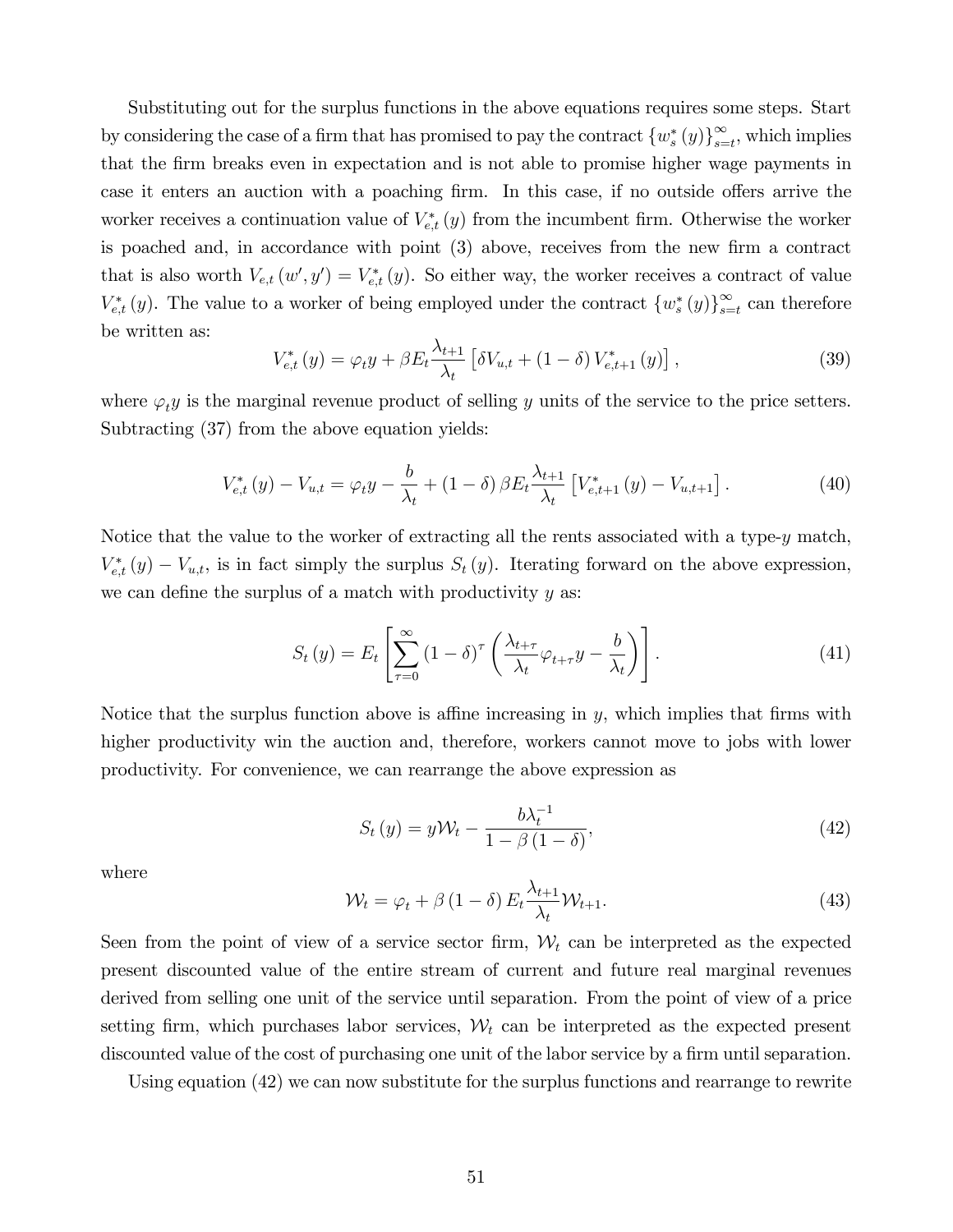Substituting out for the surplus functions in the above equations requires some steps. Start by considering the case of a firm that has promised to pay the contract $\{w_s^*(y)\}_{s=t}^{\infty}$, which implies that the firm breaks even in expectation and is not able to promise higher wage payments in case it enters an auction with a poaching firm. In this case, if no outside offers arrive the worker receives a continuation value of $V_{e,t}^*(y)$ from the incumbent firm. Otherwise the worker is poached and, in accordance with point (3) above, receives from the new firm a contract that is also worth $V_{e,t}(w', y') = V_{e,t}^*(y)$. So either way, the worker receives a contract of value $V_{e,t}^*(y)$. The value to a worker of being employed under the contract $\{w_s^*(y)\}_{s=t}^{\infty}$ can therefore be written as:

$$V_{e,t}^*(y) = \varphi_t y + \beta E_t \frac{\lambda_{t+1}}{\lambda_t}\left[\delta V_{u,t} + (1-\delta) V_{e,t+1}^*(y)\right], \tag{39}$$

where $\varphi_t y$ is the marginal revenue product of selling $y$ units of the service to the price setters. Subtracting (37) from the above equation yields:

$$V_{e,t}^*(y) - V_{u,t} = \varphi_t y - \frac{b}{\lambda_t} + (1-\delta)\beta E_t \frac{\lambda_{t+1}}{\lambda_t}\left[V_{e,t+1}^*(y) - V_{u,t+1}\right]. \tag{40}$$

Notice that the value to the worker of extracting all the rents associated with a type-$y$ match, $V_{e,t}^*(y) - V_{u,t}$, is in fact simply the surplus $S_t(y)$. Iterating forward on the above expression, we can define the surplus of a match with productivity $y$ as:

$$S_t(y) = E_t\left[\sum_{\tau=0}^{\infty}(1-\delta)^{\tau}\left(\frac{\lambda_{t+\tau}}{\lambda_t}\varphi_{t+\tau} y - \frac{b}{\lambda_t}\right)\right]. \tag{41}$$

Notice that the surplus function above is affine increasing in $y$, which implies that firms with higher productivity win the auction and, therefore, workers cannot move to jobs with lower productivity. For convenience, we can rearrange the above expression as

$$S_t(y) = y\mathcal{W}_t - \frac{b\lambda_t^{-1}}{1-\beta(1-\delta)}, \tag{42}$$

where

$$\mathcal{W}_t = \varphi_t + \beta(1-\delta)E_t\frac{\lambda_{t+1}}{\lambda_t}\mathcal{W}_{t+1}. \tag{43}$$

Seen from the point of view of a service sector firm, $\mathcal{W}_t$ can be interpreted as the expected present discounted value of the entire stream of current and future real marginal revenues derived from selling one unit of the service until separation. From the point of view of a price setting firm, which purchases labor services, $\mathcal{W}_t$ can be interpreted as the expected present discounted value of the cost of purchasing one unit of the labor service by a firm until separation.

Using equation (42) we can now substitute for the surplus functions and rearrange to rewrite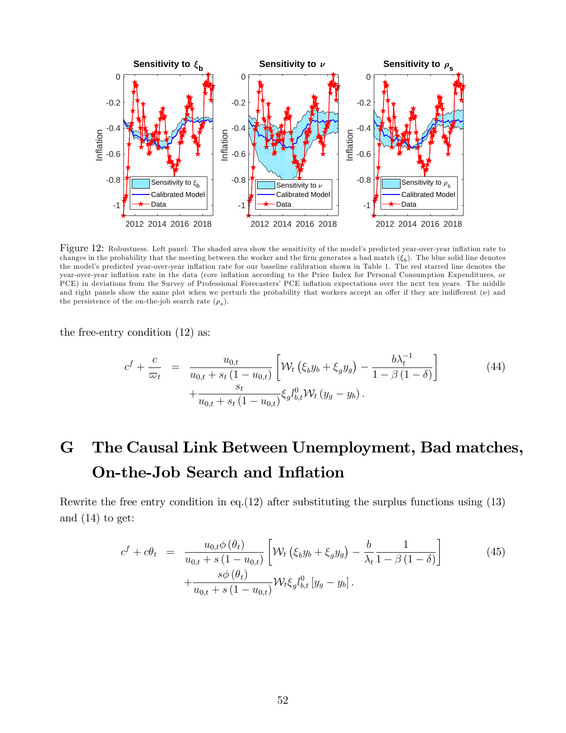Figure 12: Robustness. Left panel: The shaded area show the sensitivity of the model's predicted year-over-year inflation rate to changes in the probability that the meeting between the worker and the firm generates a bad match ($\xi_b$). The blue solid line denotes the model's predicted year-over-year inflation rate for our baseline calibration shown in Table 1. The red starred line denotes the year-over-year inflation rate in the data (core inflation according to the Price Index for Personal Consumption Expenditures, or PCE) in deviations from the Survey of Professional Forecasters' PCE inflation expectations over the next ten years. The middle and right panels show the same plot when we perturb the probability that workers accept an offer if they are indifferent ($\nu$) and the persistence of the on-the-job search rate ($\rho_s$).

the free-entry condition (12) as:

$$
\begin{aligned}
c^f + \frac{c}{\varpi_t} \quad = \quad & \frac{u_{0,t}}{u_{0,t} + s_t\left(1 - u_{0,t}\right)}\left[\mathcal{W}_t\left(\xi_b y_b + \xi_g y_g\right) - \frac{b\lambda_t^{-1}}{1 - \beta\left(1 - \delta\right)}\right] \\
& + \frac{s_t}{u_{0,t} + s_t\left(1 - u_{0,t}\right)}\xi_g l_{b,t}^0 \mathcal{W}_t\left(y_g - y_b\right).
\end{aligned} \tag{44}
$$

# G The Causal Link Between Unemployment, Bad matches, On-the-Job Search and Inflation

Rewrite the free entry condition in eq.(12) after substituting the surplus functions using (13) and (14) to get:

$$
\begin{aligned}
c^f + c\theta_t \quad = \quad & \frac{u_{0,t}\phi\left(\theta_t\right)}{u_{0,t} + s\left(1 - u_{0,t}\right)}\left[\mathcal{W}_t\left(\xi_b y_b + \xi_g y_g\right) - \frac{b}{\lambda_t}\frac{1}{1 - \beta\left(1 - \delta\right)}\right] \\
& + \frac{s\phi\left(\theta_t\right)}{u_{0,t} + s\left(1 - u_{0,t}\right)}\mathcal{W}_t \xi_g l_{b,t}^0\left[y_g - y_b\right].
\end{aligned} \tag{45}
$$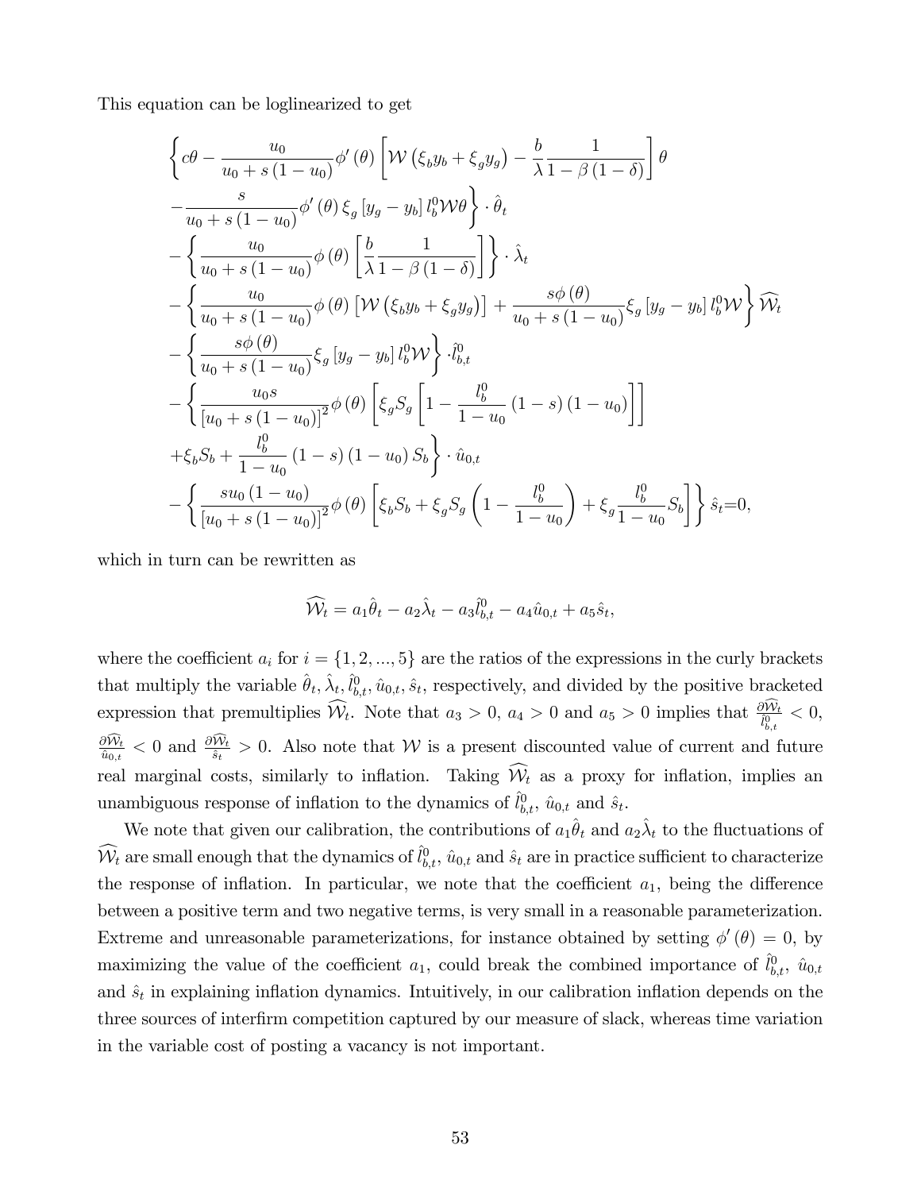This equation can be loglinearized to get

$$
\begin{aligned}
&\left\{ c\theta - \frac{u_0}{u_0 + s(1-u_0)} \phi'(\theta) \left[ \mathcal{W}\left(\xi_b y_b + \xi_g y_g\right) - \frac{b}{\lambda} \frac{1}{1-\beta(1-\delta)} \right] \theta \right. \\
&\left. - \frac{s}{u_0 + s(1-u_0)} \phi'(\theta) \xi_g \left[ y_g - y_b \right] l_b^0 \mathcal{W} \theta \right\} \cdot \hat{\theta}_t \\
&- \left\{ \frac{u_0}{u_0 + s(1-u_0)} \phi(\theta) \left[ \frac{b}{\lambda} \frac{1}{1-\beta(1-\delta)} \right] \right\} \cdot \hat{\lambda}_t \\
&- \left\{ \frac{u_0}{u_0 + s(1-u_0)} \phi(\theta) \left[ \mathcal{W}\left(\xi_b y_b + \xi_g y_g\right) \right] + \frac{s\phi(\theta)}{u_0 + s(1-u_0)} \xi_g \left[ y_g - y_b \right] l_b^0 \mathcal{W} \right\} \widehat{\mathcal{W}}_t \\
&- \left\{ \frac{s\phi(\theta)}{u_0 + s(1-u_0)} \xi_g \left[ y_g - y_b \right] l_b^0 \mathcal{W} \right\} \cdot \hat{l}_{b,t}^0 \\
&- \left\{ \frac{u_0 s}{\left[ u_0 + s(1-u_0) \right]^2} \phi(\theta) \left[ \xi_g S_g \left[ 1 - \frac{l_b^0}{1-u_0} (1-s)(1-u_0) \right] \right] \right. \\
&\left. + \xi_b S_b + \frac{l_b^0}{1-u_0} (1-s)(1-u_0) S_b \right\} \cdot \hat{u}_{0,t} \\
&- \left\{ \frac{s u_0 (1-u_0)}{\left[ u_0 + s(1-u_0) \right]^2} \phi(\theta) \left[ \xi_b S_b + \xi_g S_g \left( 1 - \frac{l_b^0}{1-u_0} \right) + \xi_g \frac{l_b^0}{1-u_0} S_b \right] \right\} \hat{s}_t = 0,
\end{aligned}
$$

which in turn can be rewritten as

$$
\widehat{\mathcal{W}}_t = a_1 \hat{\theta}_t - a_2 \hat{\lambda}_t - a_3 \hat{l}_{b,t}^0 - a_4 \hat{u}_{0,t} + a_5 \hat{s}_t,
$$

where the coefficient $a_i$ for $i = \{1, 2, ..., 5\}$ are the ratios of the expressions in the curly brackets that multiply the variable $\hat{\theta}_t, \hat{\lambda}_t, \hat{l}_{b,t}^0, \hat{u}_{0,t}, \hat{s}_t$, respectively, and divided by the positive bracketed expression that premultiplies $\widehat{\mathcal{W}}_t$. Note that $a_3 > 0$, $a_4 > 0$ and $a_5 > 0$ implies that $\frac{\partial \widehat{\mathcal{W}}_t}{\hat{l}_{b,t}^0} < 0$, $\frac{\partial \widehat{\mathcal{W}}_t}{\hat{u}_{0,t}} < 0$ and $\frac{\partial \widehat{\mathcal{W}}_t}{\hat{s}_t} > 0$. Also note that $\mathcal{W}$ is a present discounted value of current and future real marginal costs, similarly to inflation. Taking $\widehat{\mathcal{W}}_t$ as a proxy for inflation, implies an unambiguous response of inflation to the dynamics of $\hat{l}_{b,t}^0$, $\hat{u}_{0,t}$ and $\hat{s}_t$.

We note that given our calibration, the contributions of $a_1 \hat{\theta}_t$ and $a_2 \hat{\lambda}_t$ to the fluctuations of $\widehat{\mathcal{W}}_t$ are small enough that the dynamics of $\hat{l}_{b,t}^0$, $\hat{u}_{0,t}$ and $\hat{s}_t$ are in practice sufficient to characterize the response of inflation. In particular, we note that the coefficient $a_1$, being the difference between a positive term and two negative terms, is very small in a reasonable parameterization. Extreme and unreasonable parameterizations, for instance obtained by setting $\phi'(\theta) = 0$, by maximizing the value of the coefficient $a_1$, could break the combined importance of $\hat{l}_{b,t}^0$, $\hat{u}_{0,t}$ and $\hat{s}_t$ in explaining inflation dynamics. Intuitively, in our calibration inflation depends on the three sources of interfirm competition captured by our measure of slack, whereas time variation in the variable cost of posting a vacancy is not important.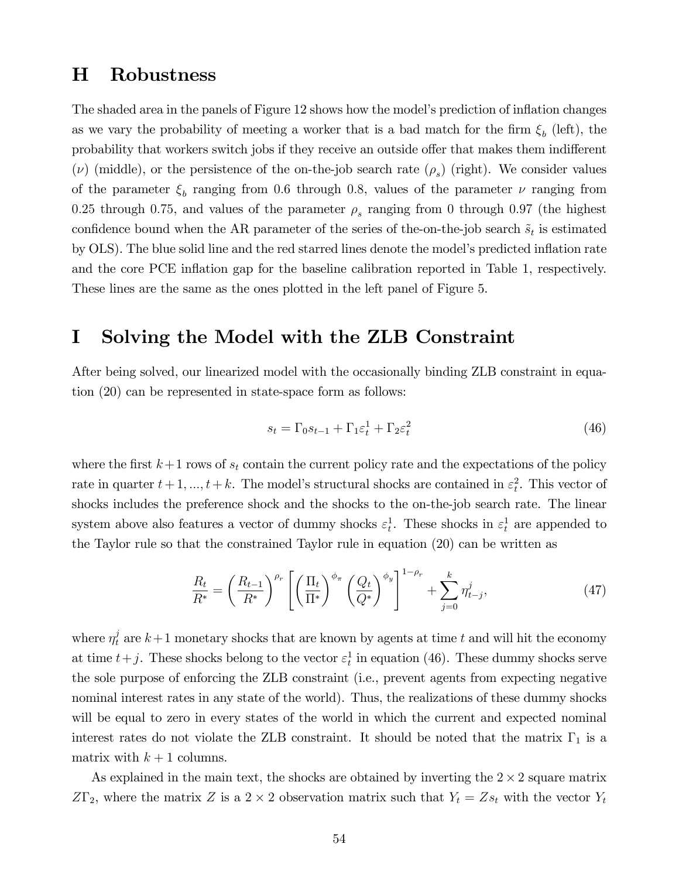# H Robustness

The shaded area in the panels of Figure 12 shows how the model's prediction of inflation changes as we vary the probability of meeting a worker that is a bad match for the firm $\xi_b$ (left), the probability that workers switch jobs if they receive an outside offer that makes them indifferent ($\nu$) (middle), or the persistence of the on-the-job search rate ($\rho_s$) (right). We consider values of the parameter $\xi_b$ ranging from 0.6 through 0.8, values of the parameter $\nu$ ranging from 0.25 through 0.75, and values of the parameter $\rho_s$ ranging from 0 through 0.97 (the highest confidence bound when the AR parameter of the series of the-on-the-job search $\tilde{s}_t$ is estimated by OLS). The blue solid line and the red starred lines denote the model's predicted inflation rate and the core PCE inflation gap for the baseline calibration reported in Table 1, respectively. These lines are the same as the ones plotted in the left panel of Figure 5.

# I Solving the Model with the ZLB Constraint

After being solved, our linearized model with the occasionally binding ZLB constraint in equation (20) can be represented in state-space form as follows:

$$s_t = \Gamma_0 s_{t-1} + \Gamma_1 \varepsilon_t^1 + \Gamma_2 \varepsilon_t^2 \tag{46}$$

where the first $k+1$ rows of $s_t$ contain the current policy rate and the expectations of the policy rate in quarter $t+1, ..., t+k$. The model's structural shocks are contained in $\varepsilon_t^2$. This vector of shocks includes the preference shock and the shocks to the on-the-job search rate. The linear system above also features a vector of dummy shocks $\varepsilon_t^1$. These shocks in $\varepsilon_t^1$ are appended to the Taylor rule so that the constrained Taylor rule in equation (20) can be written as

$$\frac{R_t}{R^*} = \left(\frac{R_{t-1}}{R^*}\right)^{\rho_r} \left[\left(\frac{\Pi_t}{\Pi^*}\right)^{\phi_\pi} \left(\frac{Q_t}{Q^*}\right)^{\phi_y}\right]^{1-\rho_r} + \sum_{j=0}^{k} \eta_{t-j}^j, \tag{47}$$

where $\eta_t^j$ are $k+1$ monetary shocks that are known by agents at time $t$ and will hit the economy at time $t+j$. These shocks belong to the vector $\varepsilon_t^1$ in equation (46). These dummy shocks serve the sole purpose of enforcing the ZLB constraint (i.e., prevent agents from expecting negative nominal interest rates in any state of the world). Thus, the realizations of these dummy shocks will be equal to zero in every states of the world in which the current and expected nominal interest rates do not violate the ZLB constraint. It should be noted that the matrix $\Gamma_1$ is a matrix with $k+1$ columns.

As explained in the main text, the shocks are obtained by inverting the $2 \times 2$ square matrix $Z\Gamma_2$, where the matrix $Z$ is a $2 \times 2$ observation matrix such that $Y_t = Zs_t$ with the vector $Y_t$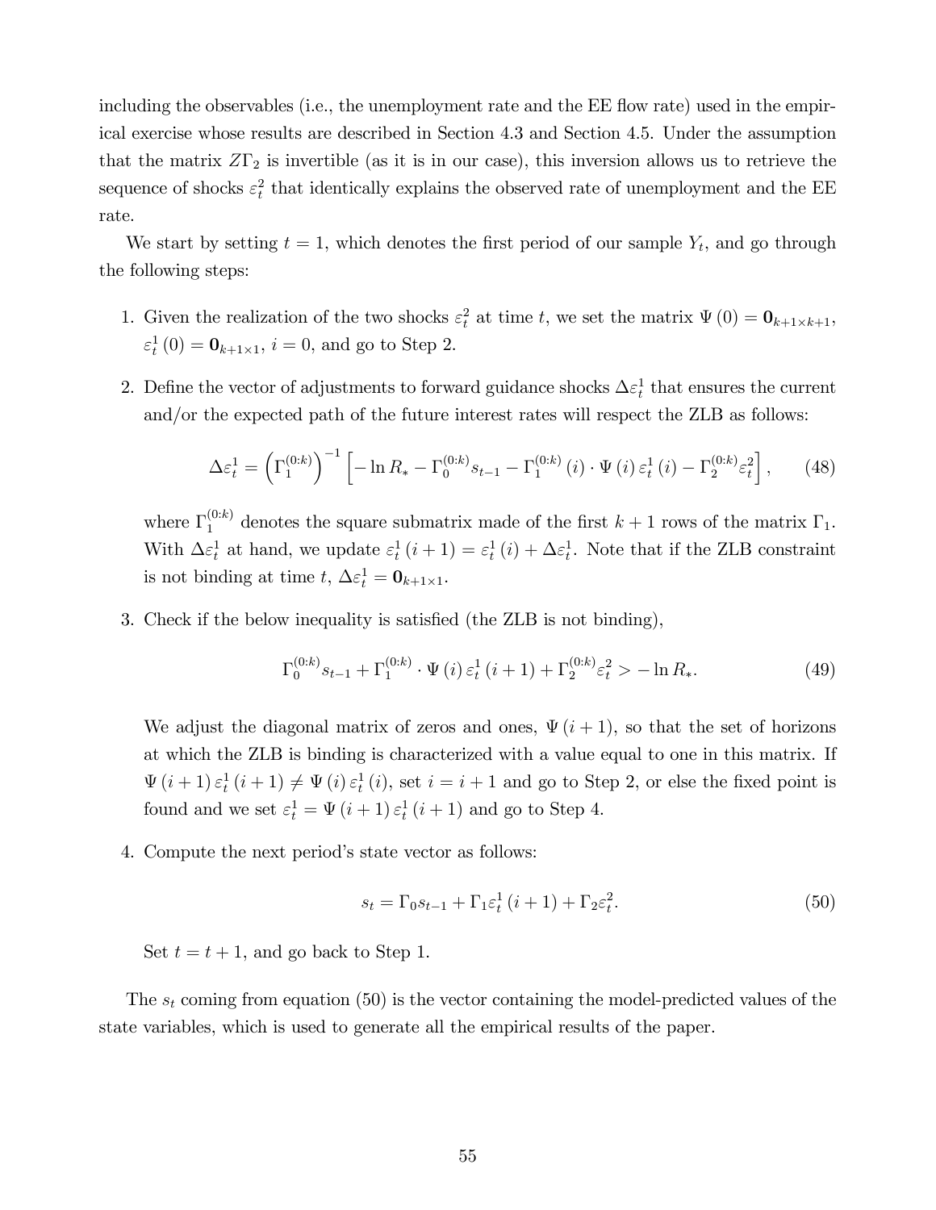including the observables (i.e., the unemployment rate and the EE flow rate) used in the empirical exercise whose results are described in Section 4.3 and Section 4.5. Under the assumption that the matrix $Z\Gamma_2$ is invertible (as it is in our case), this inversion allows us to retrieve the sequence of shocks $\varepsilon_t^2$ that identically explains the observed rate of unemployment and the EE rate.

We start by setting $t = 1$, which denotes the first period of our sample $Y_t$, and go through the following steps:

1. Given the realization of the two shocks $\varepsilon_t^2$ at time $t$, we set the matrix $\Psi(0) = \mathbf{0}_{k+1\times k+1}$, $\varepsilon_t^1(0) = \mathbf{0}_{k+1\times 1}$, $i = 0$, and go to Step 2.

2. Define the vector of adjustments to forward guidance shocks $\Delta\varepsilon_t^1$ that ensures the current and/or the expected path of the future interest rates will respect the ZLB as follows:

$$\Delta\varepsilon_t^1 = \left(\Gamma_1^{(0:k)}\right)^{-1}\left[-\ln R_* - \Gamma_0^{(0:k)} s_{t-1} - \Gamma_1^{(0:k)}(i)\cdot\Psi(i)\,\varepsilon_t^1(i) - \Gamma_2^{(0:k)}\varepsilon_t^2\right], \tag{48}$$

   where $\Gamma_1^{(0:k)}$ denotes the square submatrix made of the first $k+1$ rows of the matrix $\Gamma_1$. With $\Delta\varepsilon_t^1$ at hand, we update $\varepsilon_t^1(i+1) = \varepsilon_t^1(i) + \Delta\varepsilon_t^1$. Note that if the ZLB constraint is not binding at time $t$, $\Delta\varepsilon_t^1 = \mathbf{0}_{k+1\times 1}$.

3. Check if the below inequality is satisfied (the ZLB is not binding),

$$\Gamma_0^{(0:k)} s_{t-1} + \Gamma_1^{(0:k)}\cdot\Psi(i)\,\varepsilon_t^1(i+1) + \Gamma_2^{(0:k)}\varepsilon_t^2 > -\ln R_*. \tag{49}$$

   We adjust the diagonal matrix of zeros and ones, $\Psi(i+1)$, so that the set of horizons at which the ZLB is binding is characterized with a value equal to one in this matrix. If $\Psi(i+1)\,\varepsilon_t^1(i+1) \neq \Psi(i)\,\varepsilon_t^1(i)$, set $i = i+1$ and go to Step 2, or else the fixed point is found and we set $\varepsilon_t^1 = \Psi(i+1)\,\varepsilon_t^1(i+1)$ and go to Step 4.

4. Compute the next period's state vector as follows:

$$s_t = \Gamma_0 s_{t-1} + \Gamma_1\varepsilon_t^1(i+1) + \Gamma_2\varepsilon_t^2. \tag{50}$$

   Set $t = t+1$, and go back to Step 1.

The $s_t$ coming from equation (50) is the vector containing the model-predicted values of the state variables, which is used to generate all the empirical results of the paper.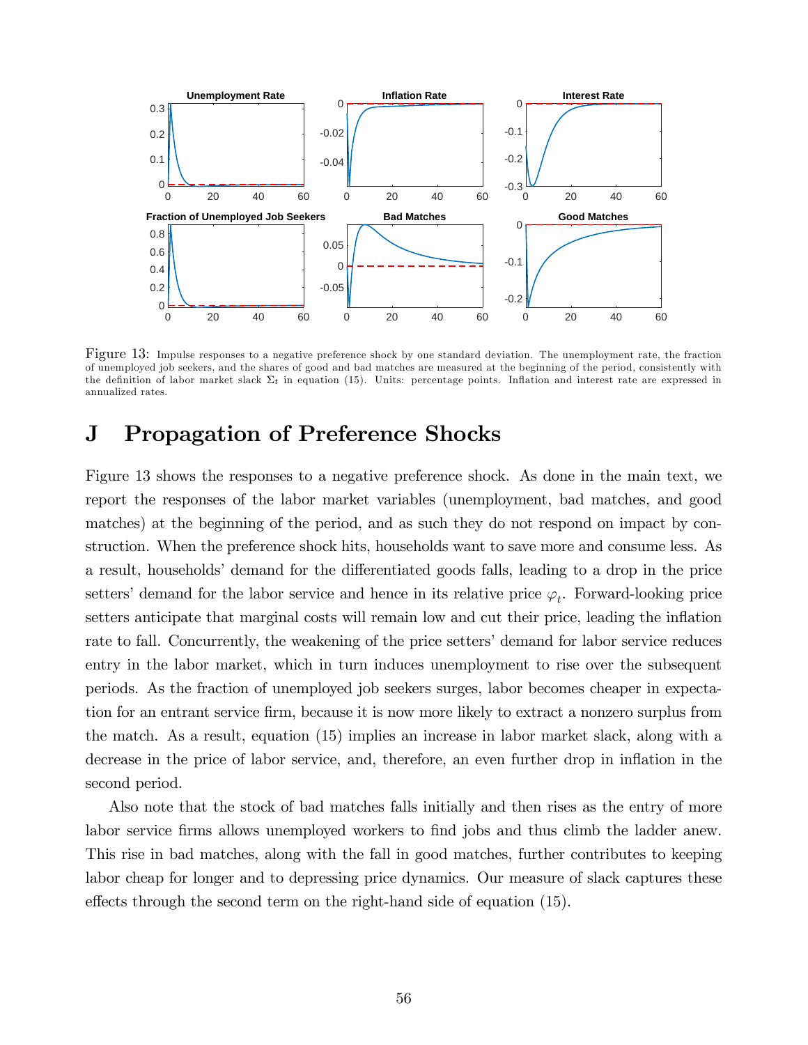Figure 13: Impulse responses to a negative preference shock by one standard deviation. The unemployment rate, the fraction of unemployed job seekers, and the shares of good and bad matches are measured at the beginning of the period, consistently with the definition of labor market slack $\Sigma_t$ in equation (15). Units: percentage points. Inflation and interest rate are expressed in annualized rates.

# J Propagation of Preference Shocks

Figure 13 shows the responses to a negative preference shock. As done in the main text, we report the responses of the labor market variables (unemployment, bad matches, and good matches) at the beginning of the period, and as such they do not respond on impact by construction. When the preference shock hits, households want to save more and consume less. As a result, households' demand for the differentiated goods falls, leading to a drop in the price setters' demand for the labor service and hence in its relative price $\varphi_t$. Forward-looking price setters anticipate that marginal costs will remain low and cut their price, leading the inflation rate to fall. Concurrently, the weakening of the price setters' demand for labor service reduces entry in the labor market, which in turn induces unemployment to rise over the subsequent periods. As the fraction of unemployed job seekers surges, labor becomes cheaper in expectation for an entrant service firm, because it is now more likely to extract a nonzero surplus from the match. As a result, equation (15) implies an increase in labor market slack, along with a decrease in the price of labor service, and, therefore, an even further drop in inflation in the second period.

Also note that the stock of bad matches falls initially and then rises as the entry of more labor service firms allows unemployed workers to find jobs and thus climb the ladder anew. This rise in bad matches, along with the fall in good matches, further contributes to keeping labor cheap for longer and to depressing price dynamics. Our measure of slack captures these effects through the second term on the right-hand side of equation (15).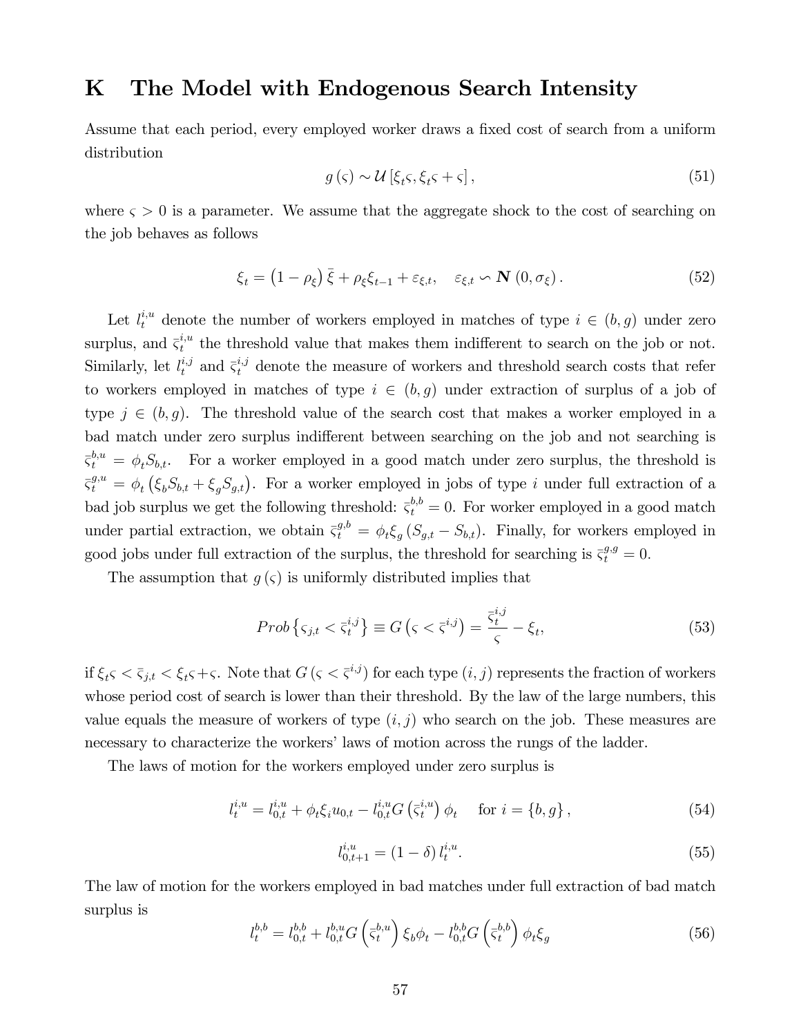# K The Model with Endogenous Search Intensity

Assume that each period, every employed worker draws a fixed cost of search from a uniform distribution

$$g(\varsigma) \sim \mathcal{U}\left[\xi_t \varsigma, \xi_t \varsigma + \varsigma\right], \tag{51}$$

where $\varsigma > 0$ is a parameter. We assume that the aggregate shock to the cost of searching on the job behaves as follows

$$\xi_t = \left(1 - \rho_\xi\right) \bar{\xi} + \rho_\xi \xi_{t-1} + \varepsilon_{\xi,t}, \quad \varepsilon_{\xi,t} \backsim \mathbf{N}\left(0, \sigma_\xi\right). \tag{52}$$

Let $l_t^{i,u}$ denote the number of workers employed in matches of type $i \in (b, g)$ under zero surplus, and $\bar{\varsigma}_t^{i,u}$ the threshold value that makes them indifferent to search on the job or not. Similarly, let $l_t^{i,j}$ and $\bar{\varsigma}_t^{i,j}$ denote the measure of workers and threshold search costs that refer to workers employed in matches of type $i \in (b, g)$ under extraction of surplus of a job of type $j \in (b, g)$. The threshold value of the search cost that makes a worker employed in a bad match under zero surplus indifferent between searching on the job and not searching is $\bar{\varsigma}_t^{b,u} = \phi_t S_{b,t}$. For a worker employed in a good match under zero surplus, the threshold is $\bar{\varsigma}_t^{g,u} = \phi_t \left(\xi_b S_{b,t} + \xi_g S_{g,t}\right)$. For a worker employed in jobs of type $i$ under full extraction of a bad job surplus we get the following threshold: $\bar{\varsigma}_t^{b,b} = 0$. For worker employed in a good match under partial extraction, we obtain $\bar{\varsigma}_t^{g,b} = \phi_t \xi_g \left(S_{g,t} - S_{b,t}\right)$. Finally, for workers employed in good jobs under full extraction of the surplus, the threshold for searching is $\bar{\varsigma}_t^{g,g} = 0$.

The assumption that $g(\varsigma)$ is uniformly distributed implies that

$$Prob\left\{\varsigma_{j,t} < \bar{\varsigma}_t^{i,j}\right\} \equiv G\left(\varsigma < \bar{\varsigma}^{i,j}\right) = \frac{\bar{\varsigma}_t^{i,j}}{\varsigma} - \xi_t, \tag{53}$$

if $\xi_t \varsigma < \bar{\varsigma}_{j,t} < \xi_t \varsigma + \varsigma$. Note that $G\left(\varsigma < \bar{\varsigma}^{i,j}\right)$ for each type $(i, j)$ represents the fraction of workers whose period cost of search is lower than their threshold. By the law of the large numbers, this value equals the measure of workers of type $(i, j)$ who search on the job. These measures are necessary to characterize the workers' laws of motion across the rungs of the ladder.

The laws of motion for the workers employed under zero surplus is

$$l_t^{i,u} = l_{0,t}^{i,u} + \phi_t \xi_i u_{0,t} - l_{0,t}^{i,u} G\left(\bar{\varsigma}_t^{i,u}\right) \phi_t \quad \text{for } i = \{b, g\}, \tag{54}$$

$$l_{0,t+1}^{i,u} = (1 - \delta)\, l_t^{i,u}. \tag{55}$$

The law of motion for the workers employed in bad matches under full extraction of bad match surplus is

$$l_t^{b,b} = l_{0,t}^{b,b} + l_{0,t}^{b,u} G\left(\bar{\varsigma}_t^{b,u}\right) \xi_b \phi_t - l_{0,t}^{b,b} G\left(\bar{\varsigma}_t^{b,b}\right) \phi_t \xi_g \tag{56}$$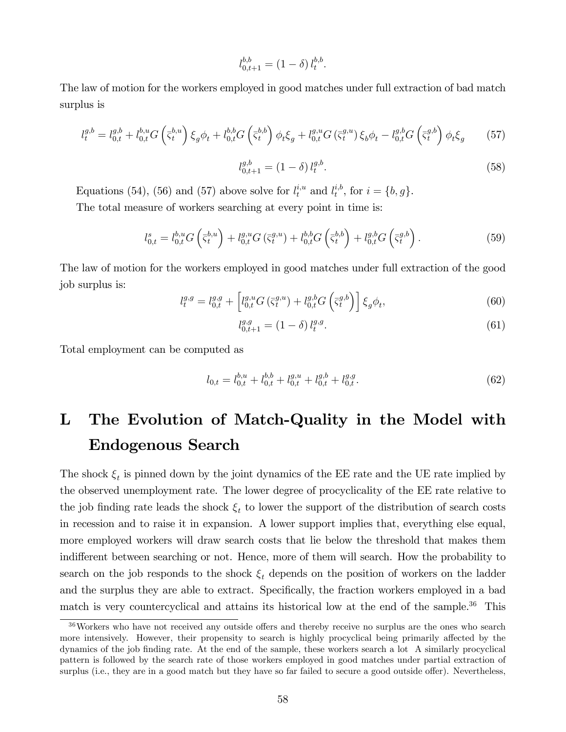$$l_{0,t+1}^{b,b} = (1-\delta)\, l_t^{b,b}.$$

The law of motion for the workers employed in good matches under full extraction of bad match surplus is

$$l_t^{g,b} = l_{0,t}^{g,b} + l_{0,t}^{b,u} G\left(\bar{\varsigma}_t^{b,u}\right)\xi_g \phi_t + l_{0,t}^{b,b} G\left(\bar{\varsigma}_t^{b,b}\right)\phi_t \xi_g + l_{0,t}^{g,u} G\left(\bar{\varsigma}_t^{g,u}\right)\xi_b \phi_t - l_{0,t}^{g,b} G\left(\bar{\varsigma}_t^{g,b}\right)\phi_t \xi_g \tag{57}$$

$$l_{0,t+1}^{g,b} = (1-\delta)\, l_t^{g,b}. \tag{58}$$

Equations (54), (56) and (57) above solve for $l_t^{i,u}$ and $l_t^{i,b}$, for $i = \{b, g\}$.

The total measure of workers searching at every point in time is:

$$l_{0,t}^{s} = l_{0,t}^{b,u} G\left(\bar{\varsigma}_t^{b,u}\right) + l_{0,t}^{g,u} G\left(\bar{\varsigma}_t^{g,u}\right) + l_{0,t}^{b,b} G\left(\bar{\varsigma}_t^{b,b}\right) + l_{0,t}^{g,b} G\left(\bar{\varsigma}_t^{g,b}\right). \tag{59}$$

The law of motion for the workers employed in good matches under full extraction of the good job surplus is:

$$l_t^{g,g} = l_{0,t}^{g,g} + \left[l_{0,t}^{g,u} G\left(\bar{\varsigma}_t^{g,u}\right) + l_{0,t}^{g,b} G\left(\bar{\varsigma}_t^{g,b}\right)\right]\xi_g \phi_t, \tag{60}$$

$$l_{0,t+1}^{g,g} = (1-\delta)\, l_t^{g,g}. \tag{61}$$

Total employment can be computed as

$$l_{0,t} = l_{0,t}^{b,u} + l_{0,t}^{b,b} + l_{0,t}^{g,u} + l_{0,t}^{g,b} + l_{0,t}^{g,g}. \tag{62}$$

# L The Evolution of Match-Quality in the Model with Endogenous Search

The shock $\xi_t$ is pinned down by the joint dynamics of the EE rate and the UE rate implied by the observed unemployment rate. The lower degree of procyclicality of the EE rate relative to the job finding rate leads the shock $\xi_t$ to lower the support of the distribution of search costs in recession and to raise it in expansion. A lower support implies that, everything else equal, more employed workers will draw search costs that lie below the threshold that makes them indifferent between searching or not. Hence, more of them will search. How the probability to search on the job responds to the shock $\xi_t$ depends on the position of workers on the ladder and the surplus they are able to extract. Specifically, the fraction workers employed in a bad match is very countercyclical and attains its historical low at the end of the sample.[36] This

[36] Workers who have not received any outside offers and thereby receive no surplus are the ones who search more intensively. However, their propensity to search is highly procyclical being primarily affected by the dynamics of the job finding rate. At the end of the sample, these workers search a lot A similarly procyclical pattern is followed by the search rate of those workers employed in good matches under partial extraction of surplus (i.e., they are in a good match but they have so far failed to secure a good outside offer). Nevertheless,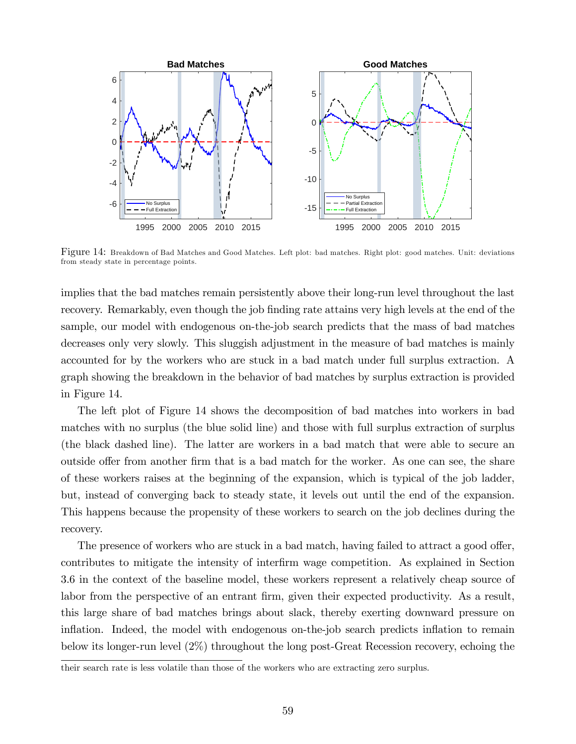Figure 14: Breakdown of Bad Matches and Good Matches. Left plot: bad matches. Right plot: good matches. Unit: deviations from steady state in percentage points.

implies that the bad matches remain persistently above their long-run level throughout the last recovery. Remarkably, even though the job finding rate attains very high levels at the end of the sample, our model with endogenous on-the-job search predicts that the mass of bad matches decreases only very slowly. This sluggish adjustment in the measure of bad matches is mainly accounted for by the workers who are stuck in a bad match under full surplus extraction. A graph showing the breakdown in the behavior of bad matches by surplus extraction is provided in Figure 14.

The left plot of Figure 14 shows the decomposition of bad matches into workers in bad matches with no surplus (the blue solid line) and those with full surplus extraction of surplus (the black dashed line). The latter are workers in a bad match that were able to secure an outside offer from another firm that is a bad match for the worker. As one can see, the share of these workers raises at the beginning of the expansion, which is typical of the job ladder, but, instead of converging back to steady state, it levels out until the end of the expansion. This happens because the propensity of these workers to search on the job declines during the recovery.

The presence of workers who are stuck in a bad match, having failed to attract a good offer, contributes to mitigate the intensity of interfirm wage competition. As explained in Section 3.6 in the context of the baseline model, these workers represent a relatively cheap source of labor from the perspective of an entrant firm, given their expected productivity. As a result, this large share of bad matches brings about slack, thereby exerting downward pressure on inflation. Indeed, the model with endogenous on-the-job search predicts inflation to remain below its longer-run level (2%) throughout the long post-Great Recession recovery, echoing the

their search rate is less volatile than those of the workers who are extracting zero surplus.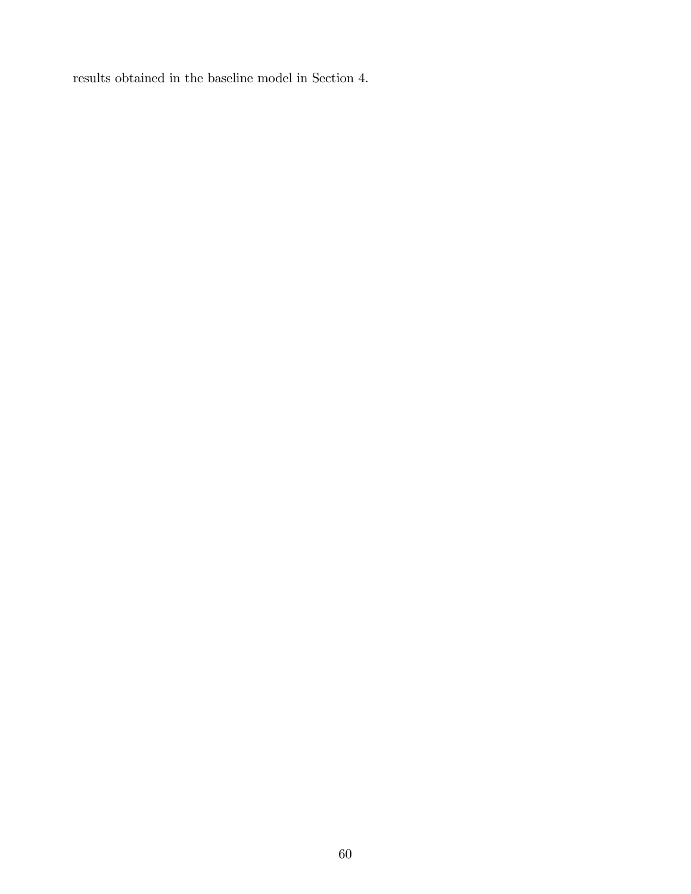results obtained in the baseline model in Section 4.